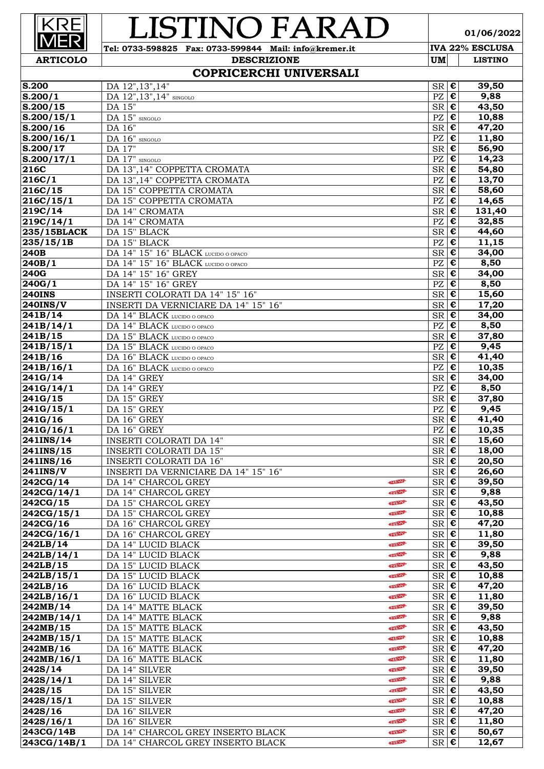# LISTINO FARAD

KRE MER

**Tel: 0733-598825 Fax: 0733-599844 Mail: info@kremer.it**

**01/06/2022**

**IVA 22% ESCLUSA**

| ARTICOLO | DESCRIZIONE | | UM | | LISTINO |
|---|---|---|---|---|---|
| | **COPRICERCHI UNIVERSALI** | | | | |
| **S.200** | DA 12",13",14" | | SR | € | **39,50** |
| **S.200/1** | DA 12",13",14" SINGOLO | | PZ | € | **9,88** |
| **S.200/15** | DA 15" | | SR | € | **43,50** |
| **S.200/15/1** | DA 15" SINGOLO | | PZ | € | **10,88** |
| **S.200/16** | DA 16" | | SR | € | **47,20** |
| **S.200/16/1** | DA 16" SINGOLO | | PZ | € | **11,80** |
| **S.200/17** | DA 17" | | SR | € | **56,90** |
| **S.200/17/1** | DA 17" SINGOLO | | PZ | € | **14,23** |
| **216C** | DA 13",14" COPPETTA CROMATA | | SR | € | **54,80** |
| **216C/1** | DA 13",14" COPPETTA CROMATA | | PZ | € | **13,70** |
| **216C/15** | DA 15" COPPETTA CROMATA | | SR | € | **58,60** |
| **216C/15/1** | DA 15" COPPETTA CROMATA | | PZ | € | **14,65** |
| **219C/14** | DA 14" CROMATA | | SR | € | **131,40** |
| **219C/14/1** | DA 14" CROMATA | | PZ | € | **32,85** |
| **235/15BLACK** | DA 15" BLACK | | SR | € | **44,60** |
| **235/15/1B** | DA 15" BLACK | | PZ | € | **11,15** |
| **240B** | DA 14" 15" 16" BLACK LUCIDO O OPACO | | SR | € | **34,00** |
| **240B/1** | DA 14" 15" 16" BLACK LUCIDO O OPACO | | PZ | € | **8,50** |
| **240G** | DA 14" 15" 16" GREY | | SR | € | **34,00** |
| **240G/1** | DA 14" 15" 16" GREY | | PZ | € | **8,50** |
| **240INS** | INSERTI COLORATI DA 14" 15" 16" | | SR | € | **15,60** |
| **240INS/V** | INSERTI DA VERNICIARE DA 14" 15" 16" | | SR | € | **17,20** |
| **241B/14** | DA 14" BLACK LUCIDO O OPACO | | SR | € | **34,00** |
| **241B/14/1** | DA 14" BLACK LUCIDO O OPACO | | PZ | € | **8,50** |
| **241B/15** | DA 15" BLACK LUCIDO O OPACO | | SR | € | **37,80** |
| **241B/15/1** | DA 15" BLACK LUCIDO O OPACO | | PZ | € | **9,45** |
| **241B/16** | DA 16" BLACK LUCIDO O OPACO | | SR | € | **41,40** |
| **241B/16/1** | DA 16" BLACK LUCIDO O OPACO | | PZ | € | **10,35** |
| **241G/14** | DA 14" GREY | | SR | € | **34,00** |
| **241G/14/1** | DA 14" GREY | | PZ | € | **8,50** |
| **241G/15** | DA 15" GREY | | SR | € | **37,80** |
| **241G/15/1** | DA 15" GREY | | PZ | € | **9,45** |
| **241G/16** | DA 16" GREY | | SR | € | **41,40** |
| **241G/16/1** | DA 16" GREY | | PZ | € | **10,35** |
| **241INS/14** | INSERTI COLORATI DA 14" | | SR | € | **15,60** |
| **241INS/15** | INSERTI COLORATI DA 15" | | SR | € | **18,00** |
| **241INS/16** | INSERTI COLORATI DA 16" | | SR | € | **20,50** |
| **241INS/V** | INSERTI DA VERNICIARE DA 14" 15" 16" | | SR | € | **26,60** |
| **242CG/14** | DA 14" CHARCOL GREY | NEW | SR | € | **39,50** |
| **242CG/14/1** | DA 14" CHARCOL GREY | NEW | SR | € | **9,88** |
| **242CG/15** | DA 15" CHARCOL GREY | NEW | SR | € | **43,50** |
| **242CG/15/1** | DA 15" CHARCOL GREY | NEW | SR | € | **10,88** |
| **242CG/16** | DA 16" CHARCOL GREY | NEW | SR | € | **47,20** |
| **242CG/16/1** | DA 16" CHARCOL GREY | NEW | SR | € | **11,80** |
| **242LB/14** | DA 14" LUCID BLACK | NEW | SR | € | **39,50** |
| **242LB/14/1** | DA 14" LUCID BLACK | NEW | SR | € | **9,88** |
| **242LB/15** | DA 15" LUCID BLACK | NEW | SR | € | **43,50** |
| **242LB/15/1** | DA 15" LUCID BLACK | NEW | SR | € | **10,88** |
| **242LB/16** | DA 16" LUCID BLACK | NEW | SR | € | **47,20** |
| **242LB/16/1** | DA 16" LUCID BLACK | NEW | SR | € | **11,80** |
| **242MB/14** | DA 14" MATTE BLACK | NEW | SR | € | **39,50** |
| **242MB/14/1** | DA 14" MATTE BLACK | NEW | SR | € | **9,88** |
| **242MB/15** | DA 15" MATTE BLACK | NEW | SR | € | **43,50** |
| **242MB/15/1** | DA 15" MATTE BLACK | NEW | SR | € | **10,88** |
| **242MB/16** | DA 16" MATTE BLACK | NEW | SR | € | **47,20** |
| **242MB/16/1** | DA 16" MATTE BLACK | NEW | SR | € | **11,80** |
| **242S/14** | DA 14" SILVER | NEW | SR | € | **39,50** |
| **242S/14/1** | DA 14" SILVER | NEW | SR | € | **9,88** |
| **242S/15** | DA 15" SILVER | NEW | SR | € | **43,50** |
| **242S/15/1** | DA 15" SILVER | NEW | SR | € | **10,88** |
| **242S/16** | DA 16" SILVER | NEW | SR | € | **47,20** |
| **242S/16/1** | DA 16" SILVER | NEW | SR | € | **11,80** |
| **243CG/14B** | DA 14" CHARCOL GREY INSERTO BLACK | NEW | SR | € | **50,67** |
| **243CG/14B/1** | DA 14" CHARCOL GREY INSERTO BLACK | NEW | SR | € | **12,67** |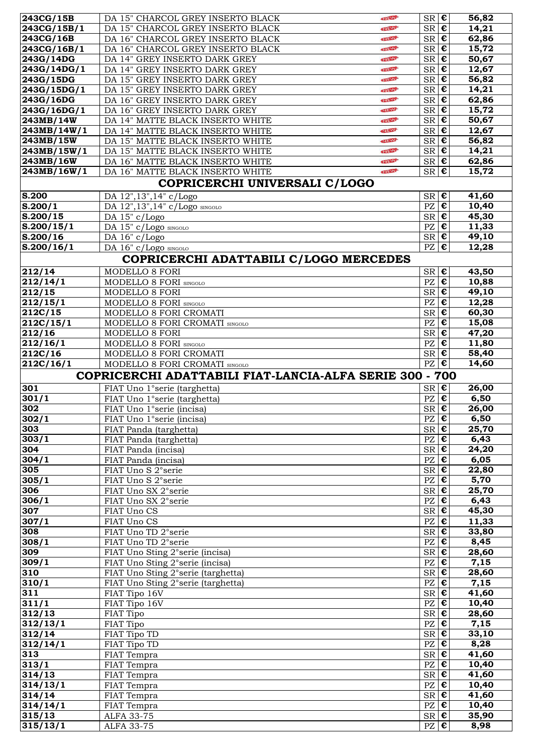| | | | | |
|---|---|---|---|---|
| **243CG/15B** | DA 15" CHARCOL GREY INSERTO BLACK NEW | SR | € | **56,82** |
| **243CG/15B/1** | DA 15" CHARCOL GREY INSERTO BLACK NEW | SR | € | **14,21** |
| **243CG/16B** | DA 16" CHARCOL GREY INSERTO BLACK NEW | SR | € | **62,86** |
| **243CG/16B/1** | DA 16" CHARCOL GREY INSERTO BLACK NEW | SR | € | **15,72** |
| **243G/14DG** | DA 14" GREY INSERTO DARK GREY NEW | SR | € | **50,67** |
| **243G/14DG/1** | DA 14" GREY INSERTO DARK GREY NEW | SR | € | **12,67** |
| **243G/15DG** | DA 15" GREY INSERTO DARK GREY NEW | SR | € | **56,82** |
| **243G/15DG/1** | DA 15" GREY INSERTO DARK GREY NEW | SR | € | **14,21** |
| **243G/16DG** | DA 16" GREY INSERTO DARK GREY NEW | SR | € | **62,86** |
| **243G/16DG/1** | DA 16" GREY INSERTO DARK GREY NEW | SR | € | **15,72** |
| **243MB/14W** | DA 14" MATTE BLACK INSERTO WHITE NEW | SR | € | **50,67** |
| **243MB/14W/1** | DA 14" MATTE BLACK INSERTO WHITE NEW | SR | € | **12,67** |
| **243MB/15W** | DA 15" MATTE BLACK INSERTO WHITE NEW | SR | € | **56,82** |
| **243MB/15W/1** | DA 15" MATTE BLACK INSERTO WHITE NEW | SR | € | **14,21** |
| **243MB/16W** | DA 16" MATTE BLACK INSERTO WHITE NEW | SR | € | **62,86** |
| **243MB/16W/1** | DA 16" MATTE BLACK INSERTO WHITE NEW | SR | € | **15,72** |
| | **COPRICERCHI UNIVERSALI C/LOGO** | | | |
| **S.200** | DA 12",13",14" c/Logo | SR | € | **41,60** |
| **S.200/1** | DA 12",13",14" c/Logo SINGOLO | PZ | € | **10,40** |
| **S.200/15** | DA 15" c/Logo | SR | € | **45,30** |
| **S.200/15/1** | DA 15" c/Logo SINGOLO | PZ | € | **11,33** |
| **S.200/16** | DA 16" c/Logo | SR | € | **49,10** |
| **S.200/16/1** | DA 16" c/Logo SINGOLO | PZ | € | **12,28** |
| | **COPRICERCHI ADATTABILI C/LOGO MERCEDES** | | | |
| **212/14** | MODELLO 8 FORI | SR | € | **43,50** |
| **212/14/1** | MODELLO 8 FORI SINGOLO | PZ | € | **10,88** |
| **212/15** | MODELLO 8 FORI | SR | € | **49,10** |
| **212/15/1** | MODELLO 8 FORI SINGOLO | PZ | € | **12,28** |
| **212C/15** | MODELLO 8 FORI CROMATI | SR | € | **60,30** |
| **212C/15/1** | MODELLO 8 FORI CROMATI SINGOLO | PZ | € | **15,08** |
| **212/16** | MODELLO 8 FORI | SR | € | **47,20** |
| **212/16/1** | MODELLO 8 FORI SINGOLO | PZ | € | **11,80** |
| **212C/16** | MODELLO 8 FORI CROMATI | SR | € | **58,40** |
| **212C/16/1** | MODELLO 8 FORI CROMATI SINGOLO | PZ | € | **14,60** |
| | **COPRICERCHI ADATTABILI FIAT-LANCIA-ALFA SERIE 300 - 700** | | | |
| **301** | FIAT Uno 1°serie (targhetta) | SR | € | **26,00** |
| **301/1** | FIAT Uno 1°serie (targhetta) | PZ | € | **6,50** |
| **302** | FIAT Uno 1°serie (incisa) | SR | € | **26,00** |
| **302/1** | FIAT Uno 1°serie (incisa) | PZ | € | **6,50** |
| **303** | FIAT Panda (targhetta) | SR | € | **25,70** |
| **303/1** | FIAT Panda (targhetta) | PZ | € | **6,43** |
| **304** | FIAT Panda (incisa) | SR | € | **24,20** |
| **304/1** | FIAT Panda (incisa) | PZ | € | **6,05** |
| **305** | FIAT Uno S 2°serie | SR | € | **22,80** |
| **305/1** | FIAT Uno S 2°serie | PZ | € | **5,70** |
| **306** | FIAT Uno SX 2°serie | SR | € | **25,70** |
| **306/1** | FIAT Uno SX 2°serie | PZ | € | **6,43** |
| **307** | FIAT Uno CS | SR | € | **45,30** |
| **307/1** | FIAT Uno CS | PZ | € | **11,33** |
| **308** | FIAT Uno TD 2°serie | SR | € | **33,80** |
| **308/1** | FIAT Uno TD 2°serie | PZ | € | **8,45** |
| **309** | FIAT Uno Sting 2°serie (incisa) | SR | € | **28,60** |
| **309/1** | FIAT Uno Sting 2°serie (incisa) | PZ | € | **7,15** |
| **310** | FIAT Uno Sting 2°serie (targhetta) | SR | € | **28,60** |
| **310/1** | FIAT Uno Sting 2°serie (targhetta) | PZ | € | **7,15** |
| **311** | FIAT Tipo 16V | SR | € | **41,60** |
| **311/1** | FIAT Tipo 16V | PZ | € | **10,40** |
| **312/13** | FIAT Tipo | SR | € | **28,60** |
| **312/13/1** | FIAT Tipo | PZ | € | **7,15** |
| **312/14** | FIAT Tipo TD | SR | € | **33,10** |
| **312/14/1** | FIAT Tipo TD | PZ | € | **8,28** |
| **313** | FIAT Tempra | SR | € | **41,60** |
| **313/1** | FIAT Tempra | PZ | € | **10,40** |
| **314/13** | FIAT Tempra | SR | € | **41,60** |
| **314/13/1** | FIAT Tempra | PZ | € | **10,40** |
| **314/14** | FIAT Tempra | SR | € | **41,60** |
| **314/14/1** | FIAT Tempra | PZ | € | **10,40** |
| **315/13** | ALFA 33-75 | SR | € | **35,90** |
| **315/13/1** | ALFA 33-75 | PZ | € | **8,98** |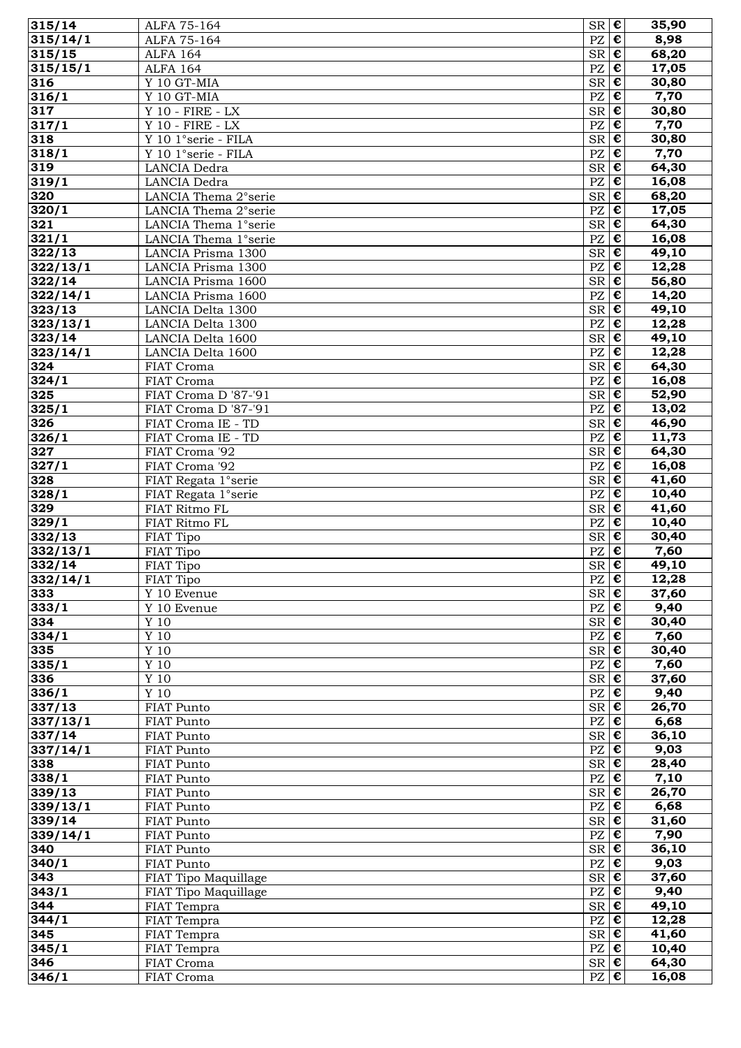| | | | | |
|---|---|---|---|---|
| **315/14** | ALFA 75-164 | SR | **€** | **35,90** |
| **315/14/1** | ALFA 75-164 | PZ | **€** | **8,98** |
| **315/15** | ALFA 164 | SR | **€** | **68,20** |
| **315/15/1** | ALFA 164 | PZ | **€** | **17,05** |
| **316** | Y 10 GT-MIA | SR | **€** | **30,80** |
| **316/1** | Y 10 GT-MIA | PZ | **€** | **7,70** |
| **317** | Y 10 - FIRE - LX | SR | **€** | **30,80** |
| **317/1** | Y 10 - FIRE - LX | PZ | **€** | **7,70** |
| **318** | Y 10 1°serie - FILA | SR | **€** | **30,80** |
| **318/1** | Y 10 1°serie - FILA | PZ | **€** | **7,70** |
| **319** | LANCIA Dedra | SR | **€** | **64,30** |
| **319/1** | LANCIA Dedra | PZ | **€** | **16,08** |
| **320** | LANCIA Thema 2°serie | SR | **€** | **68,20** |
| **320/1** | LANCIA Thema 2°serie | PZ | **€** | **17,05** |
| **321** | LANCIA Thema 1°serie | SR | **€** | **64,30** |
| **321/1** | LANCIA Thema 1°serie | PZ | **€** | **16,08** |
| **322/13** | LANCIA Prisma 1300 | SR | **€** | **49,10** |
| **322/13/1** | LANCIA Prisma 1300 | PZ | **€** | **12,28** |
| **322/14** | LANCIA Prisma 1600 | SR | **€** | **56,80** |
| **322/14/1** | LANCIA Prisma 1600 | PZ | **€** | **14,20** |
| **323/13** | LANCIA Delta 1300 | SR | **€** | **49,10** |
| **323/13/1** | LANCIA Delta 1300 | PZ | **€** | **12,28** |
| **323/14** | LANCIA Delta 1600 | SR | **€** | **49,10** |
| **323/14/1** | LANCIA Delta 1600 | PZ | **€** | **12,28** |
| **324** | FIAT Croma | SR | **€** | **64,30** |
| **324/1** | FIAT Croma | PZ | **€** | **16,08** |
| **325** | FIAT Croma D '87-'91 | SR | **€** | **52,90** |
| **325/1** | FIAT Croma D '87-'91 | PZ | **€** | **13,02** |
| **326** | FIAT Croma IE - TD | SR | **€** | **46,90** |
| **326/1** | FIAT Croma IE - TD | PZ | **€** | **11,73** |
| **327** | FIAT Croma '92 | SR | **€** | **64,30** |
| **327/1** | FIAT Croma '92 | PZ | **€** | **16,08** |
| **328** | FIAT Regata 1°serie | SR | **€** | **41,60** |
| **328/1** | FIAT Regata 1°serie | PZ | **€** | **10,40** |
| **329** | FIAT Ritmo FL | SR | **€** | **41,60** |
| **329/1** | FIAT Ritmo FL | PZ | **€** | **10,40** |
| **332/13** | FIAT Tipo | SR | **€** | **30,40** |
| **332/13/1** | FIAT Tipo | PZ | **€** | **7,60** |
| **332/14** | FIAT Tipo | SR | **€** | **49,10** |
| **332/14/1** | FIAT Tipo | PZ | **€** | **12,28** |
| **333** | Y 10 Evenue | SR | **€** | **37,60** |
| **333/1** | Y 10 Evenue | PZ | **€** | **9,40** |
| **334** | Y 10 | SR | **€** | **30,40** |
| **334/1** | Y 10 | PZ | **€** | **7,60** |
| **335** | Y 10 | SR | **€** | **30,40** |
| **335/1** | Y 10 | PZ | **€** | **7,60** |
| **336** | Y 10 | SR | **€** | **37,60** |
| **336/1** | Y 10 | PZ | **€** | **9,40** |
| **337/13** | FIAT Punto | SR | **€** | **26,70** |
| **337/13/1** | FIAT Punto | PZ | **€** | **6,68** |
| **337/14** | FIAT Punto | SR | **€** | **36,10** |
| **337/14/1** | FIAT Punto | PZ | **€** | **9,03** |
| **338** | FIAT Punto | SR | **€** | **28,40** |
| **338/1** | FIAT Punto | PZ | **€** | **7,10** |
| **339/13** | FIAT Punto | SR | **€** | **26,70** |
| **339/13/1** | FIAT Punto | PZ | **€** | **6,68** |
| **339/14** | FIAT Punto | SR | **€** | **31,60** |
| **339/14/1** | FIAT Punto | PZ | **€** | **7,90** |
| **340** | FIAT Punto | SR | **€** | **36,10** |
| **340/1** | FIAT Punto | PZ | **€** | **9,03** |
| **343** | FIAT Tipo Maquillage | SR | **€** | **37,60** |
| **343/1** | FIAT Tipo Maquillage | PZ | **€** | **9,40** |
| **344** | FIAT Tempra | SR | **€** | **49,10** |
| **344/1** | FIAT Tempra | PZ | **€** | **12,28** |
| **345** | FIAT Tempra | SR | **€** | **41,60** |
| **345/1** | FIAT Tempra | PZ | **€** | **10,40** |
| **346** | FIAT Croma | SR | **€** | **64,30** |
| **346/1** | FIAT Croma | PZ | **€** | **16,08** |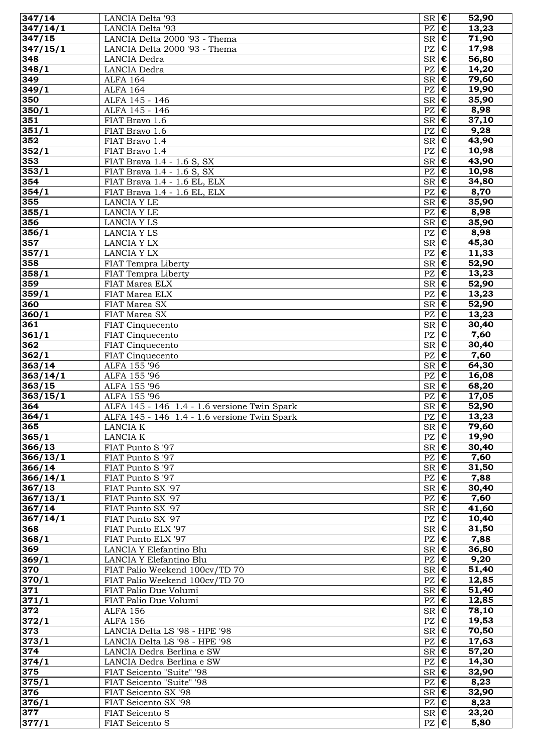| 347/14 | LANCIA Delta '93 | SR | € | 52,90 |
|---|---|---|---|---|
| 347/14/1 | LANCIA Delta '93 | PZ | € | 13,23 |
| 347/15 | LANCIA Delta 2000 '93 - Thema | SR | € | 71,90 |
| 347/15/1 | LANCIA Delta 2000 '93 - Thema | PZ | € | 17,98 |
| 348 | LANCIA Dedra | SR | € | 56,80 |
| 348/1 | LANCIA Dedra | PZ | € | 14,20 |
| 349 | ALFA 164 | SR | € | 79,60 |
| 349/1 | ALFA 164 | PZ | € | 19,90 |
| 350 | ALFA 145 - 146 | SR | € | 35,90 |
| 350/1 | ALFA 145 - 146 | PZ | € | 8,98 |
| 351 | FIAT Bravo 1.6 | SR | € | 37,10 |
| 351/1 | FIAT Bravo 1.6 | PZ | € | 9,28 |
| 352 | FIAT Bravo 1.4 | SR | € | 43,90 |
| 352/1 | FIAT Bravo 1.4 | PZ | € | 10,98 |
| 353 | FIAT Brava 1.4 - 1.6 S, SX | SR | € | 43,90 |
| 353/1 | FIAT Brava 1.4 - 1.6 S, SX | PZ | € | 10,98 |
| 354 | FIAT Brava 1.4 - 1.6 EL, ELX | SR | € | 34,80 |
| 354/1 | FIAT Brava 1.4 - 1.6 EL, ELX | PZ | € | 8,70 |
| 355 | LANCIA Y LE | SR | € | 35,90 |
| 355/1 | LANCIA Y LE | PZ | € | 8,98 |
| 356 | LANCIA Y LS | SR | € | 35,90 |
| 356/1 | LANCIA Y LS | PZ | € | 8,98 |
| 357 | LANCIA Y LX | SR | € | 45,30 |
| 357/1 | LANCIA Y LX | PZ | € | 11,33 |
| 358 | FIAT Tempra Liberty | SR | € | 52,90 |
| 358/1 | FIAT Tempra Liberty | PZ | € | 13,23 |
| 359 | FIAT Marea ELX | SR | € | 52,90 |
| 359/1 | FIAT Marea ELX | PZ | € | 13,23 |
| 360 | FIAT Marea SX | SR | € | 52,90 |
| 360/1 | FIAT Marea SX | PZ | € | 13,23 |
| 361 | FIAT Cinquecento | SR | € | 30,40 |
| 361/1 | FIAT Cinquecento | PZ | € | 7,60 |
| 362 | FIAT Cinquecento | SR | € | 30,40 |
| 362/1 | FIAT Cinquecento | PZ | € | 7,60 |
| 363/14 | ALFA 155 '96 | SR | € | 64,30 |
| 363/14/1 | ALFA 155 '96 | PZ | € | 16,08 |
| 363/15 | ALFA 155 '96 | SR | € | 68,20 |
| 363/15/1 | ALFA 155 '96 | PZ | € | 17,05 |
| 364 | ALFA 145 - 146 1.4 - 1.6 versione Twin Spark | SR | € | 52,90 |
| 364/1 | ALFA 145 - 146 1.4 - 1.6 versione Twin Spark | PZ | € | 13,23 |
| 365 | LANCIA K | SR | € | 79,60 |
| 365/1 | LANCIA K | PZ | € | 19,90 |
| 366/13 | FIAT Punto S '97 | SR | € | 30,40 |
| 366/13/1 | FIAT Punto S '97 | PZ | € | 7,60 |
| 366/14 | FIAT Punto S '97 | SR | € | 31,50 |
| 366/14/1 | FIAT Punto S '97 | PZ | € | 7,88 |
| 367/13 | FIAT Punto SX '97 | SR | € | 30,40 |
| 367/13/1 | FIAT Punto SX '97 | PZ | € | 7,60 |
| 367/14 | FIAT Punto SX '97 | SR | € | 41,60 |
| 367/14/1 | FIAT Punto SX '97 | PZ | € | 10,40 |
| 368 | FIAT Punto ELX '97 | SR | € | 31,50 |
| 368/1 | FIAT Punto ELX '97 | PZ | € | 7,88 |
| 369 | LANCIA Y Elefantino Blu | SR | € | 36,80 |
| 369/1 | LANCIA Y Elefantino Blu | PZ | € | 9,20 |
| 370 | FIAT Palio Weekend 100cv/TD 70 | SR | € | 51,40 |
| 370/1 | FIAT Palio Weekend 100cv/TD 70 | PZ | € | 12,85 |
| 371 | FIAT Palio Due Volumi | SR | € | 51,40 |
| 371/1 | FIAT Palio Due Volumi | PZ | € | 12,85 |
| 372 | ALFA 156 | SR | € | 78,10 |
| 372/1 | ALFA 156 | PZ | € | 19,53 |
| 373 | LANCIA Delta LS '98 - HPE '98 | SR | € | 70,50 |
| 373/1 | LANCIA Delta LS '98 - HPE '98 | PZ | € | 17,63 |
| 374 | LANCIA Dedra Berlina e SW | SR | € | 57,20 |
| 374/1 | LANCIA Dedra Berlina e SW | PZ | € | 14,30 |
| 375 | FIAT Seicento "Suite" '98 | SR | € | 32,90 |
| 375/1 | FIAT Seicento "Suite" '98 | PZ | € | 8,23 |
| 376 | FIAT Seicento SX '98 | SR | € | 32,90 |
| 376/1 | FIAT Seicento SX '98 | PZ | € | 8,23 |
| 377 | FIAT Seicento S | SR | € | 23,20 |
| 377/1 | FIAT Seicento S | PZ | € | 5,80 |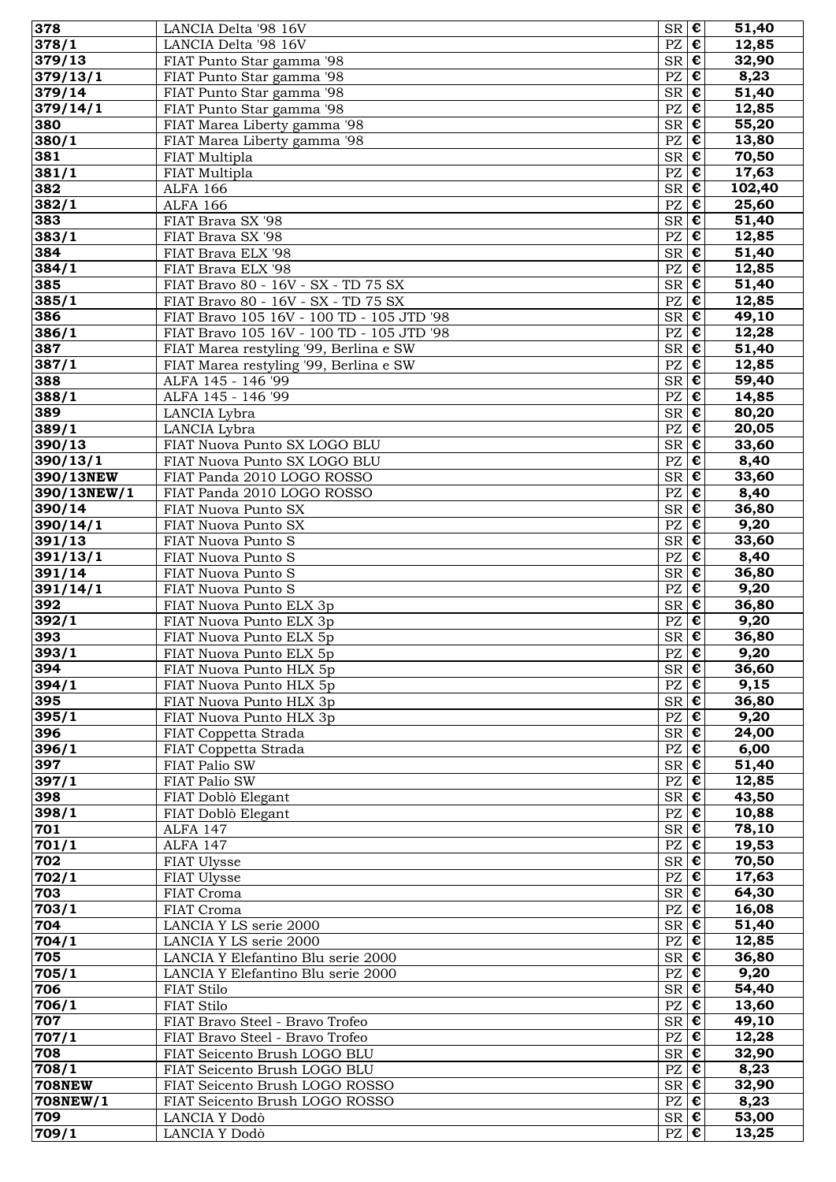| | | | | |
|---|---|---|---|---|
| **378** | LANCIA Delta '98 16V | SR | € | **51,40** |
| **378/1** | LANCIA Delta '98 16V | PZ | € | **12,85** |
| **379/13** | FIAT Punto Star gamma '98 | SR | € | **32,90** |
| **379/13/1** | FIAT Punto Star gamma '98 | PZ | € | **8,23** |
| **379/14** | FIAT Punto Star gamma '98 | SR | € | **51,40** |
| **379/14/1** | FIAT Punto Star gamma '98 | PZ | € | **12,85** |
| **380** | FIAT Marea Liberty gamma '98 | SR | € | **55,20** |
| **380/1** | FIAT Marea Liberty gamma '98 | PZ | € | **13,80** |
| **381** | FIAT Multipla | SR | € | **70,50** |
| **381/1** | FIAT Multipla | PZ | € | **17,63** |
| **382** | ALFA 166 | SR | € | **102,40** |
| **382/1** | ALFA 166 | PZ | € | **25,60** |
| **383** | FIAT Brava SX '98 | SR | € | **51,40** |
| **383/1** | FIAT Brava SX '98 | PZ | € | **12,85** |
| **384** | FIAT Brava ELX '98 | SR | € | **51,40** |
| **384/1** | FIAT Brava ELX '98 | PZ | € | **12,85** |
| **385** | FIAT Bravo 80 - 16V - SX - TD 75 SX | SR | € | **51,40** |
| **385/1** | FIAT Bravo 80 - 16V - SX - TD 75 SX | PZ | € | **12,85** |
| **386** | FIAT Bravo 105 16V - 100 TD - 105 JTD '98 | SR | € | **49,10** |
| **386/1** | FIAT Bravo 105 16V - 100 TD - 105 JTD '98 | PZ | € | **12,28** |
| **387** | FIAT Marea restyling '99, Berlina e SW | SR | € | **51,40** |
| **387/1** | FIAT Marea restyling '99, Berlina e SW | PZ | € | **12,85** |
| **388** | ALFA 145 - 146 '99 | SR | € | **59,40** |
| **388/1** | ALFA 145 - 146 '99 | PZ | € | **14,85** |
| **389** | LANCIA Lybra | SR | € | **80,20** |
| **389/1** | LANCIA Lybra | PZ | € | **20,05** |
| **390/13** | FIAT Nuova Punto SX LOGO BLU | SR | € | **33,60** |
| **390/13/1** | FIAT Nuova Punto SX LOGO BLU | PZ | € | **8,40** |
| **390/13NEW** | FIAT Panda 2010 LOGO ROSSO | SR | € | **33,60** |
| **390/13NEW/1** | FIAT Panda 2010 LOGO ROSSO | PZ | € | **8,40** |
| **390/14** | FIAT Nuova Punto SX | SR | € | **36,80** |
| **390/14/1** | FIAT Nuova Punto SX | PZ | € | **9,20** |
| **391/13** | FIAT Nuova Punto S | SR | € | **33,60** |
| **391/13/1** | FIAT Nuova Punto S | PZ | € | **8,40** |
| **391/14** | FIAT Nuova Punto S | SR | € | **36,80** |
| **391/14/1** | FIAT Nuova Punto S | PZ | € | **9,20** |
| **392** | FIAT Nuova Punto ELX 3p | SR | € | **36,80** |
| **392/1** | FIAT Nuova Punto ELX 3p | PZ | € | **9,20** |
| **393** | FIAT Nuova Punto ELX 5p | SR | € | **36,80** |
| **393/1** | FIAT Nuova Punto ELX 5p | PZ | € | **9,20** |
| **394** | FIAT Nuova Punto HLX 5p | SR | € | **36,60** |
| **394/1** | FIAT Nuova Punto HLX 5p | PZ | € | **9,15** |
| **395** | FIAT Nuova Punto HLX 3p | SR | € | **36,80** |
| **395/1** | FIAT Nuova Punto HLX 3p | PZ | € | **9,20** |
| **396** | FIAT Coppetta Strada | SR | € | **24,00** |
| **396/1** | FIAT Coppetta Strada | PZ | € | **6,00** |
| **397** | FIAT Palio SW | SR | € | **51,40** |
| **397/1** | FIAT Palio SW | PZ | € | **12,85** |
| **398** | FIAT Doblò Elegant | SR | € | **43,50** |
| **398/1** | FIAT Doblò Elegant | PZ | € | **10,88** |
| **701** | ALFA 147 | SR | € | **78,10** |
| **701/1** | ALFA 147 | PZ | € | **19,53** |
| **702** | FIAT Ulysse | SR | € | **70,50** |
| **702/1** | FIAT Ulysse | PZ | € | **17,63** |
| **703** | FIAT Croma | SR | € | **64,30** |
| **703/1** | FIAT Croma | PZ | € | **16,08** |
| **704** | LANCIA Y LS serie 2000 | SR | € | **51,40** |
| **704/1** | LANCIA Y LS serie 2000 | PZ | € | **12,85** |
| **705** | LANCIA Y Elefantino Blu serie 2000 | SR | € | **36,80** |
| **705/1** | LANCIA Y Elefantino Blu serie 2000 | PZ | € | **9,20** |
| **706** | FIAT Stilo | SR | € | **54,40** |
| **706/1** | FIAT Stilo | PZ | € | **13,60** |
| **707** | FIAT Bravo Steel - Bravo Trofeo | SR | € | **49,10** |
| **707/1** | FIAT Bravo Steel - Bravo Trofeo | PZ | € | **12,28** |
| **708** | FIAT Seicento Brush LOGO BLU | SR | € | **32,90** |
| **708/1** | FIAT Seicento Brush LOGO BLU | PZ | € | **8,23** |
| **708NEW** | FIAT Seicento Brush LOGO ROSSO | SR | € | **32,90** |
| **708NEW/1** | FIAT Seicento Brush LOGO ROSSO | PZ | € | **8,23** |
| **709** | LANCIA Y Dodò | SR | € | **53,00** |
| **709/1** | LANCIA Y Dodò | PZ | € | **13,25** |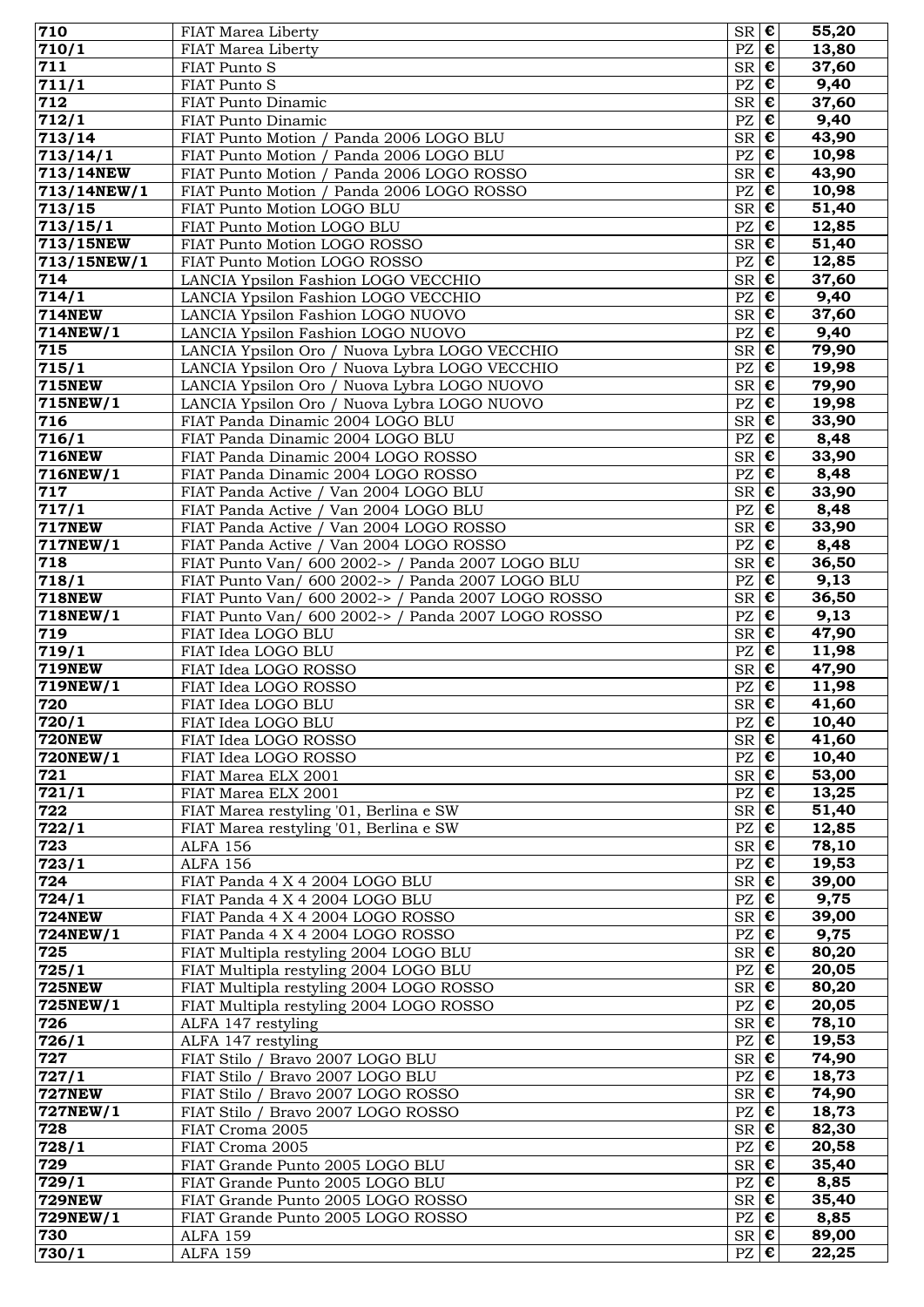| | | | | |
|---|---|---|---|---|
| **710** | FIAT Marea Liberty | SR | € | **55,20** |
| **710/1** | FIAT Marea Liberty | PZ | € | **13,80** |
| **711** | FIAT Punto S | SR | € | **37,60** |
| **711/1** | FIAT Punto S | PZ | € | **9,40** |
| **712** | FIAT Punto Dinamic | SR | € | **37,60** |
| **712/1** | FIAT Punto Dinamic | PZ | € | **9,40** |
| **713/14** | FIAT Punto Motion / Panda 2006 LOGO BLU | SR | € | **43,90** |
| **713/14/1** | FIAT Punto Motion / Panda 2006 LOGO BLU | PZ | € | **10,98** |
| **713/14NEW** | FIAT Punto Motion / Panda 2006 LOGO ROSSO | SR | € | **43,90** |
| **713/14NEW/1** | FIAT Punto Motion / Panda 2006 LOGO ROSSO | PZ | € | **10,98** |
| **713/15** | FIAT Punto Motion LOGO BLU | SR | € | **51,40** |
| **713/15/1** | FIAT Punto Motion LOGO BLU | PZ | € | **12,85** |
| **713/15NEW** | FIAT Punto Motion LOGO ROSSO | SR | € | **51,40** |
| **713/15NEW/1** | FIAT Punto Motion LOGO ROSSO | PZ | € | **12,85** |
| **714** | LANCIA Ypsilon Fashion LOGO VECCHIO | SR | € | **37,60** |
| **714/1** | LANCIA Ypsilon Fashion LOGO VECCHIO | PZ | € | **9,40** |
| **714NEW** | LANCIA Ypsilon Fashion LOGO NUOVO | SR | € | **37,60** |
| **714NEW/1** | LANCIA Ypsilon Fashion LOGO NUOVO | PZ | € | **9,40** |
| **715** | LANCIA Ypsilon Oro / Nuova Lybra LOGO VECCHIO | SR | € | **79,90** |
| **715/1** | LANCIA Ypsilon Oro / Nuova Lybra LOGO VECCHIO | PZ | € | **19,98** |
| **715NEW** | LANCIA Ypsilon Oro / Nuova Lybra LOGO NUOVO | SR | € | **79,90** |
| **715NEW/1** | LANCIA Ypsilon Oro / Nuova Lybra LOGO NUOVO | PZ | € | **19,98** |
| **716** | FIAT Panda Dinamic 2004 LOGO BLU | SR | € | **33,90** |
| **716/1** | FIAT Panda Dinamic 2004 LOGO BLU | PZ | € | **8,48** |
| **716NEW** | FIAT Panda Dinamic 2004 LOGO ROSSO | SR | € | **33,90** |
| **716NEW/1** | FIAT Panda Dinamic 2004 LOGO ROSSO | PZ | € | **8,48** |
| **717** | FIAT Panda Active / Van 2004 LOGO BLU | SR | € | **33,90** |
| **717/1** | FIAT Panda Active / Van 2004 LOGO BLU | PZ | € | **8,48** |
| **717NEW** | FIAT Panda Active / Van 2004 LOGO ROSSO | SR | € | **33,90** |
| **717NEW/1** | FIAT Panda Active / Van 2004 LOGO ROSSO | PZ | € | **8,48** |
| **718** | FIAT Punto Van/ 600 2002-> / Panda 2007 LOGO BLU | SR | € | **36,50** |
| **718/1** | FIAT Punto Van/ 600 2002-> / Panda 2007 LOGO BLU | PZ | € | **9,13** |
| **718NEW** | FIAT Punto Van/ 600 2002-> / Panda 2007 LOGO ROSSO | SR | € | **36,50** |
| **718NEW/1** | FIAT Punto Van/ 600 2002-> / Panda 2007 LOGO ROSSO | PZ | € | **9,13** |
| **719** | FIAT Idea LOGO BLU | SR | € | **47,90** |
| **719/1** | FIAT Idea LOGO BLU | PZ | € | **11,98** |
| **719NEW** | FIAT Idea LOGO ROSSO | SR | € | **47,90** |
| **719NEW/1** | FIAT Idea LOGO ROSSO | PZ | € | **11,98** |
| **720** | FIAT Idea LOGO BLU | SR | € | **41,60** |
| **720/1** | FIAT Idea LOGO BLU | PZ | € | **10,40** |
| **720NEW** | FIAT Idea LOGO ROSSO | SR | € | **41,60** |
| **720NEW/1** | FIAT Idea LOGO ROSSO | PZ | € | **10,40** |
| **721** | FIAT Marea ELX 2001 | SR | € | **53,00** |
| **721/1** | FIAT Marea ELX 2001 | PZ | € | **13,25** |
| **722** | FIAT Marea restyling '01, Berlina e SW | SR | € | **51,40** |
| **722/1** | FIAT Marea restyling '01, Berlina e SW | PZ | € | **12,85** |
| **723** | ALFA 156 | SR | € | **78,10** |
| **723/1** | ALFA 156 | PZ | € | **19,53** |
| **724** | FIAT Panda 4 X 4 2004 LOGO BLU | SR | € | **39,00** |
| **724/1** | FIAT Panda 4 X 4 2004 LOGO BLU | PZ | € | **9,75** |
| **724NEW** | FIAT Panda 4 X 4 2004 LOGO ROSSO | SR | € | **39,00** |
| **724NEW/1** | FIAT Panda 4 X 4 2004 LOGO ROSSO | PZ | € | **9,75** |
| **725** | FIAT Multipla restyling 2004 LOGO BLU | SR | € | **80,20** |
| **725/1** | FIAT Multipla restyling 2004 LOGO BLU | PZ | € | **20,05** |
| **725NEW** | FIAT Multipla restyling 2004 LOGO ROSSO | SR | € | **80,20** |
| **725NEW/1** | FIAT Multipla restyling 2004 LOGO ROSSO | PZ | € | **20,05** |
| **726** | ALFA 147 restyling | SR | € | **78,10** |
| **726/1** | ALFA 147 restyling | PZ | € | **19,53** |
| **727** | FIAT Stilo / Bravo 2007 LOGO BLU | SR | € | **74,90** |
| **727/1** | FIAT Stilo / Bravo 2007 LOGO BLU | PZ | € | **18,73** |
| **727NEW** | FIAT Stilo / Bravo 2007 LOGO ROSSO | SR | € | **74,90** |
| **727NEW/1** | FIAT Stilo / Bravo 2007 LOGO ROSSO | PZ | € | **18,73** |
| **728** | FIAT Croma 2005 | SR | € | **82,30** |
| **728/1** | FIAT Croma 2005 | PZ | € | **20,58** |
| **729** | FIAT Grande Punto 2005 LOGO BLU | SR | € | **35,40** |
| **729/1** | FIAT Grande Punto 2005 LOGO BLU | PZ | € | **8,85** |
| **729NEW** | FIAT Grande Punto 2005 LOGO ROSSO | SR | € | **35,40** |
| **729NEW/1** | FIAT Grande Punto 2005 LOGO ROSSO | PZ | € | **8,85** |
| **730** | ALFA 159 | SR | € | **89,00** |
| **730/1** | ALFA 159 | PZ | € | **22,25** |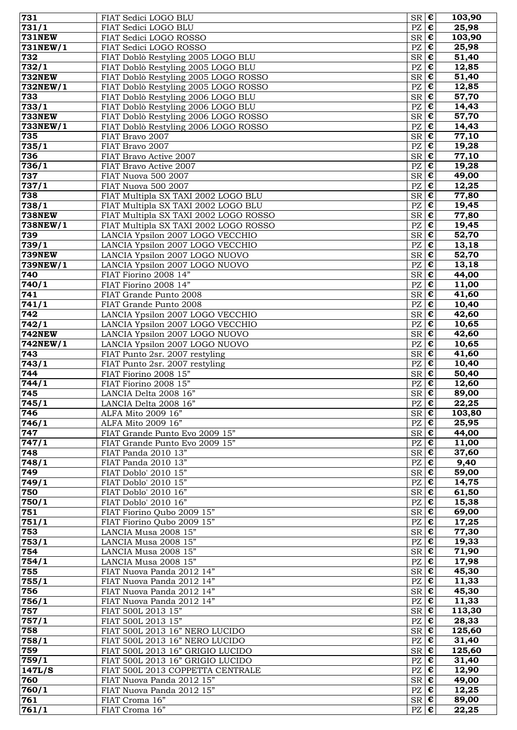| | | | | |
|---|---|---|---|---|
| **731** | FIAT Sedici LOGO BLU | SR | **€** | **103,90** |
| **731/1** | FIAT Sedici LOGO BLU | PZ | **€** | **25,98** |
| **731NEW** | FIAT Sedici LOGO ROSSO | SR | **€** | **103,90** |
| **731NEW/1** | FIAT Sedici LOGO ROSSO | PZ | **€** | **25,98** |
| **732** | FIAT Doblò Restyling 2005 LOGO BLU | SR | **€** | **51,40** |
| **732/1** | FIAT Doblò Restyling 2005 LOGO BLU | PZ | **€** | **12,85** |
| **732NEW** | FIAT Doblò Restyling 2005 LOGO ROSSO | SR | **€** | **51,40** |
| **732NEW/1** | FIAT Doblò Restyling 2005 LOGO ROSSO | PZ | **€** | **12,85** |
| **733** | FIAT Doblò Restyling 2006 LOGO BLU | SR | **€** | **57,70** |
| **733/1** | FIAT Doblò Restyling 2006 LOGO BLU | PZ | **€** | **14,43** |
| **733NEW** | FIAT Doblò Restyling 2006 LOGO ROSSO | SR | **€** | **57,70** |
| **733NEW/1** | FIAT Doblò Restyling 2006 LOGO ROSSO | PZ | **€** | **14,43** |
| **735** | FIAT Bravo 2007 | SR | **€** | **77,10** |
| **735/1** | FIAT Bravo 2007 | PZ | **€** | **19,28** |
| **736** | FIAT Bravo Active 2007 | SR | **€** | **77,10** |
| **736/1** | FIAT Bravo Active 2007 | PZ | **€** | **19,28** |
| **737** | FIAT Nuova 500 2007 | SR | **€** | **49,00** |
| **737/1** | FIAT Nuova 500 2007 | PZ | **€** | **12,25** |
| **738** | FIAT Multipla SX TAXI 2002 LOGO BLU | SR | **€** | **77,80** |
| **738/1** | FIAT Multipla SX TAXI 2002 LOGO BLU | PZ | **€** | **19,45** |
| **738NEW** | FIAT Multipla SX TAXI 2002 LOGO ROSSO | SR | **€** | **77,80** |
| **738NEW/1** | FIAT Multipla SX TAXI 2002 LOGO ROSSO | PZ | **€** | **19,45** |
| **739** | LANCIA Ypsilon 2007 LOGO VECCHIO | SR | **€** | **52,70** |
| **739/1** | LANCIA Ypsilon 2007 LOGO VECCHIO | PZ | **€** | **13,18** |
| **739NEW** | LANCIA Ypsilon 2007 LOGO NUOVO | SR | **€** | **52,70** |
| **739NEW/1** | LANCIA Ypsilon 2007 LOGO NUOVO | PZ | **€** | **13,18** |
| **740** | FIAT Fiorino 2008 14" | SR | **€** | **44,00** |
| **740/1** | FIAT Fiorino 2008 14" | PZ | **€** | **11,00** |
| **741** | FIAT Grande Punto 2008 | SR | **€** | **41,60** |
| **741/1** | FIAT Grande Punto 2008 | PZ | **€** | **10,40** |
| **742** | LANCIA Ypsilon 2007 LOGO VECCHIO | SR | **€** | **42,60** |
| **742/1** | LANCIA Ypsilon 2007 LOGO VECCHIO | PZ | **€** | **10,65** |
| **742NEW** | LANCIA Ypsilon 2007 LOGO NUOVO | SR | **€** | **42,60** |
| **742NEW/1** | LANCIA Ypsilon 2007 LOGO NUOVO | PZ | **€** | **10,65** |
| **743** | FIAT Punto 2sr. 2007 restyling | SR | **€** | **41,60** |
| **743/1** | FIAT Punto 2sr. 2007 restyling | PZ | **€** | **10,40** |
| **744** | FIAT Fiorino 2008 15" | SR | **€** | **50,40** |
| **744/1** | FIAT Fiorino 2008 15" | PZ | **€** | **12,60** |
| **745** | LANCIA Delta 2008 16" | SR | **€** | **89,00** |
| **745/1** | LANCIA Delta 2008 16" | PZ | **€** | **22,25** |
| **746** | ALFA Mito 2009 16" | SR | **€** | **103,80** |
| **746/1** | ALFA Mito 2009 16" | PZ | **€** | **25,95** |
| **747** | FIAT Grande Punto Evo 2009 15" | SR | **€** | **44,00** |
| **747/1** | FIAT Grande Punto Evo 2009 15" | PZ | **€** | **11,00** |
| **748** | FIAT Panda 2010 13" | SR | **€** | **37,60** |
| **748/1** | FIAT Panda 2010 13" | PZ | **€** | **9,40** |
| **749** | FIAT Doblo' 2010 15" | SR | **€** | **59,00** |
| **749/1** | FIAT Doblo' 2010 15" | PZ | **€** | **14,75** |
| **750** | FIAT Doblo' 2010 16" | SR | **€** | **61,50** |
| **750/1** | FIAT Doblo' 2010 16" | PZ | **€** | **15,38** |
| **751** | FIAT Fiorino Qubo 2009 15" | SR | **€** | **69,00** |
| **751/1** | FIAT Fiorino Qubo 2009 15" | PZ | **€** | **17,25** |
| **753** | LANCIA Musa 2008 15" | SR | **€** | **77,30** |
| **753/1** | LANCIA Musa 2008 15" | PZ | **€** | **19,33** |
| **754** | LANCIA Musa 2008 15" | SR | **€** | **71,90** |
| **754/1** | LANCIA Musa 2008 15" | PZ | **€** | **17,98** |
| **755** | FIAT Nuova Panda 2012 14" | SR | **€** | **45,30** |
| **755/1** | FIAT Nuova Panda 2012 14" | PZ | **€** | **11,33** |
| **756** | FIAT Nuova Panda 2012 14" | SR | **€** | **45,30** |
| **756/1** | FIAT Nuova Panda 2012 14" | PZ | **€** | **11,33** |
| **757** | FIAT 500L 2013 15" | SR | **€** | **113,30** |
| **757/1** | FIAT 500L 2013 15" | PZ | **€** | **28,33** |
| **758** | FIAT 500L 2013 16" NERO LUCIDO | SR | **€** | **125,60** |
| **758/1** | FIAT 500L 2013 16" NERO LUCIDO | PZ | **€** | **31,40** |
| **759** | FIAT 500L 2013 16" GRIGIO LUCIDO | SR | **€** | **125,60** |
| **759/1** | FIAT 500L 2013 16" GRIGIO LUCIDO | PZ | **€** | **31,40** |
| **147L/S** | FIAT 500L 2013 COPPETTA CENTRALE | PZ | **€** | **12,90** |
| **760** | FIAT Nuova Panda 2012 15" | SR | **€** | **49,00** |
| **760/1** | FIAT Nuova Panda 2012 15" | PZ | **€** | **12,25** |
| **761** | FIAT Croma 16" | SR | **€** | **89,00** |
| **761/1** | FIAT Croma 16" | PZ | **€** | **22,25** |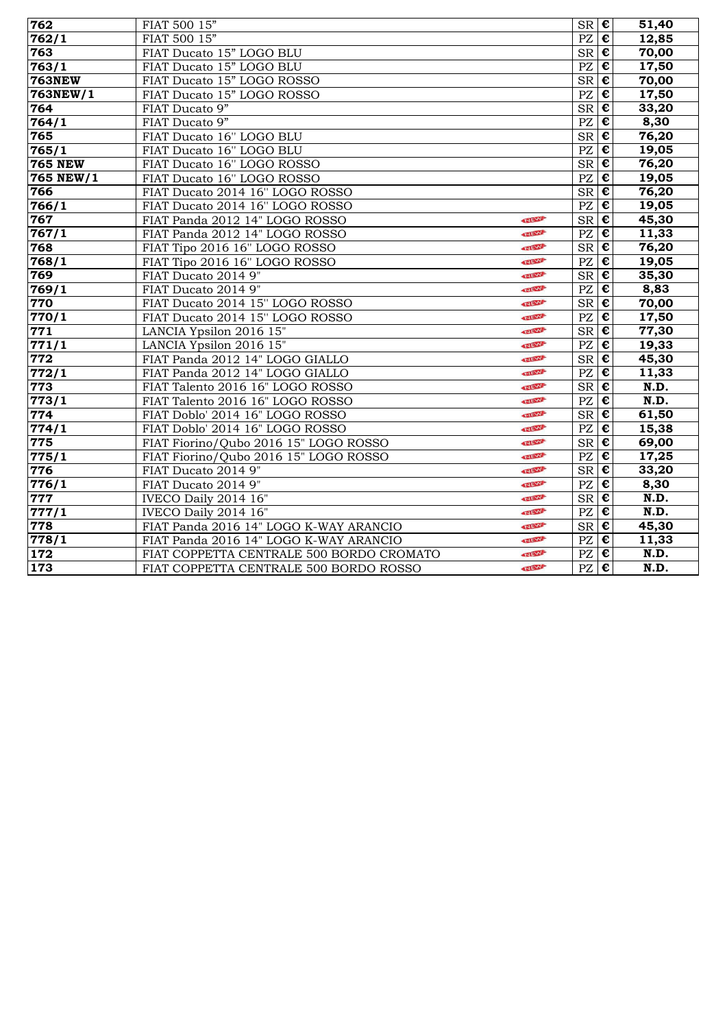| 762 | FIAT 500 15” | | SR | € | 51,40 |
|---|---|---|---|---|---|
| 762/1 | FIAT 500 15” | | PZ | € | 12,85 |
| 763 | FIAT Ducato 15” LOGO BLU | | SR | € | 70,00 |
| 763/1 | FIAT Ducato 15” LOGO BLU | | PZ | € | 17,50 |
| 763NEW | FIAT Ducato 15” LOGO ROSSO | | SR | € | 70,00 |
| 763NEW/1 | FIAT Ducato 15” LOGO ROSSO | | PZ | € | 17,50 |
| 764 | FIAT Ducato 9” | | SR | € | 33,20 |
| 764/1 | FIAT Ducato 9” | | PZ | € | 8,30 |
| 765 | FIAT Ducato 16'' LOGO BLU | | SR | € | 76,20 |
| 765/1 | FIAT Ducato 16'' LOGO BLU | | PZ | € | 19,05 |
| 765 NEW | FIAT Ducato 16'' LOGO ROSSO | | SR | € | 76,20 |
| 765 NEW/1 | FIAT Ducato 16'' LOGO ROSSO | | PZ | € | 19,05 |
| 766 | FIAT Ducato 2014 16'' LOGO ROSSO | | SR | € | 76,20 |
| 766/1 | FIAT Ducato 2014 16'' LOGO ROSSO | | PZ | € | 19,05 |
| 767 | FIAT Panda 2012 14'' LOGO ROSSO | NEW | SR | € | 45,30 |
| 767/1 | FIAT Panda 2012 14'' LOGO ROSSO | NEW | PZ | € | 11,33 |
| 768 | FIAT Tipo 2016 16'' LOGO ROSSO | NEW | SR | € | 76,20 |
| 768/1 | FIAT Tipo 2016 16'' LOGO ROSSO | NEW | PZ | € | 19,05 |
| 769 | FIAT Ducato 2014 9'' | NEW | SR | € | 35,30 |
| 769/1 | FIAT Ducato 2014 9'' | NEW | PZ | € | 8,83 |
| 770 | FIAT Ducato 2014 15'' LOGO ROSSO | NEW | SR | € | 70,00 |
| 770/1 | FIAT Ducato 2014 15'' LOGO ROSSO | NEW | PZ | € | 17,50 |
| 771 | LANCIA Ypsilon 2016 15'' | NEW | SR | € | 77,30 |
| 771/1 | LANCIA Ypsilon 2016 15'' | NEW | PZ | € | 19,33 |
| 772 | FIAT Panda 2012 14'' LOGO GIALLO | NEW | SR | € | 45,30 |
| 772/1 | FIAT Panda 2012 14'' LOGO GIALLO | NEW | PZ | € | 11,33 |
| 773 | FIAT Talento 2016 16'' LOGO ROSSO | NEW | SR | € | N.D. |
| 773/1 | FIAT Talento 2016 16'' LOGO ROSSO | NEW | PZ | € | N.D. |
| 774 | FIAT Doblo' 2014 16'' LOGO ROSSO | NEW | SR | € | 61,50 |
| 774/1 | FIAT Doblo' 2014 16'' LOGO ROSSO | NEW | PZ | € | 15,38 |
| 775 | FIAT Fiorino/Qubo 2016 15'' LOGO ROSSO | NEW | SR | € | 69,00 |
| 775/1 | FIAT Fiorino/Qubo 2016 15'' LOGO ROSSO | NEW | PZ | € | 17,25 |
| 776 | FIAT Ducato 2014 9'' | NEW | SR | € | 33,20 |
| 776/1 | FIAT Ducato 2014 9'' | NEW | PZ | € | 8,30 |
| 777 | IVECO Daily 2014 16'' | NEW | SR | € | N.D. |
| 777/1 | IVECO Daily 2014 16'' | NEW | PZ | € | N.D. |
| 778 | FIAT Panda 2016 14'' LOGO K-WAY ARANCIO | NEW | SR | € | 45,30 |
| 778/1 | FIAT Panda 2016 14'' LOGO K-WAY ARANCIO | NEW | PZ | € | 11,33 |
| 172 | FIAT COPPETTA CENTRALE 500 BORDO CROMATO | NEW | PZ | € | N.D. |
| 173 | FIAT COPPETTA CENTRALE 500 BORDO ROSSO | NEW | PZ | € | N.D. |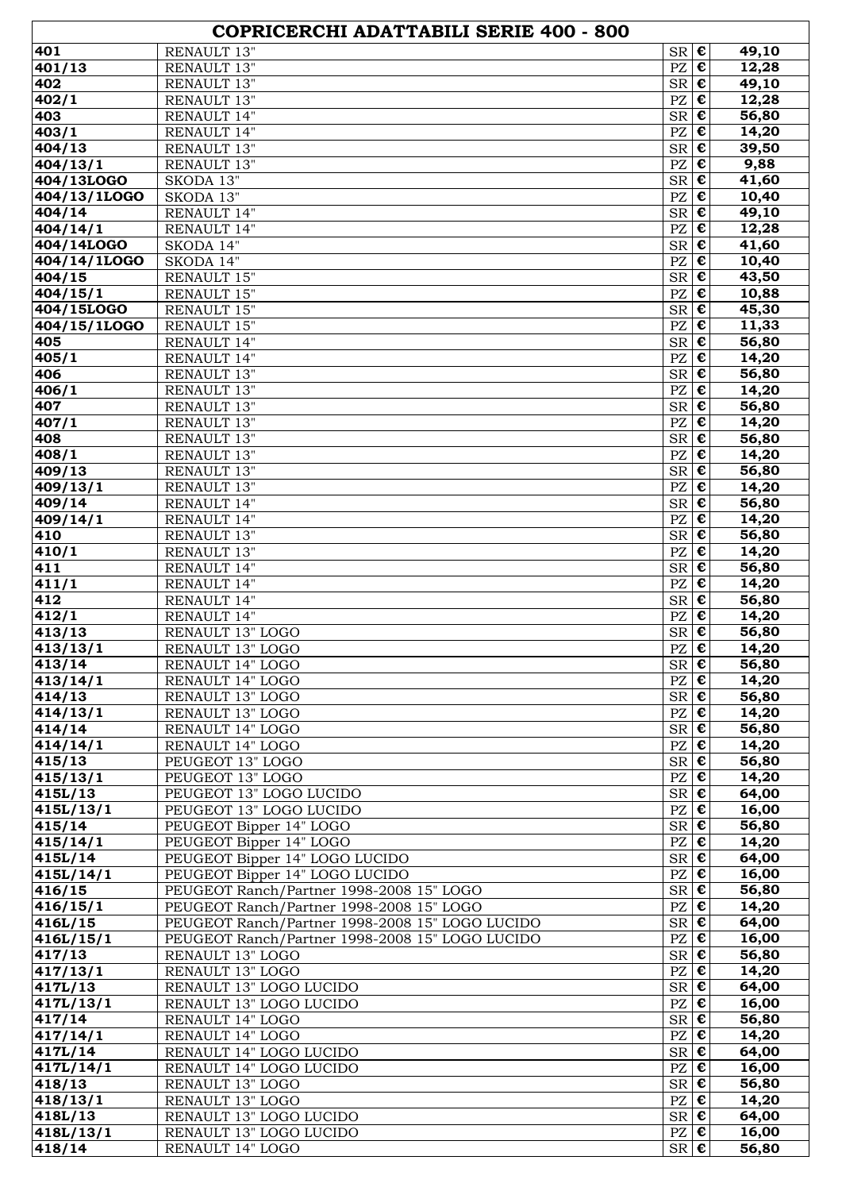# COPRICERCHI ADATTABILI SERIE 400 - 800

| | | | | |
|---|---|---|---|---|
| **401** | RENAULT 13" | SR | **€** | **49,10** |
| **401/13** | RENAULT 13" | PZ | **€** | **12,28** |
| **402** | RENAULT 13" | SR | **€** | **49,10** |
| **402/1** | RENAULT 13" | PZ | **€** | **12,28** |
| **403** | RENAULT 14" | SR | **€** | **56,80** |
| **403/1** | RENAULT 14" | PZ | **€** | **14,20** |
| **404/13** | RENAULT 13" | SR | **€** | **39,50** |
| **404/13/1** | RENAULT 13" | PZ | **€** | **9,88** |
| **404/13LOGO** | SKODA 13" | SR | **€** | **41,60** |
| **404/13/1LOGO** | SKODA 13" | PZ | **€** | **10,40** |
| **404/14** | RENAULT 14" | SR | **€** | **49,10** |
| **404/14/1** | RENAULT 14" | PZ | **€** | **12,28** |
| **404/14LOGO** | SKODA 14" | SR | **€** | **41,60** |
| **404/14/1LOGO** | SKODA 14" | PZ | **€** | **10,40** |
| **404/15** | RENAULT 15" | SR | **€** | **43,50** |
| **404/15/1** | RENAULT 15" | PZ | **€** | **10,88** |
| **404/15LOGO** | RENAULT 15" | SR | **€** | **45,30** |
| **404/15/1LOGO** | RENAULT 15" | PZ | **€** | **11,33** |
| **405** | RENAULT 14" | SR | **€** | **56,80** |
| **405/1** | RENAULT 14" | PZ | **€** | **14,20** |
| **406** | RENAULT 13" | SR | **€** | **56,80** |
| **406/1** | RENAULT 13" | PZ | **€** | **14,20** |
| **407** | RENAULT 13" | SR | **€** | **56,80** |
| **407/1** | RENAULT 13" | PZ | **€** | **14,20** |
| **408** | RENAULT 13" | SR | **€** | **56,80** |
| **408/1** | RENAULT 13" | PZ | **€** | **14,20** |
| **409/13** | RENAULT 13" | SR | **€** | **56,80** |
| **409/13/1** | RENAULT 13" | PZ | **€** | **14,20** |
| **409/14** | RENAULT 14" | SR | **€** | **56,80** |
| **409/14/1** | RENAULT 14" | PZ | **€** | **14,20** |
| **410** | RENAULT 13" | SR | **€** | **56,80** |
| **410/1** | RENAULT 13" | PZ | **€** | **14,20** |
| **411** | RENAULT 14" | SR | **€** | **56,80** |
| **411/1** | RENAULT 14" | PZ | **€** | **14,20** |
| **412** | RENAULT 14" | SR | **€** | **56,80** |
| **412/1** | RENAULT 14" | PZ | **€** | **14,20** |
| **413/13** | RENAULT 13" LOGO | SR | **€** | **56,80** |
| **413/13/1** | RENAULT 13" LOGO | PZ | **€** | **14,20** |
| **413/14** | RENAULT 14" LOGO | SR | **€** | **56,80** |
| **413/14/1** | RENAULT 14" LOGO | PZ | **€** | **14,20** |
| **414/13** | RENAULT 13" LOGO | SR | **€** | **56,80** |
| **414/13/1** | RENAULT 13" LOGO | PZ | **€** | **14,20** |
| **414/14** | RENAULT 14" LOGO | SR | **€** | **56,80** |
| **414/14/1** | RENAULT 14" LOGO | PZ | **€** | **14,20** |
| **415/13** | PEUGEOT 13" LOGO | SR | **€** | **56,80** |
| **415/13/1** | PEUGEOT 13" LOGO | PZ | **€** | **14,20** |
| **415L/13** | PEUGEOT 13" LOGO LUCIDO | SR | **€** | **64,00** |
| **415L/13/1** | PEUGEOT 13" LOGO LUCIDO | PZ | **€** | **16,00** |
| **415/14** | PEUGEOT Bipper 14" LOGO | SR | **€** | **56,80** |
| **415/14/1** | PEUGEOT Bipper 14" LOGO | PZ | **€** | **14,20** |
| **415L/14** | PEUGEOT Bipper 14" LOGO LUCIDO | SR | **€** | **64,00** |
| **415L/14/1** | PEUGEOT Bipper 14" LOGO LUCIDO | PZ | **€** | **16,00** |
| **416/15** | PEUGEOT Ranch/Partner 1998-2008 15" LOGO | SR | **€** | **56,80** |
| **416/15/1** | PEUGEOT Ranch/Partner 1998-2008 15" LOGO | PZ | **€** | **14,20** |
| **416L/15** | PEUGEOT Ranch/Partner 1998-2008 15" LOGO LUCIDO | SR | **€** | **64,00** |
| **416L/15/1** | PEUGEOT Ranch/Partner 1998-2008 15" LOGO LUCIDO | PZ | **€** | **16,00** |
| **417/13** | RENAULT 13" LOGO | SR | **€** | **56,80** |
| **417/13/1** | RENAULT 13" LOGO | PZ | **€** | **14,20** |
| **417L/13** | RENAULT 13" LOGO LUCIDO | SR | **€** | **64,00** |
| **417L/13/1** | RENAULT 13" LOGO LUCIDO | PZ | **€** | **16,00** |
| **417/14** | RENAULT 14" LOGO | SR | **€** | **56,80** |
| **417/14/1** | RENAULT 14" LOGO | PZ | **€** | **14,20** |
| **417L/14** | RENAULT 14" LOGO LUCIDO | SR | **€** | **64,00** |
| **417L/14/1** | RENAULT 14" LOGO LUCIDO | PZ | **€** | **16,00** |
| **418/13** | RENAULT 13" LOGO | SR | **€** | **56,80** |
| **418/13/1** | RENAULT 13" LOGO | PZ | **€** | **14,20** |
| **418L/13** | RENAULT 13" LOGO LUCIDO | SR | **€** | **64,00** |
| **418L/13/1** | RENAULT 13" LOGO LUCIDO | PZ | **€** | **16,00** |
| **418/14** | RENAULT 14" LOGO | SR | **€** | **56,80** |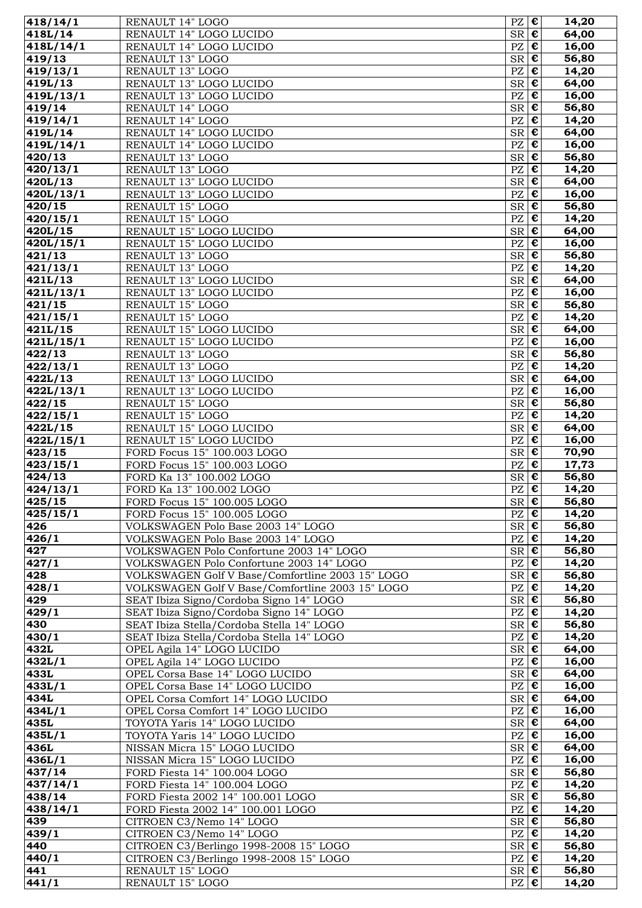| | | | | |
|---|---|---|---|---|
| **418/14/1** | RENAULT 14" LOGO | PZ | € | **14,20** |
| **418L/14** | RENAULT 14" LOGO LUCIDO | SR | € | **64,00** |
| **418L/14/1** | RENAULT 14" LOGO LUCIDO | PZ | € | **16,00** |
| **419/13** | RENAULT 13" LOGO | SR | € | **56,80** |
| **419/13/1** | RENAULT 13" LOGO | PZ | € | **14,20** |
| **419L/13** | RENAULT 13" LOGO LUCIDO | SR | € | **64,00** |
| **419L/13/1** | RENAULT 13" LOGO LUCIDO | PZ | € | **16,00** |
| **419/14** | RENAULT 14" LOGO | SR | € | **56,80** |
| **419/14/1** | RENAULT 14" LOGO | PZ | € | **14,20** |
| **419L/14** | RENAULT 14" LOGO LUCIDO | SR | € | **64,00** |
| **419L/14/1** | RENAULT 14" LOGO LUCIDO | PZ | € | **16,00** |
| **420/13** | RENAULT 13" LOGO | SR | € | **56,80** |
| **420/13/1** | RENAULT 13" LOGO | PZ | € | **14,20** |
| **420L/13** | RENAULT 13" LOGO LUCIDO | SR | € | **64,00** |
| **420L/13/1** | RENAULT 13" LOGO LUCIDO | PZ | € | **16,00** |
| **420/15** | RENAULT 15" LOGO | SR | € | **56,80** |
| **420/15/1** | RENAULT 15" LOGO | PZ | € | **14,20** |
| **420L/15** | RENAULT 15" LOGO LUCIDO | SR | € | **64,00** |
| **420L/15/1** | RENAULT 15" LOGO LUCIDO | PZ | € | **16,00** |
| **421/13** | RENAULT 13" LOGO | SR | € | **56,80** |
| **421/13/1** | RENAULT 13" LOGO | PZ | € | **14,20** |
| **421L/13** | RENAULT 13" LOGO LUCIDO | SR | € | **64,00** |
| **421L/13/1** | RENAULT 13" LOGO LUCIDO | PZ | € | **16,00** |
| **421/15** | RENAULT 15" LOGO | SR | € | **56,80** |
| **421/15/1** | RENAULT 15" LOGO | PZ | € | **14,20** |
| **421L/15** | RENAULT 15" LOGO LUCIDO | SR | € | **64,00** |
| **421L/15/1** | RENAULT 15" LOGO LUCIDO | PZ | € | **16,00** |
| **422/13** | RENAULT 13" LOGO | SR | € | **56,80** |
| **422/13/1** | RENAULT 13" LOGO | PZ | € | **14,20** |
| **422L/13** | RENAULT 13" LOGO LUCIDO | SR | € | **64,00** |
| **422L/13/1** | RENAULT 13" LOGO LUCIDO | PZ | € | **16,00** |
| **422/15** | RENAULT 15" LOGO | SR | € | **56,80** |
| **422/15/1** | RENAULT 15" LOGO | PZ | € | **14,20** |
| **422L/15** | RENAULT 15" LOGO LUCIDO | SR | € | **64,00** |
| **422L/15/1** | RENAULT 15" LOGO LUCIDO | PZ | € | **16,00** |
| **423/15** | FORD Focus 15" 100.003 LOGO | SR | € | **70,90** |
| **423/15/1** | FORD Focus 15" 100.003 LOGO | PZ | € | **17,73** |
| **424/13** | FORD Ka 13" 100.002 LOGO | SR | € | **56,80** |
| **424/13/1** | FORD Ka 13" 100.002 LOGO | PZ | € | **14,20** |
| **425/15** | FORD Focus 15" 100.005 LOGO | SR | € | **56,80** |
| **425/15/1** | FORD Focus 15" 100.005 LOGO | PZ | € | **14,20** |
| **426** | VOLKSWAGEN Polo Base 2003 14" LOGO | SR | € | **56,80** |
| **426/1** | VOLKSWAGEN Polo Base 2003 14" LOGO | PZ | € | **14,20** |
| **427** | VOLKSWAGEN Polo Confortune 2003 14" LOGO | SR | € | **56,80** |
| **427/1** | VOLKSWAGEN Polo Confortune 2003 14" LOGO | PZ | € | **14,20** |
| **428** | VOLKSWAGEN Golf V Base/Comfortline 2003 15" LOGO | SR | € | **56,80** |
| **428/1** | VOLKSWAGEN Golf V Base/Comfortline 2003 15" LOGO | PZ | € | **14,20** |
| **429** | SEAT Ibiza Signo/Cordoba Signo 14" LOGO | SR | € | **56,80** |
| **429/1** | SEAT Ibiza Signo/Cordoba Signo 14" LOGO | PZ | € | **14,20** |
| **430** | SEAT Ibiza Stella/Cordoba Stella 14" LOGO | SR | € | **56,80** |
| **430/1** | SEAT Ibiza Stella/Cordoba Stella 14" LOGO | PZ | € | **14,20** |
| **432L** | OPEL Agila 14" LOGO LUCIDO | SR | € | **64,00** |
| **432L/1** | OPEL Agila 14" LOGO LUCIDO | PZ | € | **16,00** |
| **433L** | OPEL Corsa Base 14" LOGO LUCIDO | SR | € | **64,00** |
| **433L/1** | OPEL Corsa Base 14" LOGO LUCIDO | PZ | € | **16,00** |
| **434L** | OPEL Corsa Comfort 14" LOGO LUCIDO | SR | € | **64,00** |
| **434L/1** | OPEL Corsa Comfort 14" LOGO LUCIDO | PZ | € | **16,00** |
| **435L** | TOYOTA Yaris 14" LOGO LUCIDO | SR | € | **64,00** |
| **435L/1** | TOYOTA Yaris 14" LOGO LUCIDO | PZ | € | **16,00** |
| **436L** | NISSAN Micra 15" LOGO LUCIDO | SR | € | **64,00** |
| **436L/1** | NISSAN Micra 15" LOGO LUCIDO | PZ | € | **16,00** |
| **437/14** | FORD Fiesta 14" 100.004 LOGO | SR | € | **56,80** |
| **437/14/1** | FORD Fiesta 14" 100.004 LOGO | PZ | € | **14,20** |
| **438/14** | FORD Fiesta 2002 14" 100.001 LOGO | SR | € | **56,80** |
| **438/14/1** | FORD Fiesta 2002 14" 100.001 LOGO | PZ | € | **14,20** |
| **439** | CITROEN C3/Nemo 14" LOGO | SR | € | **56,80** |
| **439/1** | CITROEN C3/Nemo 14" LOGO | PZ | € | **14,20** |
| **440** | CITROEN C3/Berlingo 1998-2008 15" LOGO | SR | € | **56,80** |
| **440/1** | CITROEN C3/Berlingo 1998-2008 15" LOGO | PZ | € | **14,20** |
| **441** | RENAULT 15" LOGO | SR | € | **56,80** |
| **441/1** | RENAULT 15" LOGO | PZ | € | **14,20** |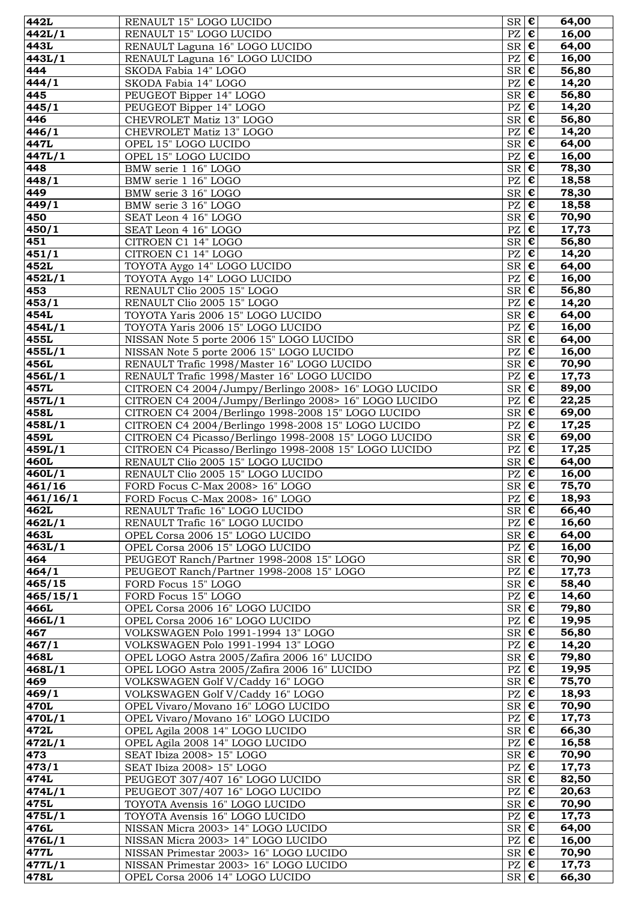| | | | | |
|---|---|---|---|---|
| **442L** | RENAULT 15" LOGO LUCIDO | SR | € | **64,00** |
| **442L/1** | RENAULT 15" LOGO LUCIDO | PZ | € | **16,00** |
| **443L** | RENAULT Laguna 16" LOGO LUCIDO | SR | € | **64,00** |
| **443L/1** | RENAULT Laguna 16" LOGO LUCIDO | PZ | € | **16,00** |
| **444** | SKODA Fabia 14" LOGO | SR | € | **56,80** |
| **444/1** | SKODA Fabia 14" LOGO | PZ | € | **14,20** |
| **445** | PEUGEOT Bipper 14" LOGO | SR | € | **56,80** |
| **445/1** | PEUGEOT Bipper 14" LOGO | PZ | € | **14,20** |
| **446** | CHEVROLET Matiz 13" LOGO | SR | € | **56,80** |
| **446/1** | CHEVROLET Matiz 13" LOGO | PZ | € | **14,20** |
| **447L** | OPEL 15" LOGO LUCIDO | SR | € | **64,00** |
| **447L/1** | OPEL 15" LOGO LUCIDO | PZ | € | **16,00** |
| **448** | BMW serie 1 16" LOGO | SR | € | **78,30** |
| **448/1** | BMW serie 1 16" LOGO | PZ | € | **18,58** |
| **449** | BMW serie 3 16" LOGO | SR | € | **78,30** |
| **449/1** | BMW serie 3 16" LOGO | PZ | € | **18,58** |
| **450** | SEAT Leon 4 16" LOGO | SR | € | **70,90** |
| **450/1** | SEAT Leon 4 16" LOGO | PZ | € | **17,73** |
| **451** | CITROEN C1 14" LOGO | SR | € | **56,80** |
| **451/1** | CITROEN C1 14" LOGO | PZ | € | **14,20** |
| **452L** | TOYOTA Aygo 14" LOGO LUCIDO | SR | € | **64,00** |
| **452L/1** | TOYOTA Aygo 14" LOGO LUCIDO | PZ | € | **16,00** |
| **453** | RENAULT Clio 2005 15" LOGO | SR | € | **56,80** |
| **453/1** | RENAULT Clio 2005 15" LOGO | PZ | € | **14,20** |
| **454L** | TOYOTA Yaris 2006 15" LOGO LUCIDO | SR | € | **64,00** |
| **454L/1** | TOYOTA Yaris 2006 15" LOGO LUCIDO | PZ | € | **16,00** |
| **455L** | NISSAN Note 5 porte 2006 15" LOGO LUCIDO | SR | € | **64,00** |
| **455L/1** | NISSAN Note 5 porte 2006 15" LOGO LUCIDO | PZ | € | **16,00** |
| **456L** | RENAULT Trafic 1998/Master 16" LOGO LUCIDO | SR | € | **70,90** |
| **456L/1** | RENAULT Trafic 1998/Master 16" LOGO LUCIDO | PZ | € | **17,73** |
| **457L** | CITROEN C4 2004/Jumpy/Berlingo 2008> 16" LOGO LUCIDO | SR | € | **89,00** |
| **457L/1** | CITROEN C4 2004/Jumpy/Berlingo 2008> 16" LOGO LUCIDO | PZ | € | **22,25** |
| **458L** | CITROEN C4 2004/Berlingo 1998-2008 15" LOGO LUCIDO | SR | € | **69,00** |
| **458L/1** | CITROEN C4 2004/Berlingo 1998-2008 15" LOGO LUCIDO | PZ | € | **17,25** |
| **459L** | CITROEN C4 Picasso/Berlingo 1998-2008 15" LOGO LUCIDO | SR | € | **69,00** |
| **459L/1** | CITROEN C4 Picasso/Berlingo 1998-2008 15" LOGO LUCIDO | PZ | € | **17,25** |
| **460L** | RENAULT Clio 2005 15" LOGO LUCIDO | SR | € | **64,00** |
| **460L/1** | RENAULT Clio 2005 15" LOGO LUCIDO | PZ | € | **16,00** |
| **461/16** | FORD Focus C-Max 2008> 16" LOGO | SR | € | **75,70** |
| **461/16/1** | FORD Focus C-Max 2008> 16" LOGO | PZ | € | **18,93** |
| **462L** | RENAULT Trafic 16" LOGO LUCIDO | SR | € | **66,40** |
| **462L/1** | RENAULT Trafic 16" LOGO LUCIDO | PZ | € | **16,60** |
| **463L** | OPEL Corsa 2006 15" LOGO LUCIDO | SR | € | **64,00** |
| **463L/1** | OPEL Corsa 2006 15" LOGO LUCIDO | PZ | € | **16,00** |
| **464** | PEUGEOT Ranch/Partner 1998-2008 15" LOGO | SR | € | **70,90** |
| **464/1** | PEUGEOT Ranch/Partner 1998-2008 15" LOGO | PZ | € | **17,73** |
| **465/15** | FORD Focus 15" LOGO | SR | € | **58,40** |
| **465/15/1** | FORD Focus 15" LOGO | PZ | € | **14,60** |
| **466L** | OPEL Corsa 2006 16" LOGO LUCIDO | SR | € | **79,80** |
| **466L/1** | OPEL Corsa 2006 16" LOGO LUCIDO | PZ | € | **19,95** |
| **467** | VOLKSWAGEN Polo 1991-1994 13" LOGO | SR | € | **56,80** |
| **467/1** | VOLKSWAGEN Polo 1991-1994 13" LOGO | PZ | € | **14,20** |
| **468L** | OPEL LOGO Astra 2005/Zafira 2006 16" LUCIDO | SR | € | **79,80** |
| **468L/1** | OPEL LOGO Astra 2005/Zafira 2006 16" LUCIDO | PZ | € | **19,95** |
| **469** | VOLKSWAGEN Golf V/Caddy 16" LOGO | SR | € | **75,70** |
| **469/1** | VOLKSWAGEN Golf V/Caddy 16" LOGO | PZ | € | **18,93** |
| **470L** | OPEL Vivaro/Movano 16" LOGO LUCIDO | SR | € | **70,90** |
| **470L/1** | OPEL Vivaro/Movano 16" LOGO LUCIDO | PZ | € | **17,73** |
| **472L** | OPEL Agila 2008 14" LOGO LUCIDO | SR | € | **66,30** |
| **472L/1** | OPEL Agila 2008 14" LOGO LUCIDO | PZ | € | **16,58** |
| **473** | SEAT Ibiza 2008> 15" LOGO | SR | € | **70,90** |
| **473/1** | SEAT Ibiza 2008> 15" LOGO | PZ | € | **17,73** |
| **474L** | PEUGEOT 307/407 16" LOGO LUCIDO | SR | € | **82,50** |
| **474L/1** | PEUGEOT 307/407 16" LOGO LUCIDO | PZ | € | **20,63** |
| **475L** | TOYOTA Avensis 16" LOGO LUCIDO | SR | € | **70,90** |
| **475L/1** | TOYOTA Avensis 16" LOGO LUCIDO | PZ | € | **17,73** |
| **476L** | NISSAN Micra 2003> 14" LOGO LUCIDO | SR | € | **64,00** |
| **476L/1** | NISSAN Micra 2003> 14" LOGO LUCIDO | PZ | € | **16,00** |
| **477L** | NISSAN Primestar 2003> 16" LOGO LUCIDO | SR | € | **70,90** |
| **477L/1** | NISSAN Primestar 2003> 16" LOGO LUCIDO | PZ | € | **17,73** |
| **478L** | OPEL Corsa 2006 14" LOGO LUCIDO | SR | € | **66,30** |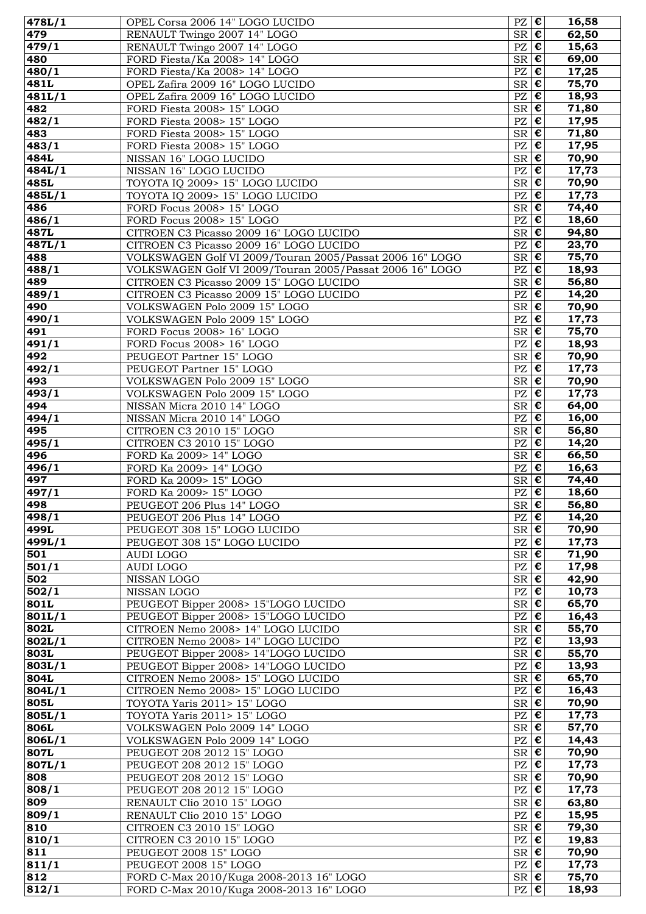| | | | | |
|---|---|---|---|---|
| **478L/1** | OPEL Corsa 2006 14" LOGO LUCIDO | PZ | € | **16,58** |
| **479** | RENAULT Twingo 2007 14" LOGO | SR | € | **62,50** |
| **479/1** | RENAULT Twingo 2007 14" LOGO | PZ | € | **15,63** |
| **480** | FORD Fiesta/Ka 2008> 14" LOGO | SR | € | **69,00** |
| **480/1** | FORD Fiesta/Ka 2008> 14" LOGO | PZ | € | **17,25** |
| **481L** | OPEL Zafira 2009 16" LOGO LUCIDO | SR | € | **75,70** |
| **481L/1** | OPEL Zafira 2009 16" LOGO LUCIDO | PZ | € | **18,93** |
| **482** | FORD Fiesta 2008> 15" LOGO | SR | € | **71,80** |
| **482/1** | FORD Fiesta 2008> 15" LOGO | PZ | € | **17,95** |
| **483** | FORD Fiesta 2008> 15" LOGO | SR | € | **71,80** |
| **483/1** | FORD Fiesta 2008> 15" LOGO | PZ | € | **17,95** |
| **484L** | NISSAN 16" LOGO LUCIDO | SR | € | **70,90** |
| **484L/1** | NISSAN 16" LOGO LUCIDO | PZ | € | **17,73** |
| **485L** | TOYOTA IQ 2009> 15" LOGO LUCIDO | SR | € | **70,90** |
| **485L/1** | TOYOTA IQ 2009> 15" LOGO LUCIDO | PZ | € | **17,73** |
| **486** | FORD Focus 2008> 15" LOGO | SR | € | **74,40** |
| **486/1** | FORD Focus 2008> 15" LOGO | PZ | € | **18,60** |
| **487L** | CITROEN C3 Picasso 2009 16" LOGO LUCIDO | SR | € | **94,80** |
| **487L/1** | CITROEN C3 Picasso 2009 16" LOGO LUCIDO | PZ | € | **23,70** |
| **488** | VOLKSWAGEN Golf VI 2009/Touran 2005/Passat 2006 16" LOGO | SR | € | **75,70** |
| **488/1** | VOLKSWAGEN Golf VI 2009/Touran 2005/Passat 2006 16" LOGO | PZ | € | **18,93** |
| **489** | CITROEN C3 Picasso 2009 15" LOGO LUCIDO | SR | € | **56,80** |
| **489/1** | CITROEN C3 Picasso 2009 15" LOGO LUCIDO | PZ | € | **14,20** |
| **490** | VOLKSWAGEN Polo 2009 15" LOGO | SR | € | **70,90** |
| **490/1** | VOLKSWAGEN Polo 2009 15" LOGO | PZ | € | **17,73** |
| **491** | FORD Focus 2008> 16" LOGO | SR | € | **75,70** |
| **491/1** | FORD Focus 2008> 16" LOGO | PZ | € | **18,93** |
| **492** | PEUGEOT Partner 15" LOGO | SR | € | **70,90** |
| **492/1** | PEUGEOT Partner 15" LOGO | PZ | € | **17,73** |
| **493** | VOLKSWAGEN Polo 2009 15" LOGO | SR | € | **70,90** |
| **493/1** | VOLKSWAGEN Polo 2009 15" LOGO | PZ | € | **17,73** |
| **494** | NISSAN Micra 2010 14" LOGO | SR | € | **64,00** |
| **494/1** | NISSAN Micra 2010 14" LOGO | PZ | € | **16,00** |
| **495** | CITROEN C3 2010 15" LOGO | SR | € | **56,80** |
| **495/1** | CITROEN C3 2010 15" LOGO | PZ | € | **14,20** |
| **496** | FORD Ka 2009> 14" LOGO | SR | € | **66,50** |
| **496/1** | FORD Ka 2009> 14" LOGO | PZ | € | **16,63** |
| **497** | FORD Ka 2009> 15" LOGO | SR | € | **74,40** |
| **497/1** | FORD Ka 2009> 15" LOGO | PZ | € | **18,60** |
| **498** | PEUGEOT 206 Plus 14" LOGO | SR | € | **56,80** |
| **498/1** | PEUGEOT 206 Plus 14" LOGO | PZ | € | **14,20** |
| **499L** | PEUGEOT 308 15" LOGO LUCIDO | SR | € | **70,90** |
| **499L/1** | PEUGEOT 308 15" LOGO LUCIDO | PZ | € | **17,73** |
| **501** | AUDI LOGO | SR | € | **71,90** |
| **501/1** | AUDI LOGO | PZ | € | **17,98** |
| **502** | NISSAN LOGO | SR | € | **42,90** |
| **502/1** | NISSAN LOGO | PZ | € | **10,73** |
| **801L** | PEUGEOT Bipper 2008> 15"LOGO LUCIDO | SR | € | **65,70** |
| **801L/1** | PEUGEOT Bipper 2008> 15"LOGO LUCIDO | PZ | € | **16,43** |
| **802L** | CITROEN Nemo 2008> 14" LOGO LUCIDO | SR | € | **55,70** |
| **802L/1** | CITROEN Nemo 2008> 14" LOGO LUCIDO | PZ | € | **13,93** |
| **803L** | PEUGEOT Bipper 2008> 14"LOGO LUCIDO | SR | € | **55,70** |
| **803L/1** | PEUGEOT Bipper 2008> 14"LOGO LUCIDO | PZ | € | **13,93** |
| **804L** | CITROEN Nemo 2008> 15" LOGO LUCIDO | SR | € | **65,70** |
| **804L/1** | CITROEN Nemo 2008> 15" LOGO LUCIDO | PZ | € | **16,43** |
| **805L** | TOYOTA Yaris 2011> 15" LOGO | SR | € | **70,90** |
| **805L/1** | TOYOTA Yaris 2011> 15" LOGO | PZ | € | **17,73** |
| **806L** | VOLKSWAGEN Polo 2009 14" LOGO | SR | € | **57,70** |
| **806L/1** | VOLKSWAGEN Polo 2009 14" LOGO | PZ | € | **14,43** |
| **807L** | PEUGEOT 208 2012 15" LOGO | SR | € | **70,90** |
| **807L/1** | PEUGEOT 208 2012 15" LOGO | PZ | € | **17,73** |
| **808** | PEUGEOT 208 2012 15" LOGO | SR | € | **70,90** |
| **808/1** | PEUGEOT 208 2012 15" LOGO | PZ | € | **17,73** |
| **809** | RENAULT Clio 2010 15" LOGO | SR | € | **63,80** |
| **809/1** | RENAULT Clio 2010 15" LOGO | PZ | € | **15,95** |
| **810** | CITROEN C3 2010 15" LOGO | SR | € | **79,30** |
| **810/1** | CITROEN C3 2010 15" LOGO | PZ | € | **19,83** |
| **811** | PEUGEOT 2008 15" LOGO | SR | € | **70,90** |
| **811/1** | PEUGEOT 2008 15" LOGO | PZ | € | **17,73** |
| **812** | FORD C-Max 2010/Kuga 2008-2013 16" LOGO | SR | € | **75,70** |
| **812/1** | FORD C-Max 2010/Kuga 2008-2013 16" LOGO | PZ | € | **18,93** |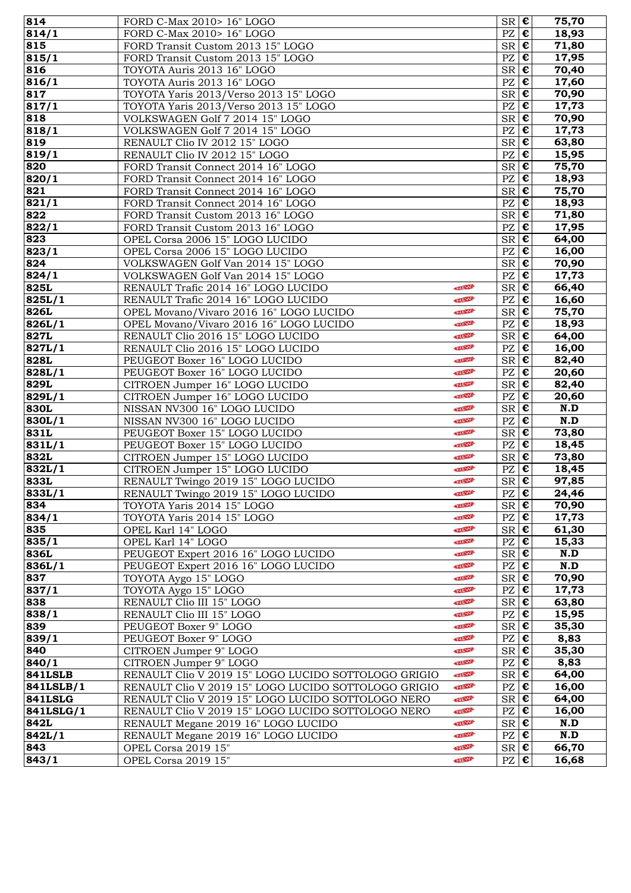| | | | | | |
|---|---|---|---|---|---|
| **814** | FORD C-Max 2010> 16" LOGO | | SR | € | **75,70** |
| **814/1** | FORD C-Max 2010> 16" LOGO | | PZ | € | **18,93** |
| **815** | FORD Transit Custom 2013 15" LOGO | | SR | € | **71,80** |
| **815/1** | FORD Transit Custom 2013 15" LOGO | | PZ | € | **17,95** |
| **816** | TOYOTA Auris 2013 16" LOGO | | SR | € | **70,40** |
| **816/1** | TOYOTA Auris 2013 16" LOGO | | PZ | € | **17,60** |
| **817** | TOYOTA Yaris 2013/Verso 2013 15" LOGO | | SR | € | **70,90** |
| **817/1** | TOYOTA Yaris 2013/Verso 2013 15" LOGO | | PZ | € | **17,73** |
| **818** | VOLKSWAGEN Golf 7 2014 15" LOGO | | SR | € | **70,90** |
| **818/1** | VOLKSWAGEN Golf 7 2014 15" LOGO | | PZ | € | **17,73** |
| **819** | RENAULT Clio IV 2012 15" LOGO | | SR | € | **63,80** |
| **819/1** | RENAULT Clio IV 2012 15" LOGO | | PZ | € | **15,95** |
| **820** | FORD Transit Connect 2014 16" LOGO | | SR | € | **75,70** |
| **820/1** | FORD Transit Connect 2014 16" LOGO | | PZ | € | **18,93** |
| **821** | FORD Transit Connect 2014 16" LOGO | | SR | € | **75,70** |
| **821/1** | FORD Transit Connect 2014 16" LOGO | | PZ | € | **18,93** |
| **822** | FORD Transit Custom 2013 16" LOGO | | SR | € | **71,80** |
| **822/1** | FORD Transit Custom 2013 16" LOGO | | PZ | € | **17,95** |
| **823** | OPEL Corsa 2006 15" LOGO LUCIDO | | SR | € | **64,00** |
| **823/1** | OPEL Corsa 2006 15" LOGO LUCIDO | | PZ | € | **16,00** |
| **824** | VOLKSWAGEN Golf Van 2014 15" LOGO | | SR | € | **70,90** |
| **824/1** | VOLKSWAGEN Golf Van 2014 15" LOGO | | PZ | € | **17,73** |
| **825L** | RENAULT Trafic 2014 16" LOGO LUCIDO | NEW | SR | € | **66,40** |
| **825L/1** | RENAULT Trafic 2014 16" LOGO LUCIDO | NEW | PZ | € | **16,60** |
| **826L** | OPEL Movano/Vivaro 2016 16" LOGO LUCIDO | NEW | SR | € | **75,70** |
| **826L/1** | OPEL Movano/Vivaro 2016 16" LOGO LUCIDO | NEW | PZ | € | **18,93** |
| **827L** | RENAULT Clio 2016 15" LOGO LUCIDO | NEW | SR | € | **64,00** |
| **827L/1** | RENAULT Clio 2016 15" LOGO LUCIDO | NEW | PZ | € | **16,00** |
| **828L** | PEUGEOT Boxer 16" LOGO LUCIDO | NEW | SR | € | **82,40** |
| **828L/1** | PEUGEOT Boxer 16" LOGO LUCIDO | NEW | PZ | € | **20,60** |
| **829L** | CITROEN Jumper 16" LOGO LUCIDO | NEW | SR | € | **82,40** |
| **829L/1** | CITROEN Jumper 16" LOGO LUCIDO | NEW | PZ | € | **20,60** |
| **830L** | NISSAN NV300 16" LOGO LUCIDO | NEW | SR | € | **N.D** |
| **830L/1** | NISSAN NV300 16" LOGO LUCIDO | NEW | PZ | € | **N.D** |
| **831L** | PEUGEOT Boxer 15" LOGO LUCIDO | NEW | SR | € | **73,80** |
| **831L/1** | PEUGEOT Boxer 15" LOGO LUCIDO | NEW | PZ | € | **18,45** |
| **832L** | CITROEN Jumper 15" LOGO LUCIDO | NEW | SR | € | **73,80** |
| **832L/1** | CITROEN Jumper 15" LOGO LUCIDO | NEW | PZ | € | **18,45** |
| **833L** | RENAULT Twingo 2019 15" LOGO LUCIDO | NEW | SR | € | **97,85** |
| **833L/1** | RENAULT Twingo 2019 15" LOGO LUCIDO | NEW | PZ | € | **24,46** |
| **834** | TOYOTA Yaris 2014 15" LOGO | NEW | SR | € | **70,90** |
| **834/1** | TOYOTA Yaris 2014 15" LOGO | NEW | PZ | € | **17,73** |
| **835** | OPEL Karl 14" LOGO | NEW | SR | € | **61,30** |
| **835/1** | OPEL Karl 14" LOGO | NEW | PZ | € | **15,33** |
| **836L** | PEUGEOT Expert 2016 16" LOGO LUCIDO | NEW | SR | € | **N.D** |
| **836L/1** | PEUGEOT Expert 2016 16" LOGO LUCIDO | NEW | PZ | € | **N.D** |
| **837** | TOYOTA Aygo 15" LOGO | NEW | SR | € | **70,90** |
| **837/1** | TOYOTA Aygo 15" LOGO | NEW | PZ | € | **17,73** |
| **838** | RENAULT Clio III 15" LOGO | NEW | SR | € | **63,80** |
| **838/1** | RENAULT Clio III 15" LOGO | NEW | PZ | € | **15,95** |
| **839** | PEUGEOT Boxer 9" LOGO | NEW | SR | € | **35,30** |
| **839/1** | PEUGEOT Boxer 9" LOGO | NEW | PZ | € | **8,83** |
| **840** | CITROEN Jumper 9" LOGO | NEW | SR | € | **35,30** |
| **840/1** | CITROEN Jumper 9" LOGO | NEW | PZ | € | **8,83** |
| **841LSLB** | RENAULT Clio V 2019 15" LOGO LUCIDO SOTTOLOGO GRIGIO | NEW | SR | € | **64,00** |
| **841LSLB/1** | RENAULT Clio V 2019 15" LOGO LUCIDO SOTTOLOGO GRIGIO | NEW | PZ | € | **16,00** |
| **841LSLG** | RENAULT Clio V 2019 15" LOGO LUCIDO SOTTOLOGO NERO | NEW | SR | € | **64,00** |
| **841LSLG/1** | RENAULT Clio V 2019 15" LOGO LUCIDO SOTTOLOGO NERO | NEW | PZ | € | **16,00** |
| **842L** | RENAULT Megane 2019 16" LOGO LUCIDO | NEW | SR | € | **N.D** |
| **842L/1** | RENAULT Megane 2019 16" LOGO LUCIDO | NEW | PZ | € | **N.D** |
| **843** | OPEL Corsa 2019 15" | NEW | SR | € | **66,70** |
| **843/1** | OPEL Corsa 2019 15" | NEW | PZ | € | **16,68** |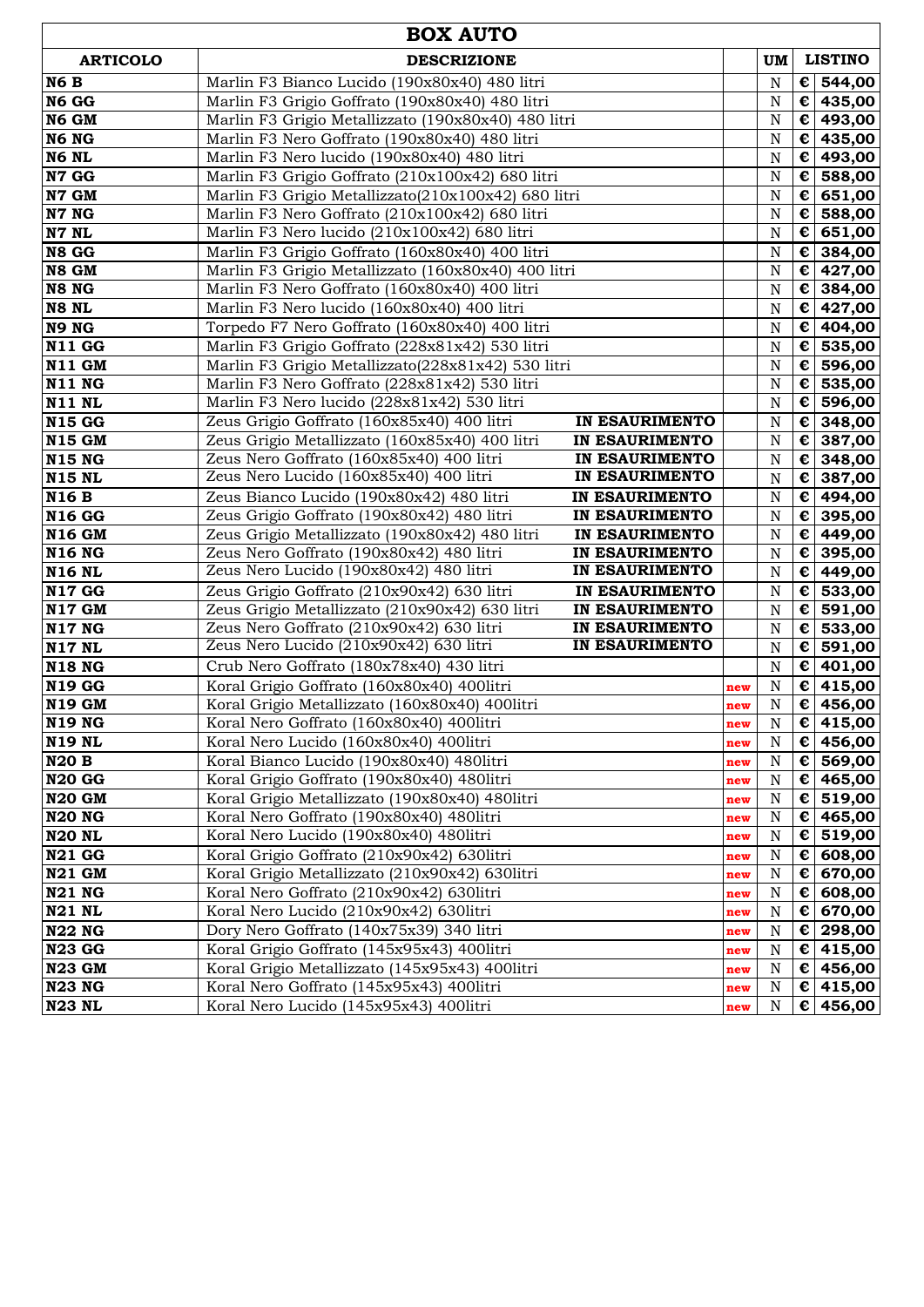| BOX AUTO | | | | | |
|---|---|---|---|---|---|
| **ARTICOLO** | **DESCRIZIONE** | | | **UM** | **LISTINO** |
| **N6 B** | Marlin F3 Bianco Lucido (190x80x40) 480 litri | | | N | € **544,00** |
| **N6 GG** | Marlin F3 Grigio Goffrato (190x80x40) 480 litri | | | N | € **435,00** |
| **N6 GM** | Marlin F3 Grigio Metallizzato (190x80x40) 480 litri | | | N | € **493,00** |
| **N6 NG** | Marlin F3 Nero Goffrato (190x80x40) 480 litri | | | N | € **435,00** |
| **N6 NL** | Marlin F3 Nero lucido (190x80x40) 480 litri | | | N | € **493,00** |
| **N7 GG** | Marlin F3 Grigio Goffrato (210x100x42) 680 litri | | | N | € **588,00** |
| **N7 GM** | Marlin F3 Grigio Metallizzato(210x100x42) 680 litri | | | N | € **651,00** |
| **N7 NG** | Marlin F3 Nero Goffrato (210x100x42) 680 litri | | | N | € **588,00** |
| **N7 NL** | Marlin F3 Nero lucido (210x100x42) 680 litri | | | N | € **651,00** |
| **N8 GG** | Marlin F3 Grigio Goffrato (160x80x40) 400 litri | | | N | € **384,00** |
| **N8 GM** | Marlin F3 Grigio Metallizzato (160x80x40) 400 litri | | | N | € **427,00** |
| **N8 NG** | Marlin F3 Nero Goffrato (160x80x40) 400 litri | | | N | € **384,00** |
| **N8 NL** | Marlin F3 Nero lucido (160x80x40) 400 litri | | | N | € **427,00** |
| **N9 NG** | Torpedo F7 Nero Goffrato (160x80x40) 400 litri | | | N | € **404,00** |
| **N11 GG** | Marlin F3 Grigio Goffrato (228x81x42) 530 litri | | | N | € **535,00** |
| **N11 GM** | Marlin F3 Grigio Metallizzato(228x81x42) 530 litri | | | N | € **596,00** |
| **N11 NG** | Marlin F3 Nero Goffrato (228x81x42) 530 litri | | | N | € **535,00** |
| **N11 NL** | Marlin F3 Nero lucido (228x81x42) 530 litri | | | N | € **596,00** |
| **N15 GG** | Zeus Grigio Goffrato (160x85x40) 400 litri | **IN ESAURIMENTO** | | N | € **348,00** |
| **N15 GM** | Zeus Grigio Metallizzato (160x85x40) 400 litri | **IN ESAURIMENTO** | | N | € **387,00** |
| **N15 NG** | Zeus Nero Goffrato (160x85x40) 400 litri | **IN ESAURIMENTO** | | N | € **348,00** |
| **N15 NL** | Zeus Nero Lucido (160x85x40) 400 litri | **IN ESAURIMENTO** | | N | € **387,00** |
| **N16 B** | Zeus Bianco Lucido (190x80x42) 480 litri | **IN ESAURIMENTO** | | N | € **494,00** |
| **N16 GG** | Zeus Grigio Goffrato (190x80x42) 480 litri | **IN ESAURIMENTO** | | N | € **395,00** |
| **N16 GM** | Zeus Grigio Metallizzato (190x80x42) 480 litri | **IN ESAURIMENTO** | | N | € **449,00** |
| **N16 NG** | Zeus Nero Goffrato (190x80x42) 480 litri | **IN ESAURIMENTO** | | N | € **395,00** |
| **N16 NL** | Zeus Nero Lucido (190x80x42) 480 litri | **IN ESAURIMENTO** | | N | € **449,00** |
| **N17 GG** | Zeus Grigio Goffrato (210x90x42) 630 litri | **IN ESAURIMENTO** | | N | € **533,00** |
| **N17 GM** | Zeus Grigio Metallizzato (210x90x42) 630 litri | **IN ESAURIMENTO** | | N | € **591,00** |
| **N17 NG** | Zeus Nero Goffrato (210x90x42) 630 litri | **IN ESAURIMENTO** | | N | € **533,00** |
| **N17 NL** | Zeus Nero Lucido (210x90x42) 630 litri | **IN ESAURIMENTO** | | N | € **591,00** |
| **N18 NG** | Crub Nero Goffrato (180x78x40) 430 litri | | | N | € **401,00** |
| **N19 GG** | Koral Grigio Goffrato (160x80x40) 400litri | | **new** | N | € **415,00** |
| **N19 GM** | Koral Grigio Metallizzato (160x80x40) 400litri | | **new** | N | € **456,00** |
| **N19 NG** | Koral Nero Goffrato (160x80x40) 400litri | | **new** | N | € **415,00** |
| **N19 NL** | Koral Nero Lucido (160x80x40) 400litri | | **new** | N | € **456,00** |
| **N20 B** | Koral Bianco Lucido (190x80x40) 480litri | | **new** | N | € **569,00** |
| **N20 GG** | Koral Grigio Goffrato (190x80x40) 480litri | | **new** | N | € **465,00** |
| **N20 GM** | Koral Grigio Metallizzato (190x80x40) 480litri | | **new** | N | € **519,00** |
| **N20 NG** | Koral Nero Goffrato (190x80x40) 480litri | | **new** | N | € **465,00** |
| **N20 NL** | Koral Nero Lucido (190x80x40) 480litri | | **new** | N | € **519,00** |
| **N21 GG** | Koral Grigio Goffrato (210x90x42) 630litri | | **new** | N | € **608,00** |
| **N21 GM** | Koral Grigio Metallizzato (210x90x42) 630litri | | **new** | N | € **670,00** |
| **N21 NG** | Koral Nero Goffrato (210x90x42) 630litri | | **new** | N | € **608,00** |
| **N21 NL** | Koral Nero Lucido (210x90x42) 630litri | | **new** | N | € **670,00** |
| **N22 NG** | Dory Nero Goffrato (140x75x39) 340 litri | | **new** | N | € **298,00** |
| **N23 GG** | Koral Grigio Goffrato (145x95x43) 400litri | | **new** | N | € **415,00** |
| **N23 GM** | Koral Grigio Metallizzato (145x95x43) 400litri | | **new** | N | € **456,00** |
| **N23 NG** | Koral Nero Goffrato (145x95x43) 400litri | | **new** | N | € **415,00** |
| **N23 NL** | Koral Nero Lucido (145x95x43) 400litri | | **new** | N | € **456,00** |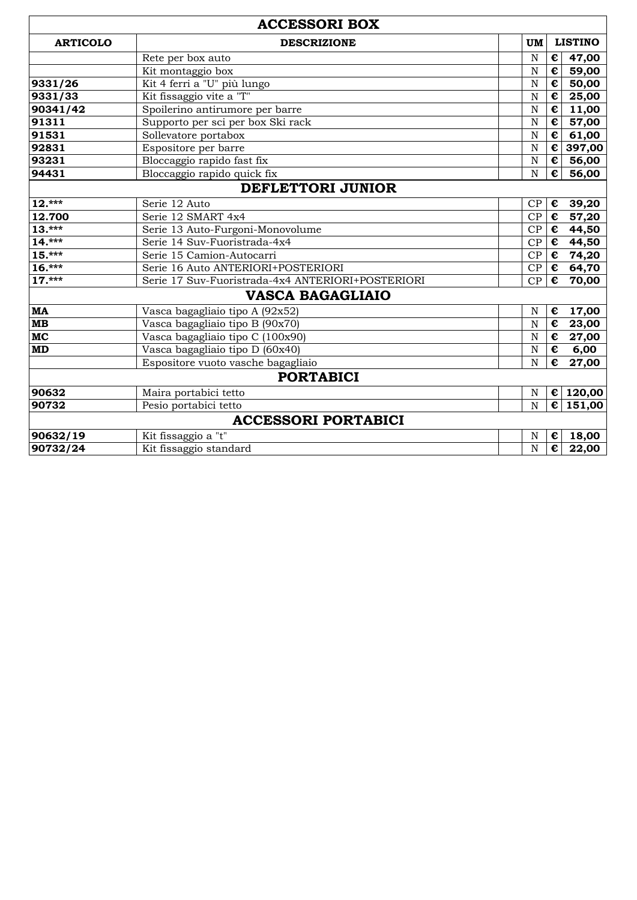| ARTICOLO | DESCRIZIONE | | UM | LISTINO |
|---|---|---|---|---|
| **ACCESSORI BOX** | | | | |
| | Rete per box auto | | N | € 47,00 |
| | Kit montaggio box | | N | € 59,00 |
| **9331/26** | Kit 4 ferri a "U" più lungo | | N | € 50,00 |
| **9331/33** | Kit fissaggio vite a "T" | | N | € 25,00 |
| **90341/42** | Spoilerino antirumore per barre | | N | € 11,00 |
| **91311** | Supporto per sci per box Ski rack | | N | € 57,00 |
| **91531** | Sollevatore portabox | | N | € 61,00 |
| **92831** | Espositore per barre | | N | € 397,00 |
| **93231** | Bloccaggio rapido fast fix | | N | € 56,00 |
| **94431** | Bloccaggio rapido quick fix | | N | € 56,00 |
| **DEFLETTORI JUNIOR** | | | | |
| **12.*** ** | Serie 12 Auto | | CP | € 39,20 |
| **12.700** | Serie 12 SMART 4x4 | | CP | € 57,20 |
| **13.*** ** | Serie 13 Auto-Furgoni-Monovolume | | CP | € 44,50 |
| **14.*** ** | Serie 14 Suv-Fuoristrada-4x4 | | CP | € 44,50 |
| **15.*** ** | Serie 15 Camion-Autocarri | | CP | € 74,20 |
| **16.*** ** | Serie 16 Auto ANTERIORI+POSTERIORI | | CP | € 64,70 |
| **17.*** ** | Serie 17 Suv-Fuoristrada-4x4 ANTERIORI+POSTERIORI | | CP | € 70,00 |
| **VASCA BAGAGLIAIO** | | | | |
| **MA** | Vasca bagagliaio tipo A (92x52) | | N | € 17,00 |
| **MB** | Vasca bagagliaio tipo B (90x70) | | N | € 23,00 |
| **MC** | Vasca bagagliaio tipo C (100x90) | | N | € 27,00 |
| **MD** | Vasca bagagliaio tipo D (60x40) | | N | € 6,00 |
| | Espositore vuoto vasche bagagliaio | | N | € 27,00 |
| **PORTABICI** | | | | |
| **90632** | Maira portabici tetto | | N | € 120,00 |
| **90732** | Pesio portabici tetto | | N | € 151,00 |
| **ACCESSORI PORTABICI** | | | | |
| **90632/19** | Kit fissaggio a "t" | | N | € 18,00 |
| **90732/24** | Kit fissaggio standard | | N | € 22,00 |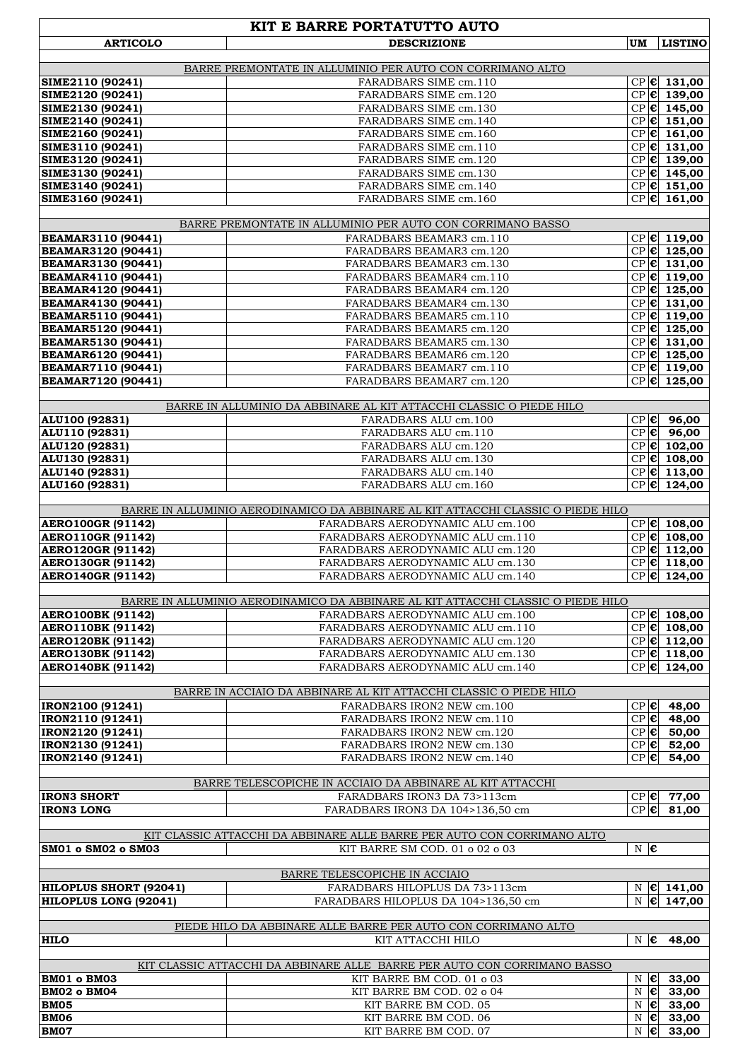| KIT E BARRE PORTATUTTO AUTO | | | |
|---|---|---|---|
| **ARTICOLO** | **DESCRIZIONE** | **UM** | **LISTINO** |
| | BARRE PREMONTATE IN ALLUMINIO PER AUTO CON CORRIMANO ALTO | | |
| **SIME2110 (90241)** | FARADBARS SIME cm.110 | CP | € 131,00 |
| **SIME2120 (90241)** | FARADBARS SIME cm.120 | CP | € 139,00 |
| **SIME2130 (90241)** | FARADBARS SIME cm.130 | CP | € 145,00 |
| **SIME2140 (90241)** | FARADBARS SIME cm.140 | CP | € 151,00 |
| **SIME2160 (90241)** | FARADBARS SIME cm.160 | CP | € 161,00 |
| **SIME3110 (90241)** | FARADBARS SIME cm.110 | CP | € 131,00 |
| **SIME3120 (90241)** | FARADBARS SIME cm.120 | CP | € 139,00 |
| **SIME3130 (90241)** | FARADBARS SIME cm.130 | CP | € 145,00 |
| **SIME3140 (90241)** | FARADBARS SIME cm.140 | CP | € 151,00 |
| **SIME3160 (90241)** | FARADBARS SIME cm.160 | CP | € 161,00 |
| | BARRE PREMONTATE IN ALLUMINIO PER AUTO CON CORRIMANO BASSO | | |
| **BEAMAR3110 (90441)** | FARADBARS BEAMAR3 cm.110 | CP | € 119,00 |
| **BEAMAR3120 (90441)** | FARADBARS BEAMAR3 cm.120 | CP | € 125,00 |
| **BEAMAR3130 (90441)** | FARADBARS BEAMAR3 cm.130 | CP | € 131,00 |
| **BEAMAR4110 (90441)** | FARADBARS BEAMAR4 cm.110 | CP | € 119,00 |
| **BEAMAR4120 (90441)** | FARADBARS BEAMAR4 cm.120 | CP | € 125,00 |
| **BEAMAR4130 (90441)** | FARADBARS BEAMAR4 cm.130 | CP | € 131,00 |
| **BEAMAR5110 (90441)** | FARADBARS BEAMAR5 cm.110 | CP | € 119,00 |
| **BEAMAR5120 (90441)** | FARADBARS BEAMAR5 cm.120 | CP | € 125,00 |
| **BEAMAR5130 (90441)** | FARADBARS BEAMAR5 cm.130 | CP | € 131,00 |
| **BEAMAR6120 (90441)** | FARADBARS BEAMAR6 cm.120 | CP | € 125,00 |
| **BEAMAR7110 (90441)** | FARADBARS BEAMAR7 cm.110 | CP | € 119,00 |
| **BEAMAR7120 (90441)** | FARADBARS BEAMAR7 cm.120 | CP | € 125,00 |
| | BARRE IN ALLUMINIO DA ABBINARE AL KIT ATTACCHI CLASSIC O PIEDE HILO | | |
| **ALU100 (92831)** | FARADBARS ALU cm.100 | CP | € 96,00 |
| **ALU110 (92831)** | FARADBARS ALU cm.110 | CP | € 96,00 |
| **ALU120 (92831)** | FARADBARS ALU cm.120 | CP | € 102,00 |
| **ALU130 (92831)** | FARADBARS ALU cm.130 | CP | € 108,00 |
| **ALU140 (92831)** | FARADBARS ALU cm.140 | CP | € 113,00 |
| **ALU160 (92831)** | FARADBARS ALU cm.160 | CP | € 124,00 |
| | BARRE IN ALLUMINIO AERODINAMICO DA ABBINARE AL KIT ATTACCHI CLASSIC O PIEDE HILO | | |
| **AERO100GR (91142)** | FARADBARS AERODYNAMIC ALU cm.100 | CP | € 108,00 |
| **AERO110GR (91142)** | FARADBARS AERODYNAMIC ALU cm.110 | CP | € 108,00 |
| **AERO120GR (91142)** | FARADBARS AERODYNAMIC ALU cm.120 | CP | € 112,00 |
| **AERO130GR (91142)** | FARADBARS AERODYNAMIC ALU cm.130 | CP | € 118,00 |
| **AERO140GR (91142)** | FARADBARS AERODYNAMIC ALU cm.140 | CP | € 124,00 |
| | BARRE IN ALLUMINIO AERODINAMICO DA ABBINARE AL KIT ATTACCHI CLASSIC O PIEDE HILO | | |
| **AERO100BK (91142)** | FARADBARS AERODYNAMIC ALU cm.100 | CP | € 108,00 |
| **AERO110BK (91142)** | FARADBARS AERODYNAMIC ALU cm.110 | CP | € 108,00 |
| **AERO120BK (91142)** | FARADBARS AERODYNAMIC ALU cm.120 | CP | € 112,00 |
| **AERO130BK (91142)** | FARADBARS AERODYNAMIC ALU cm.130 | CP | € 118,00 |
| **AERO140BK (91142)** | FARADBARS AERODYNAMIC ALU cm.140 | CP | € 124,00 |
| | BARRE IN ACCIAIO DA ABBINARE AL KIT ATTACCHI CLASSIC O PIEDE HILO | | |
| **IRON2100 (91241)** | FARADBARS IRON2 NEW cm.100 | CP | € 48,00 |
| **IRON2110 (91241)** | FARADBARS IRON2 NEW cm.110 | CP | € 48,00 |
| **IRON2120 (91241)** | FARADBARS IRON2 NEW cm.120 | CP | € 50,00 |
| **IRON2130 (91241)** | FARADBARS IRON2 NEW cm.130 | CP | € 52,00 |
| **IRON2140 (91241)** | FARADBARS IRON2 NEW cm.140 | CP | € 54,00 |
| | BARRE TELESCOPICHE IN ACCIAIO DA ABBINARE AL KIT ATTACCHI | | |
| **IRON3 SHORT** | FARADBARS IRON3 DA 73>113cm | CP | € 77,00 |
| **IRON3 LONG** | FARADBARS IRON3 DA 104>136,50 cm | CP | € 81,00 |
| | KIT CLASSIC ATTACCHI DA ABBINARE ALLE BARRE PER AUTO CON CORRIMANO ALTO | | |
| **SM01 o SM02 o SM03** | KIT BARRE SM COD. 01 o 02 o 03 | N | € |
| | BARRE TELESCOPICHE IN ACCIAIO | | |
| **HILOPLUS SHORT (92041)** | FARADBARS HILOPLUS DA 73>113cm | N | € 141,00 |
| **HILOPLUS LONG (92041)** | FARADBARS HILOPLUS DA 104>136,50 cm | N | € 147,00 |
| | PIEDE HILO DA ABBINARE ALLE BARRE PER AUTO CON CORRIMANO ALTO | | |
| **HILO** | KIT ATTACCHI HILO | N | € 48,00 |
| | KIT CLASSIC ATTACCHI DA ABBINARE ALLE BARRE PER AUTO CON CORRIMANO BASSO | | |
| **BM01 o BM03** | KIT BARRE BM COD. 01 o 03 | N | € 33,00 |
| **BM02 o BM04** | KIT BARRE BM COD. 02 o 04 | N | € 33,00 |
| **BM05** | KIT BARRE BM COD. 05 | N | € 33,00 |
| **BM06** | KIT BARRE BM COD. 06 | N | € 33,00 |
| **BM07** | KIT BARRE BM COD. 07 | N | € 33,00 |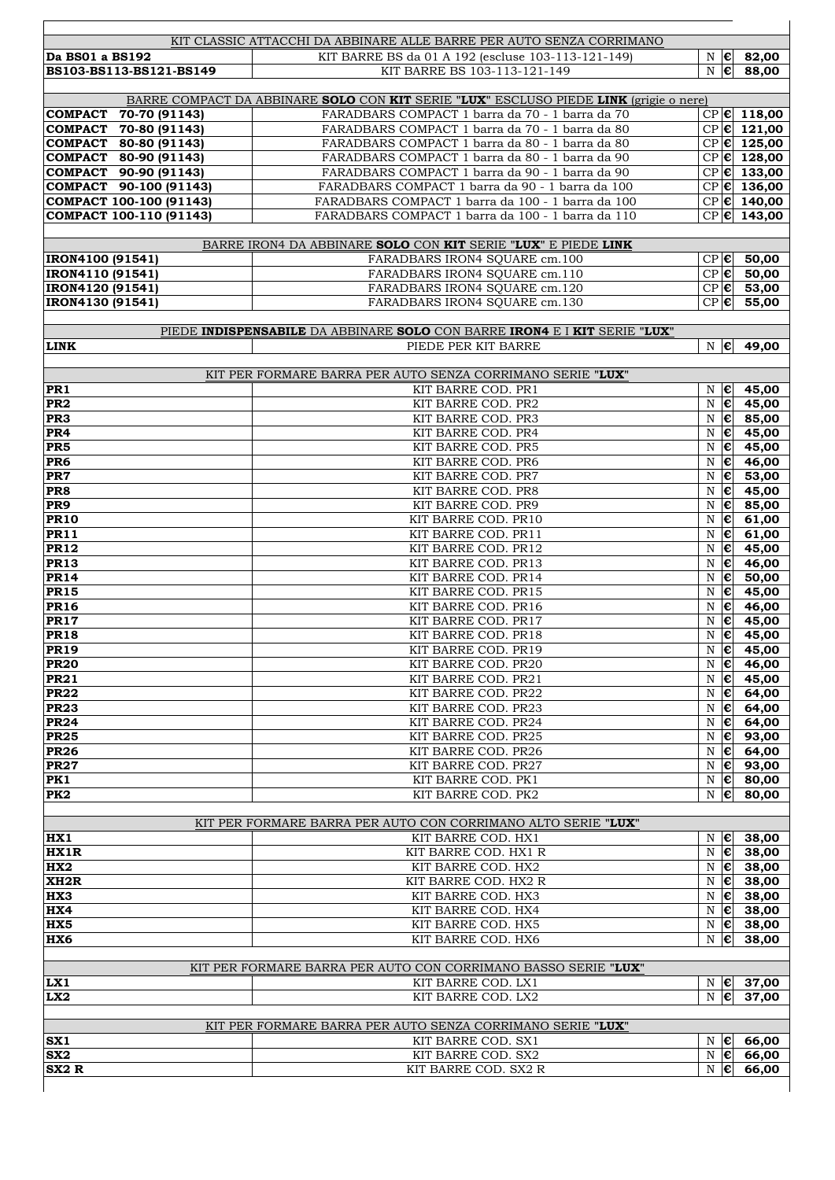| | | | | |
|---|---|---|---|---|
| KIT CLASSIC ATTACCHI DA ABBINARE ALLE BARRE PER AUTO SENZA CORRIMANO | | | | |
| **Da BS01 a BS192** | KIT BARRE BS da 01 A 192 (escluse 103-113-121-149) | N | € | **82,00** |
| **BS103-BS113-BS121-BS149** | KIT BARRE BS 103-113-121-149 | N | € | **88,00** |
| | | | | |
| BARRE COMPACT DA ABBINARE **SOLO** CON **KIT** SERIE "**LUX**" ESCLUSO PIEDE **LINK** (grigie o nere) | | | | |
| **COMPACT 70-70 (91143)** | FARADBARS COMPACT 1 barra da 70 - 1 barra da 70 | CP | € | **118,00** |
| **COMPACT 70-80 (91143)** | FARADBARS COMPACT 1 barra da 70 - 1 barra da 80 | CP | € | **121,00** |
| **COMPACT 80-80 (91143)** | FARADBARS COMPACT 1 barra da 80 - 1 barra da 80 | CP | € | **125,00** |
| **COMPACT 80-90 (91143)** | FARADBARS COMPACT 1 barra da 80 - 1 barra da 90 | CP | € | **128,00** |
| **COMPACT 90-90 (91143)** | FARADBARS COMPACT 1 barra da 90 - 1 barra da 90 | CP | € | **133,00** |
| **COMPACT 90-100 (91143)** | FARADBARS COMPACT 1 barra da 90 - 1 barra da 100 | CP | € | **136,00** |
| **COMPACT 100-100 (91143)** | FARADBARS COMPACT 1 barra da 100 - 1 barra da 100 | CP | € | **140,00** |
| **COMPACT 100-110 (91143)** | FARADBARS COMPACT 1 barra da 100 - 1 barra da 110 | CP | € | **143,00** |
| | | | | |
| BARRE IRON4 DA ABBINARE **SOLO** CON **KIT** SERIE "**LUX**" E PIEDE **LINK** | | | | |
| **IRON4100 (91541)** | FARADBARS IRON4 SQUARE cm.100 | CP | € | **50,00** |
| **IRON4110 (91541)** | FARADBARS IRON4 SQUARE cm.110 | CP | € | **50,00** |
| **IRON4120 (91541)** | FARADBARS IRON4 SQUARE cm.120 | CP | € | **53,00** |
| **IRON4130 (91541)** | FARADBARS IRON4 SQUARE cm.130 | CP | € | **55,00** |
| | | | | |
| PIEDE **INDISPENSABILE** DA ABBINARE **SOLO** CON BARRE **IRON4** E I **KIT** SERIE "**LUX**" | | | | |
| **LINK** | PIEDE PER KIT BARRE | N | € | **49,00** |
| | | | | |
| KIT PER FORMARE BARRA PER AUTO SENZA CORRIMANO SERIE "**LUX**" | | | | |
| **PR1** | KIT BARRE COD. PR1 | N | € | **45,00** |
| **PR2** | KIT BARRE COD. PR2 | N | € | **45,00** |
| **PR3** | KIT BARRE COD. PR3 | N | € | **85,00** |
| **PR4** | KIT BARRE COD. PR4 | N | € | **45,00** |
| **PR5** | KIT BARRE COD. PR5 | N | € | **45,00** |
| **PR6** | KIT BARRE COD. PR6 | N | € | **46,00** |
| **PR7** | KIT BARRE COD. PR7 | N | € | **53,00** |
| **PR8** | KIT BARRE COD. PR8 | N | € | **45,00** |
| **PR9** | KIT BARRE COD. PR9 | N | € | **85,00** |
| **PR10** | KIT BARRE COD. PR10 | N | € | **61,00** |
| **PR11** | KIT BARRE COD. PR11 | N | € | **61,00** |
| **PR12** | KIT BARRE COD. PR12 | N | € | **45,00** |
| **PR13** | KIT BARRE COD. PR13 | N | € | **46,00** |
| **PR14** | KIT BARRE COD. PR14 | N | € | **50,00** |
| **PR15** | KIT BARRE COD. PR15 | N | € | **45,00** |
| **PR16** | KIT BARRE COD. PR16 | N | € | **46,00** |
| **PR17** | KIT BARRE COD. PR17 | N | € | **45,00** |
| **PR18** | KIT BARRE COD. PR18 | N | € | **45,00** |
| **PR19** | KIT BARRE COD. PR19 | N | € | **45,00** |
| **PR20** | KIT BARRE COD. PR20 | N | € | **46,00** |
| **PR21** | KIT BARRE COD. PR21 | N | € | **45,00** |
| **PR22** | KIT BARRE COD. PR22 | N | € | **64,00** |
| **PR23** | KIT BARRE COD. PR23 | N | € | **64,00** |
| **PR24** | KIT BARRE COD. PR24 | N | € | **64,00** |
| **PR25** | KIT BARRE COD. PR25 | N | € | **93,00** |
| **PR26** | KIT BARRE COD. PR26 | N | € | **64,00** |
| **PR27** | KIT BARRE COD. PR27 | N | € | **93,00** |
| **PK1** | KIT BARRE COD. PK1 | N | € | **80,00** |
| **PK2** | KIT BARRE COD. PK2 | N | € | **80,00** |
| | | | | |
| KIT PER FORMARE BARRA PER AUTO CON CORRIMANO ALTO SERIE "**LUX**" | | | | |
| **HX1** | KIT BARRE COD. HX1 | N | € | **38,00** |
| **HX1R** | KIT BARRE COD. HX1 R | N | € | **38,00** |
| **HX2** | KIT BARRE COD. HX2 | N | € | **38,00** |
| **XH2R** | KIT BARRE COD. HX2 R | N | € | **38,00** |
| **HX3** | KIT BARRE COD. HX3 | N | € | **38,00** |
| **HX4** | KIT BARRE COD. HX4 | N | € | **38,00** |
| **HX5** | KIT BARRE COD. HX5 | N | € | **38,00** |
| **HX6** | KIT BARRE COD. HX6 | N | € | **38,00** |
| | | | | |
| KIT PER FORMARE BARRA PER AUTO CON CORRIMANO BASSO SERIE "**LUX**" | | | | |
| **LX1** | KIT BARRE COD. LX1 | N | € | **37,00** |
| **LX2** | KIT BARRE COD. LX2 | N | € | **37,00** |
| | | | | |
| KIT PER FORMARE BARRA PER AUTO SENZA CORRIMANO SERIE "**LUX**" | | | | |
| **SX1** | KIT BARRE COD. SX1 | N | € | **66,00** |
| **SX2** | KIT BARRE COD. SX2 | N | € | **66,00** |
| **SX2 R** | KIT BARRE COD. SX2 R | N | € | **66,00** |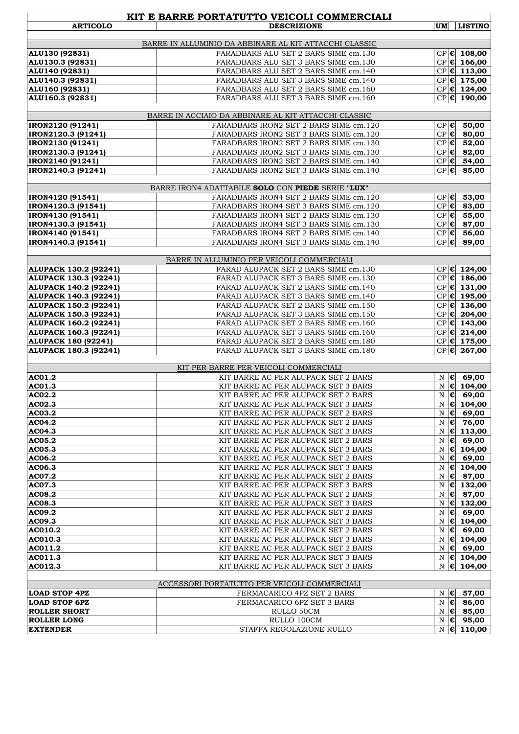# KIT E BARRE PORTATUTTO VEICOLI COMMERCIALI

| ARTICOLO | DESCRIZIONE | UM | | LISTINO |
|---|---|---|---|---|
| | BARRE IN ALLUMINIO DA ABBINARE AL KIT ATTACCHI CLASSIC | | | |
| ALU130 (92831) | FARADBARS ALU SET 2 BARS SIME cm.130 | CP | € | 108,00 |
| ALU130.3 (92831) | FARADBARS ALU SET 3 BARS SIME cm.130 | CP | € | 166,00 |
| ALU140 (92831) | FARADBARS ALU SET 2 BARS SIME cm.140 | CP | € | 113,00 |
| ALU140.3 (92831) | FARADBARS ALU SET 3 BARS SIME cm.140 | CP | € | 175,00 |
| ALU160 (92831) | FARADBARS ALU SET 2 BARS SIME cm.160 | CP | € | 124,00 |
| ALU160.3 (92831) | FARADBARS ALU SET 3 BARS SIME cm.160 | CP | € | 190,00 |
| | BARRE IN ACCIAIO DA ABBINARE AL KIT ATTACCHI CLASSIC | | | |
| IRON2120 (91241) | FARADBARS IRON2 SET 2 BARS SIME cm.120 | CP | € | 50,00 |
| IRON2120.3 (91241) | FARADBARS IRON2 SET 3 BARS SIME cm.120 | CP | € | 80,00 |
| IRON2130 (91241) | FARADBARS IRON2 SET 2 BARS SIME cm.130 | CP | € | 52,00 |
| IRON2130.3 (91241) | FARADBARS IRON2 SET 3 BARS SIME cm.130 | CP | € | 82,00 |
| IRON2140 (91241) | FARADBARS IRON2 SET 2 BARS SIME cm.140 | CP | € | 54,00 |
| IRON2140.3 (91241) | FARADBARS IRON2 SET 3 BARS SIME cm.140 | CP | € | 85,00 |
| | BARRE IRON4 ADATTABILE **SOLO** CON **PIEDE** SERIE "**LUX**" | | | |
| IRON4120 (91541) | FARADBARS IRON4 SET 2 BARS SIME cm.120 | CP | € | 53,00 |
| IRON4120.3 (91541) | FARADBARS IRON4 SET 3 BARS SIME cm.120 | CP | € | 83,00 |
| IRON4130 (91541) | FARADBARS IRON4 SET 2 BARS SIME cm.130 | CP | € | 55,00 |
| IRON4130.3 (91541) | FARADBARS IRON4 SET 3 BARS SIME cm.130 | CP | € | 87,00 |
| IRON4140 (91541) | FARADBARS IRON4 SET 2 BARS SIME cm.140 | CP | € | 56,00 |
| IRON4140.3 (91541) | FARADBARS IRON4 SET 3 BARS SIME cm.140 | CP | € | 89,00 |
| | BARRE IN ALLUMINIO PER VEICOLI COMMERCIALI | | | |
| ALUPACK 130.2 (92241) | FARAD ALUPACK SET 2 BARS SIME cm.130 | CP | € | 124,00 |
| ALUPACK 130.3 (92241) | FARAD ALUPACK SET 3 BARS SIME cm.130 | CP | € | 186,00 |
| ALUPACK 140.2 (92241) | FARAD ALUPACK SET 2 BARS SIME cm.140 | CP | € | 131,00 |
| ALUPACK 140.3 (92241) | FARAD ALUPACK SET 3 BARS SIME cm.140 | CP | € | 195,00 |
| ALUPACK 150.2 (92241) | FARAD ALUPACK SET 2 BARS SIME cm.150 | CP | € | 136,00 |
| ALUPACK 150.3 (92241) | FARAD ALUPACK SET 3 BARS SIME cm.150 | CP | € | 204,00 |
| ALUPACK 160.2 (92241) | FARAD ALUPACK SET 2 BARS SIME cm.160 | CP | € | 143,00 |
| ALUPACK 160.3 (92241) | FARAD ALUPACK SET 3 BARS SIME cm.160 | CP | € | 214,00 |
| ALUPACK 180 (92241) | FARAD ALUPACK SET 2 BARS SIME cm.180 | CP | € | 175,00 |
| ALUPACK 180.3 (92241) | FARAD ALUPACK SET 3 BARS SIME cm.180 | CP | € | 267,00 |
| | KIT PER BARRE PER VEICOLI COMMERCIALI | | | |
| AC01.2 | KIT BARRE AC PER ALUPACK SET 2 BARS | N | € | 69,00 |
| AC01.3 | KIT BARRE AC PER ALUPACK SET 3 BARS | N | € | 104,00 |
| AC02.2 | KIT BARRE AC PER ALUPACK SET 2 BARS | N | € | 69,00 |
| AC02.3 | KIT BARRE AC PER ALUPACK SET 3 BARS | N | € | 104,00 |
| AC03.2 | KIT BARRE AC PER ALUPACK SET 2 BARS | N | € | 69,00 |
| AC04.2 | KIT BARRE AC PER ALUPACK SET 2 BARS | N | € | 76,00 |
| AC04.3 | KIT BARRE AC PER ALUPACK SET 3 BARS | N | € | 113,00 |
| AC05.2 | KIT BARRE AC PER ALUPACK SET 2 BARS | N | € | 69,00 |
| AC05.3 | KIT BARRE AC PER ALUPACK SET 3 BARS | N | € | 104,00 |
| AC06.2 | KIT BARRE AC PER ALUPACK SET 2 BARS | N | € | 69,00 |
| AC06.3 | KIT BARRE AC PER ALUPACK SET 3 BARS | N | € | 104,00 |
| AC07.2 | KIT BARRE AC PER ALUPACK SET 2 BARS | N | € | 87,00 |
| AC07.3 | KIT BARRE AC PER ALUPACK SET 3 BARS | N | € | 132,00 |
| AC08.2 | KIT BARRE AC PER ALUPACK SET 2 BARS | N | € | 87,00 |
| AC08.3 | KIT BARRE AC PER ALUPACK SET 3 BARS | N | € | 132,00 |
| AC09.2 | KIT BARRE AC PER ALUPACK SET 2 BARS | N | € | 69,00 |
| AC09.3 | KIT BARRE AC PER ALUPACK SET 3 BARS | N | € | 104,00 |
| AC010.2 | KIT BARRE AC PER ALUPACK SET 2 BARS | N | € | 69,00 |
| AC010.3 | KIT BARRE AC PER ALUPACK SET 3 BARS | N | € | 104,00 |
| AC011.2 | KIT BARRE AC PER ALUPACK SET 2 BARS | N | € | 69,00 |
| AC011.3 | KIT BARRE AC PER ALUPACK SET 3 BARS | N | € | 104,00 |
| AC012.3 | KIT BARRE AC PER ALUPACK SET 3 BARS | N | € | 104,00 |
| | ACCESSORI PORTATUTTO PER VEICOLI COMMERCIALI | | | |
| LOAD STOP 4PZ | FERMACARICO 4PZ SET 2 BARS | N | € | 57,00 |
| LOAD STOP 6PZ | FERMACARICO 6PZ SET 3 BARS | N | € | 86,00 |
| ROLLER SHORT | RULLO 50CM | N | € | 85,00 |
| ROLLER LONG | RULLO 100CM | N | € | 95,00 |
| EXTENDER | STAFFA REGOLAZIONE RULLO | N | € | 110,00 |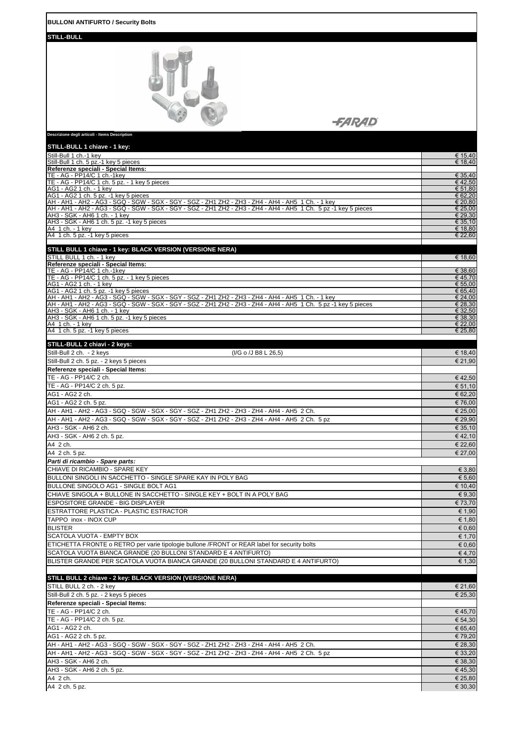## BULLONI ANTIFURTO / Security Bolts

### STILL-BULL

FARAD

**Descrizione degli articoli - Items Description**

| STILL-BULL 1 chiave - 1 key: | |
|---|---|
| Still-Bull 1 ch.-1 key | € 15,40 |
| Still-Bull 1 ch. 5 pz.-1 key 5 pieces | € 18,40 |
| **Referenze speciali - Special Items:** | |
| TE - AG - PP14/C 1 ch.-1key | € 35,40 |
| TE - AG - PP14/C 1 ch. 5 pz. - 1 key 5 pieces | € 42,50 |
| AG1 - AG2 1 ch. - 1 key | € 51,80 |
| AG1 - AG2 1 ch. 5 pz. -1 key 5 pieces | € 62,20 |
| AH - AH1 - AH2 - AG3 - SGQ - SGW - SGX - SGY - SGZ - ZH1 ZH2 - ZH3 - ZH4 - AH4 - AH5 1 Ch. - 1 key | € 20,80 |
| AH - AH1 - AH2 - AG3 - SGQ - SGW - SGX - SGY - SGZ - ZH1 ZH2 - ZH3 - ZH4 - AH4 - AH5 1 Ch. 5 pz -1 key 5 pieces | € 25,00 |
| AH3 - SGK - AH6 1 ch. - 1 key | € 29,30 |
| AH3 - SGK - AH6 1 ch. 5 pz. -1 key 5 pieces | € 35,10 |
| A4 1 ch. - 1 key | € 18,80 |
| A4 1 ch. 5 pz. -1 key 5 pieces | € 22,60 |

| STILL BULL 1 chiave - 1 key: BLACK VERSION (VERSIONE NERA) | |
|---|---|
| STILL BULL 1 ch. - 1 key | € 18,60 |
| **Referenze speciali - Special Items:** | |
| TE - AG - PP14/C 1 ch.-1key | € 38,60 |
| TE - AG - PP14/C 1 ch. 5 pz. - 1 key 5 pieces | € 45,70 |
| AG1 - AG2 1 ch. - 1 key | € 55,00 |
| AG1 - AG2 1 ch. 5 pz. -1 key 5 pieces | € 65,40 |
| AH - AH1 - AH2 - AG3 - SGQ - SGW - SGX - SGY - SGZ - ZH1 ZH2 - ZH3 - ZH4 - AH4 - AH5 1 Ch. - 1 key | € 24,00 |
| AH - AH1 - AH2 - AG3 - SGQ - SGW - SGX - SGY - SGZ - ZH1 ZH2 - ZH3 - ZH4 - AH4 - AH5 1 Ch. 5 pz -1 key 5 pieces | € 28,30 |
| AH3 - SGK - AH6 1 ch. - 1 key | € 32,50 |
| AH3 - SGK - AH6 1 ch. 5 pz. -1 key 5 pieces | € 38,30 |
| A4 1 ch. - 1 key | € 22,00 |
| A4 1 ch. 5 pz. -1 key 5 pieces | € 25,80 |

| STILL-BULL 2 chiavi - 2 keys: | |
|---|---|
| Still-Bull 2 ch. - 2 keys (I/G o /J B8 L 26,5) | € 18,40 |
| Still-Bull 2 ch. 5 pz. - 2 keys 5 pieces | € 21,90 |
| **Referenze speciali - Special Items:** | |
| TE - AG - PP14/C 2 ch. | € 42,50 |
| TE - AG - PP14/C 2 ch. 5 pz. | € 51,10 |
| AG1 - AG2 2 ch. | € 62,20 |
| AG1 - AG2 2 ch. 5 pz. | € 76,00 |
| AH - AH1 - AH2 - AG3 - SGQ - SGW - SGX - SGY - SGZ - ZH1 ZH2 - ZH3 - ZH4 - AH4 - AH5 2 Ch. | € 25,00 |
| AH - AH1 - AH2 - AG3 - SGQ - SGW - SGX - SGY - SGZ - ZH1 ZH2 - ZH3 - ZH4 - AH4 - AH5 2 Ch. 5 pz | € 29,90 |
| AH3 - SGK - AH6 2 ch. | € 35,10 |
| AH3 - SGK - AH6 2 ch. 5 pz. | € 42,10 |
| A4 2 ch. | € 22,60 |
| A4 2 ch. 5 pz. | € 27,00 |
| ***Parti di ricambio - Spare parts:*** | |
| CHIAVE DI RICAMBIO - SPARE KEY | € 3,80 |
| BULLONI SINGOLI IN SACCHETTO - SINGLE SPARE KAY IN POLY BAG | € 5,60 |
| BULLONE SINGOLO AG1 - SINGLE BOLT AG1 | € 10,40 |
| CHIAVE SINGOLA + BULLONE IN SACCHETTO - SINGLE KEY + BOLT IN A POLY BAG | € 9,30 |
| ESPOSITORE GRANDE - BIG DISPLAYER | € 73,70 |
| ESTRATTORE PLASTICA - PLASTIC EXTRACTOR | € 1,90 |
| TAPPO inox - INOX CUP | € 1,80 |
| BLISTER | € 0,60 |
| SCATOLA VUOTA - EMPTY BOX | € 1,70 |
| ETICHETTA FRONTE o RETRO per varie tipologie bullone /FRONT or REAR label for security bolts | € 0,60 |
| SCATOLA VUOTA BIANCA GRANDE (20 BULLONI STANDARD E 4 ANTIFURTO) | € 4,70 |
| BLISTER GRANDE PER SCATOLA VUOTA BIANCA GRANDE (20 BULLONI STANDARD E 4 ANTIFURTO) | € 1,30 |

| STILL BULL 2 chiave - 2 key: BLACK VERSION (VERSIONE NERA) | |
|---|---|
| STILL BULL 2 ch. - 2 key | € 21,60 |
| Still-Bull 2 ch. 5 pz. - 2 keys 5 pieces | € 25,30 |
| **Referenze speciali - Special Items:** | |
| TE - AG - PP14/C 2 ch. | € 45,70 |
| TE - AG - PP14/C 2 ch. 5 pz. | € 54,30 |
| AG1 - AG2 2 ch. | € 65,40 |
| AG1 - AG2 2 ch. 5 pz. | € 79,20 |
| AH - AH1 - AH2 - AG3 - SGQ - SGW - SGX - SGY - SGZ - ZH1 ZH2 - ZH3 - ZH4 - AH4 - AH5 2 Ch. | € 28,30 |
| AH - AH1 - AH2 - AG3 - SGQ - SGW - SGX - SGY - SGZ - ZH1 ZH2 - ZH3 - ZH4 - AH4 - AH5 2 Ch. 5 pz | € 33,20 |
| AH3 - SGK - AH6 2 ch. | € 38,30 |
| AH3 - SGK - AH6 2 ch. 5 pz. | € 45,30 |
| A4 2 ch. | € 25,80 |
| A4 2 ch. 5 pz. | € 30,30 |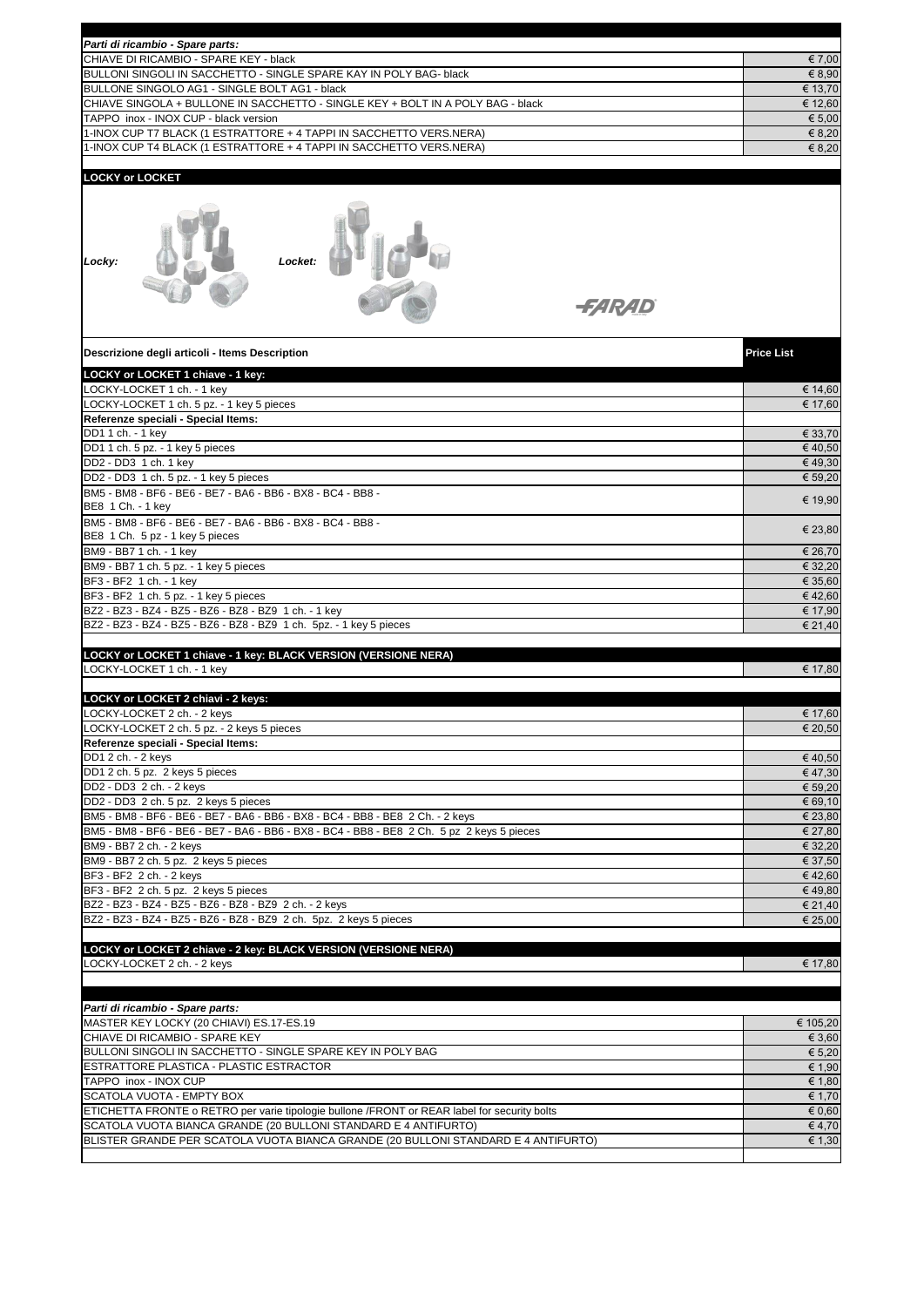| *Parti di ricambio - Spare parts:* | |
|---|---|
| CHIAVE DI RICAMBIO - SPARE KEY - black | € 7,00 |
| BULLONI SINGOLI IN SACCHETTO - SINGLE SPARE KAY IN POLY BAG- black | € 8,90 |
| BULLONE SINGOLO AG1 - SINGLE BOLT AG1 - black | € 13,70 |
| CHIAVE SINGOLA + BULLONE IN SACCHETTO - SINGLE KEY + BOLT IN A POLY BAG - black | € 12,60 |
| TAPPO inox - INOX CUP - black version | € 5,00 |
| 1-INOX CUP T7 BLACK (1 ESTRATTORE + 4 TAPPI IN SACCHETTO VERS.NERA) | € 8,20 |
| 1-INOX CUP T4 BLACK (1 ESTRATTORE + 4 TAPPI IN SACCHETTO VERS.NERA) | € 8,20 |

**LOCKY or LOCKET**

*Locky:* *Locket:*

FARAD

| **Descrizione degli articoli - Items Description** | **Price List** |
|---|---|
| **LOCKY or LOCKET 1 chiave - 1 key:** | |
| LOCKY-LOCKET 1 ch. - 1 key | € 14,60 |
| LOCKY-LOCKET 1 ch. 5 pz. - 1 key 5 pieces | € 17,60 |
| **Referenze speciali - Special Items:** | |
| DD1 1 ch. - 1 key | € 33,70 |
| DD1 1 ch. 5 pz. - 1 key 5 pieces | € 40,50 |
| DD2 - DD3 1 ch. 1 key | € 49,30 |
| DD2 - DD3 1 ch. 5 pz. - 1 key 5 pieces | € 59,20 |
| BM5 - BM8 - BF6 - BE6 - BE7 - BA6 - BB6 - BX8 - BC4 - BB8 - BE8 1 Ch. - 1 key | € 19,90 |
| BM5 - BM8 - BF6 - BE6 - BE7 - BA6 - BB6 - BX8 - BC4 - BB8 - BE8 1 Ch. 5 pz - 1 key 5 pieces | € 23,80 |
| BM9 - BB7 1 ch. - 1 key | € 26,70 |
| BM9 - BB7 1 ch. 5 pz. - 1 key 5 pieces | € 32,20 |
| BF3 - BF2 1 ch. - 1 key | € 35,60 |
| BF3 - BF2 1 ch. 5 pz. - 1 key 5 pieces | € 42,60 |
| BZ2 - BZ3 - BZ4 - BZ5 - BZ6 - BZ8 - BZ9 1 ch. - 1 key | € 17,90 |
| BZ2 - BZ3 - BZ4 - BZ5 - BZ6 - BZ8 - BZ9 1 ch. 5pz. - 1 key 5 pieces | € 21,40 |
| | |
| **LOCKY or LOCKET 1 chiave - 1 key: BLACK VERSION (VERSIONE NERA)** | |
| LOCKY-LOCKET 1 ch. - 1 key | € 17,80 |
| | |
| **LOCKY or LOCKET 2 chiavi - 2 keys:** | |
| LOCKY-LOCKET 2 ch. - 2 keys | € 17,60 |
| LOCKY-LOCKET 2 ch. 5 pz. - 2 keys 5 pieces | € 20,50 |
| **Referenze speciali - Special Items:** | |
| DD1 2 ch. - 2 keys | € 40,50 |
| DD1 2 ch. 5 pz. 2 keys 5 pieces | € 47,30 |
| DD2 - DD3 2 ch. - 2 keys | € 59,20 |
| DD2 - DD3 2 ch. 5 pz. 2 keys 5 pieces | € 69,10 |
| BM5 - BM8 - BF6 - BE6 - BE7 - BA6 - BB6 - BX8 - BC4 - BB8 - BE8 2 Ch. - 2 keys | € 23,80 |
| BM5 - BM8 - BF6 - BE6 - BE7 - BA6 - BB6 - BX8 - BC4 - BB8 - BE8 2 Ch. 5 pz 2 keys 5 pieces | € 27,80 |
| BM9 - BB7 2 ch. - 2 keys | € 32,20 |
| BM9 - BB7 2 ch. 5 pz. 2 keys 5 pieces | € 37,50 |
| BF3 - BF2 2 ch. - 2 keys | € 42,60 |
| BF3 - BF2 2 ch. 5 pz. 2 keys 5 pieces | € 49,80 |
| BZ2 - BZ3 - BZ4 - BZ5 - BZ6 - BZ8 - BZ9 2 ch. - 2 keys | € 21,40 |
| BZ2 - BZ3 - BZ4 - BZ5 - BZ6 - BZ8 - BZ9 2 ch. 5pz. 2 keys 5 pieces | € 25,00 |
| | |
| **LOCKY or LOCKET 2 chiave - 2 key: BLACK VERSION (VERSIONE NERA)** | |
| LOCKY-LOCKET 2 ch. - 2 keys | € 17,80 |

| *Parti di ricambio - Spare parts:* | |
|---|---|
| MASTER KEY LOCKY (20 CHIAVI) ES.17-ES.19 | € 105,20 |
| CHIAVE DI RICAMBIO - SPARE KEY | € 3,60 |
| BULLONI SINGOLI IN SACCHETTO - SINGLE SPARE KEY IN POLY BAG | € 5,20 |
| ESTRATTORE PLASTICA - PLASTIC ESTRACTOR | € 1,90 |
| TAPPO inox - INOX CUP | € 1,80 |
| SCATOLA VUOTA - EMPTY BOX | € 1,70 |
| ETICHETTA FRONTE o RETRO per varie tipologie bullone /FRONT or REAR label for security bolts | € 0,60 |
| SCATOLA VUOTA BIANCA GRANDE (20 BULLONI STANDARD E 4 ANTIFURTO) | € 4,70 |
| BLISTER GRANDE PER SCATOLA VUOTA BIANCA GRANDE (20 BULLONI STANDARD E 4 ANTIFURTO) | € 1,30 |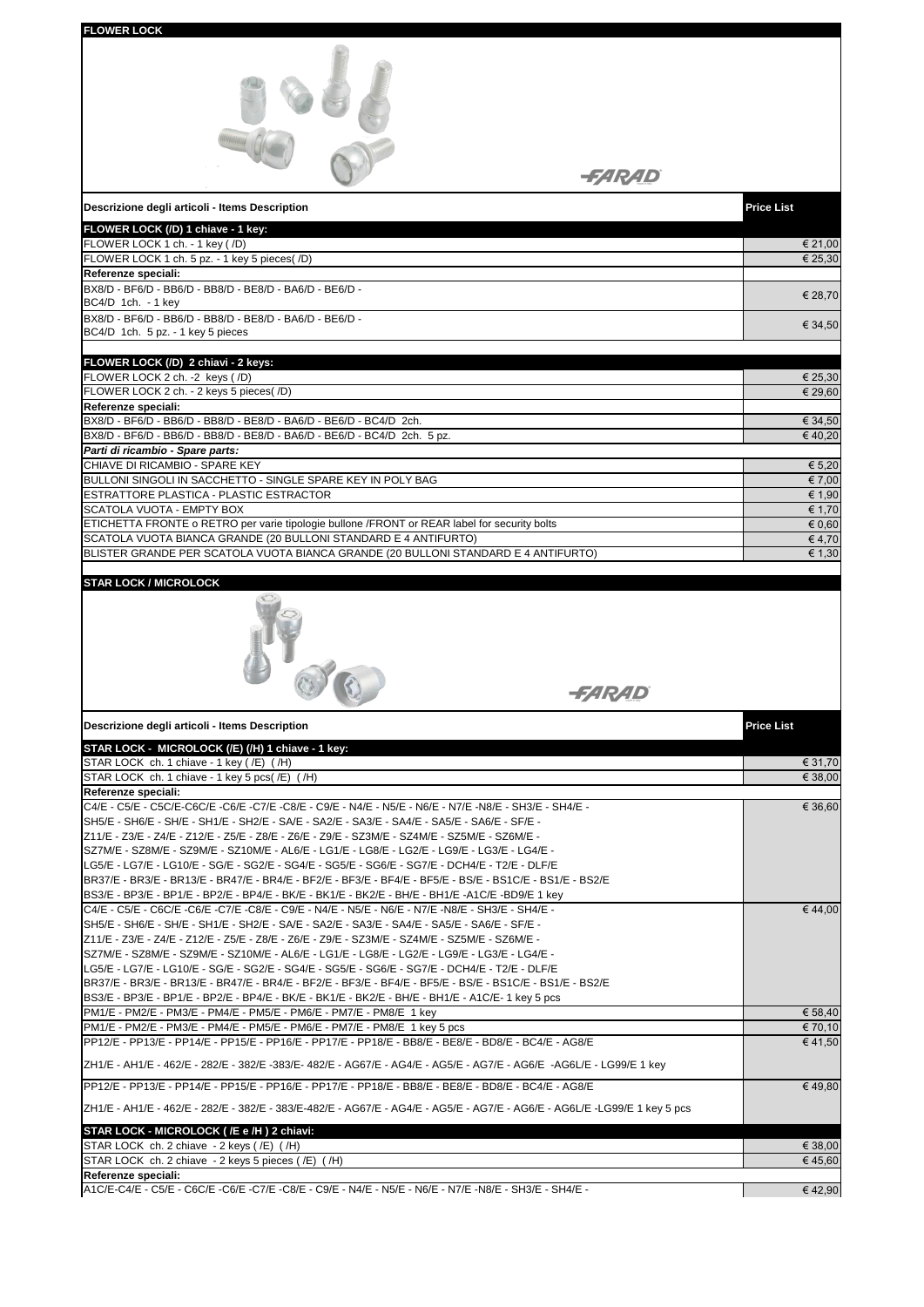## FLOWER LOCK

FARAD

| Descrizione degli articoli - Items Description | Price List |
|---|---|
| **FLOWER LOCK (/D) 1 chiave - 1 key:** | |
| FLOWER LOCK 1 ch. - 1 key ( /D) | € 21,00 |
| FLOWER LOCK 1 ch. 5 pz. - 1 key 5 pieces( /D) | € 25,30 |
| **Referenze speciali:** | |
| BX8/D - BF6/D - BB6/D - BB8/D - BE8/D - BA6/D - BE6/D - BC4/D 1ch. - 1 key | € 28,70 |
| BX8/D - BF6/D - BB6/D - BB8/D - BE8/D - BA6/D - BE6/D - BC4/D 1ch. 5 pz. - 1 key 5 pieces | € 34,50 |
| **FLOWER LOCK (/D) 2 chiavi - 2 keys:** | |
| FLOWER LOCK 2 ch. -2 keys ( /D) | € 25,30 |
| FLOWER LOCK 2 ch. - 2 keys 5 pieces( /D) | € 29,60 |
| **Referenze speciali:** | |
| BX8/D - BF6/D - BB6/D - BB8/D - BE8/D - BA6/D - BE6/D - BC4/D 2ch. | € 34,50 |
| BX8/D - BF6/D - BB6/D - BB8/D - BE8/D - BA6/D - BE6/D - BC4/D 2ch. 5 pz. | € 40,20 |
| ***Parti di ricambio - Spare parts:*** | |
| CHIAVE DI RICAMBIO - SPARE KEY | € 5,20 |
| BULLONI SINGOLI IN SACCHETTO - SINGLE SPARE KEY IN POLY BAG | € 7,00 |
| ESTRATTORE PLASTICA - PLASTIC ESTRACTOR | € 1,90 |
| SCATOLA VUOTA - EMPTY BOX | € 1,70 |
| ETICHETTA FRONTE o RETRO per varie tipologie bullone /FRONT or REAR label for security bolts | € 0,60 |
| SCATOLA VUOTA BIANCA GRANDE (20 BULLONI STANDARD E 4 ANTIFURTO) | € 4,70 |
| BLISTER GRANDE PER SCATOLA VUOTA BIANCA GRANDE (20 BULLONI STANDARD E 4 ANTIFURTO) | € 1,30 |

## STAR LOCK / MICROLOCK

FARAD

| Descrizione degli articoli - Items Description | Price List |
|---|---|
| **STAR LOCK - MICROLOCK (/E) (/H) 1 chiave - 1 key:** | |
| STAR LOCK ch. 1 chiave - 1 key ( /E) ( /H) | € 31,70 |
| STAR LOCK ch. 1 chiave - 1 key 5 pcs( /E) ( /H) | € 38,00 |
| **Referenze speciali:** | |
| C4/E - C5/E - C5C/E-C6C/E -C6/E -C7/E -C8/E - C9/E - N4/E - N5/E - N6/E - N7/E -N8/E - SH3/E - SH4/E - SH5/E - SH6/E - SH/E - SH1/E - SH2/E - SA/E - SA2/E - SA3/E - SA4/E - SA5/E - SA6/E - SF/E - Z11/E - Z3/E - Z4/E - Z12/E - Z5/E - Z8/E - Z6/E - Z9/E - SZ3M/E - SZ4M/E - SZ5M/E - SZ6M/E - SZ7M/E - SZ8M/E - SZ9M/E - SZ10M/E - AL6/E - LG1/E - LG8/E - LG2/E - LG9/E - LG3/E - LG4/E - LG5/E - LG7/E - LG10/E - SG/E - SG2/E - SG4/E - SG5/E - SG6/E - SG7/E - DCH4/E - T2/E - DLF/E BR37/E - BR3/E - BR13/E - BR47/E - BR4/E - BF2/E - BF3/E - BF4/E - BF5/E - BS/E - BS1C/E - BS1/E - BS2/E BS3/E - BP3/E - BP1/E - BP2/E - BP4/E - BK/E - BK1/E - BK2/E - BH/E - BH1/E -A1C/E -BD9/E 1 key | € 36,60 |
| C4/E - C5/E - C6C/E -C6/E -C7/E -C8/E - C9/E - N4/E - N5/E - N6/E - N7/E -N8/E - SH3/E - SH4/E - SH5/E - SH6/E - SH/E - SH1/E - SH2/E - SA/E - SA2/E - SA3/E - SA4/E - SA5/E - SA6/E - SF/E - Z11/E - Z3/E - Z4/E - Z12/E - Z5/E - Z8/E - Z6/E - Z9/E - SZ3M/E - SZ4M/E - SZ5M/E - SZ6M/E - SZ7M/E - SZ8M/E - SZ9M/E - SZ10M/E - AL6/E - LG1/E - LG8/E - LG2/E - LG9/E - LG3/E - LG4/E - LG5/E - LG7/E - LG10/E - SG/E - SG2/E - SG4/E - SG5/E - SG6/E - SG7/E - DCH4/E - T2/E - DLF/E BR37/E - BR3/E - BR13/E - BR47/E - BR4/E - BF2/E - BF3/E - BF4/E - BF5/E - BS/E - BS1C/E - BS1/E - BS2/E BS3/E - BP3/E - BP1/E - BP2/E - BP4/E - BK/E - BK1/E - BK2/E - BH/E - BH1/E - A1C/E- 1 key 5 pcs | € 44,00 |
| PM1/E - PM2/E - PM3/E - PM4/E - PM5/E - PM6/E - PM7/E - PM8/E 1 key | € 58,40 |
| PM1/E - PM2/E - PM3/E - PM4/E - PM5/E - PM6/E - PM7/E - PM8/E 1 key 5 pcs | € 70,10 |
| PP12/E - PP13/E - PP14/E - PP15/E - PP16/E - PP17/E - PP18/E - BB8/E - BE8/E - BD8/E - BC4/E - AG8/E ZH1/E - AH1/E - 462/E - 282/E - 382/E -383/E- 482/E - AG67/E - AG4/E - AG5/E - AG7/E - AG6/E -AG6L/E - LG99/E 1 key | € 41,50 |
| PP12/E - PP13/E - PP14/E - PP15/E - PP16/E - PP17/E - PP18/E - BB8/E - BE8/E - BD8/E - BC4/E - AG8/E ZH1/E - AH1/E - 462/E - 282/E - 382/E - 383/E-482/E - AG67/E - AG4/E - AG5/E - AG7/E - AG6/E - AG6L/E -LG99/E 1 key 5 pcs | € 49,80 |
| **STAR LOCK - MICROLOCK ( /E e /H ) 2 chiavi:** | |
| STAR LOCK ch. 2 chiave - 2 keys ( /E) ( /H) | € 38,00 |
| STAR LOCK ch. 2 chiave - 2 keys 5 pieces ( /E) ( /H) | € 45,60 |
| **Referenze speciali:** | |
| A1C/E-C4/E - C5/E - C6C/E -C6/E -C7/E -C8/E - C9/E - N4/E - N5/E - N6/E - N7/E -N8/E - SH3/E - SH4/E - | € 42,90 |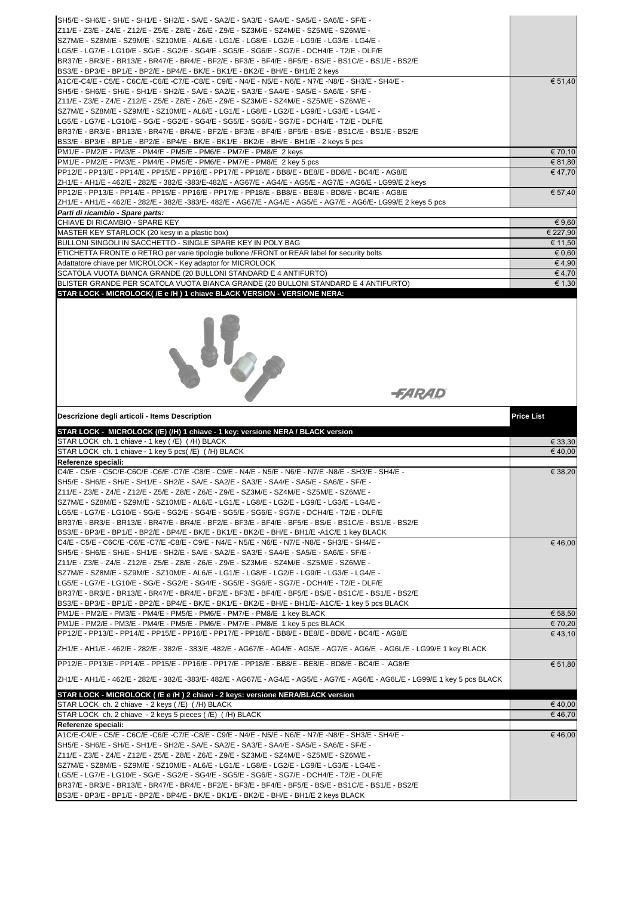| | |
|---|---|
| SH5/E - SH6/E - SH/E - SH1/E - SH2/E - SA/E - SA2/E - SA3/E - SA4/E - SA5/E - SA6/E - SF/E - Z11/E - Z3/E - Z4/E - Z12/E - Z5/E - Z8/E - Z6/E - Z9/E - SZ3M/E - SZ4M/E - SZ5M/E - SZ6M/E - SZ7M/E - SZ8M/E - SZ9M/E - SZ10M/E - AL6/E - LG1/E - LG8/E - LG2/E - LG9/E - LG3/E - LG4/E - LG5/E - LG7/E - LG10/E - SG/E - SG2/E - SG4/E - SG5/E - SG6/E - SG7/E - DCH4/E - T2/E - DLF/E BR37/E - BR3/E - BR13/E - BR47/E - BR4/E - BF2/E - BF3/E - BF4/E - BF5/E - BS/E - BS1C/E - BS1/E - BS2/E BS3/E - BP3/E - BP1/E - BP2/E - BP4/E - BK/E - BK1/E - BK2/E - BH/E - BH1/E 2 keys | |
| A1C/E-C4/E - C5/E - C6C/E -C6/E -C7/E -C8/E - C9/E - N4/E - N5/E - N6/E - N7/E -N8/E - SH3/E - SH4/E - SH5/E - SH6/E - SH/E - SH1/E - SH2/E - SA/E - SA2/E - SA3/E - SA4/E - SA5/E - SA6/E - SF/E - Z11/E - Z3/E - Z4/E - Z12/E - Z5/E - Z8/E - Z6/E - Z9/E - SZ3M/E - SZ4M/E - SZ5M/E - SZ6M/E - SZ7M/E - SZ8M/E - SZ9M/E - SZ10M/E - AL6/E - LG1/E - LG8/E - LG2/E - LG9/E - LG3/E - LG4/E - LG5/E - LG7/E - LG10/E - SG/E - SG2/E - SG4/E - SG5/E - SG6/E - SG7/E - DCH4/E - T2/E - DLF/E BR37/E - BR3/E - BR13/E - BR47/E - BR4/E - BF2/E - BF3/E - BF4/E - BF5/E - BS/E - BS1C/E - BS1/E - BS2/E BS3/E - BP3/E - BP1/E - BP2/E - BP4/E - BK/E - BK1/E - BK2/E - BH/E - BH1/E - 2 keys 5 pcs | € 51,40 |
| PM1/E - PM2/E - PM3/E - PM4/E - PM5/E - PM6/E - PM7/E - PM8/E 2 keys | € 70,10 |
| PM1/E - PM2/E - PM3/E - PM4/E - PM5/E - PM6/E - PM7/E - PM8/E 2 key 5 pcs | € 81,80 |
| PP12/E - PP13/E - PP14/E - PP15/E - PP16/E - PP17/E - PP18/E - BB8/E - BE8/E - BD8/E - BC4/E - AG8/E ZH1/E - AH1/E - 462/E - 282/E - 382/E -383/E-482/E - AG67/E - AG4/E - AG5/E - AG7/E - AG6/E - LG99/E 2 keys | € 47,70 |
| PP12/E - PP13/E - PP14/E - PP15/E - PP16/E - PP17/E - PP18/E - BB8/E - BE8/E - BD8/E - BC4/E - AG8/E ZH1/E - AH1/E - 462/E - 282/E - 382/E -383/E- 482/E - AG67/E - AG4/E - AG5/E - AG7/E - AG6/E- LG99/E 2 keys 5 pcs | € 57,40 |
| ***Parti di ricambio - Spare parts:*** | |
| CHIAVE DI RICAMBIO - SPARE KEY | € 9,60 |
| MASTER KEY STARLOCK (20 kesy in a plastic box) | € 227,90 |
| BULLONI SINGOLI IN SACCHETTO - SINGLE SPARE KEY IN POLY BAG | € 11,50 |
| ETICHETTA FRONTE o RETRO per varie tipologie bullone /FRONT or REAR label for security bolts | € 0,60 |
| Adattatore chiave per MICROLOCK - Key adaptor for MICROLOCK | € 4,90 |
| SCATOLA VUOTA BIANCA GRANDE (20 BULLONI STANDARD E 4 ANTIFURTO) | € 4,70 |
| BLISTER GRANDE PER SCATOLA VUOTA BIANCA GRANDE (20 BULLONI STANDARD E 4 ANTIFURTO) | € 1,30 |

**STAR LOCK - MICROLOCK( /E e /H ) 1 chiave BLACK VERSION - VERSIONE NERA:**

FARAD

| Descrizione degli articoli - Items Description | Price List |
|---|---|
| **STAR LOCK - MICROLOCK (/E) (/H) 1 chiave - 1 key: versione NERA / BLACK version** | |
| STAR LOCK ch. 1 chiave - 1 key ( /E) ( /H) BLACK | € 33,30 |
| STAR LOCK ch. 1 chiave - 1 key 5 pcs( /E) ( /H) BLACK | € 40,00 |
| **Referenze speciali:** | |
| C4/E - C5/E - C5C/E-C6C/E -C6/E -C7/E -C8/E - C9/E - N4/E - N5/E - N6/E - N7/E -N8/E - SH3/E - SH4/E - SH5/E - SH6/E - SH/E - SH1/E - SH2/E - SA/E - SA2/E - SA3/E - SA4/E - SA5/E - SA6/E - SF/E - Z11/E - Z3/E - Z4/E - Z12/E - Z5/E - Z8/E - Z6/E - Z9/E - SZ3M/E - SZ4M/E - SZ5M/E - SZ6M/E - SZ7M/E - SZ8M/E - SZ9M/E - SZ10M/E - AL6/E - LG1/E - LG8/E - LG2/E - LG9/E - LG3/E - LG4/E - LG5/E - LG7/E - LG10/E - SG/E - SG2/E - SG4/E - SG5/E - SG6/E - SG7/E - DCH4/E - T2/E - DLF/E BR37/E - BR3/E - BR13/E - BR47/E - BR4/E - BF2/E - BF3/E - BF4/E - BF5/E - BS/E - BS1C/E - BS1/E - BS2/E BS3/E - BP3/E - BP1/E - BP2/E - BP4/E - BK/E - BK1/E - BK2/E - BH/E - BH1/E -A1C/E 1 key BLACK | € 38,20 |
| C4/E - C5/E - C6C/E -C6/E -C7/E -C8/E - C9/E - N4/E - N5/E - N6/E - N7/E -N8/E - SH3/E - SH4/E - SH5/E - SH6/E - SH/E - SH1/E - SH2/E - SA/E - SA2/E - SA3/E - SA4/E - SA5/E - SA6/E - SF/E - Z11/E - Z3/E - Z4/E - Z12/E - Z5/E - Z8/E - Z6/E - Z9/E - SZ3M/E - SZ4M/E - SZ5M/E - SZ6M/E - SZ7M/E - SZ8M/E - SZ9M/E - SZ10M/E - AL6/E - LG1/E - LG8/E - LG2/E - LG9/E - LG3/E - LG4/E - LG5/E - LG7/E - LG10/E - SG/E - SG2/E - SG4/E - SG5/E - SG6/E - SG7/E - DCH4/E - T2/E - DLF/E BR37/E - BR3/E - BR13/E - BR47/E - BR4/E - BF2/E - BF3/E - BF4/E - BF5/E - BS/E - BS1C/E - BS1/E - BS2/E BS3/E - BP3/E - BP1/E - BP2/E - BP4/E - BK/E - BK1/E - BK2/E - BH/E - BH1/E- A1C/E- 1 key 5 pcs BLACK | € 46,00 |
| PM1/E - PM2/E - PM3/E - PM4/E - PM5/E - PM6/E - PM7/E - PM8/E 1 key BLACK | € 58,50 |
| PM1/E - PM2/E - PM3/E - PM4/E - PM5/E - PM6/E - PM7/E - PM8/E 1 key 5 pcs BLACK | € 70,20 |
| PP12/E - PP13/E - PP14/E - PP15/E - PP16/E - PP17/E - PP18/E - BB8/E - BE8/E - BD8/E - BC4/E - AG8/E ZH1/E - AH1/E - 462/E - 282/E - 382/E - 383/E -482/E - AG67/E - AG4/E - AG5/E - AG7/E - AG6/E - AG6L/E - LG99/E 1 key BLACK | € 43,10 |
| PP12/E - PP13/E - PP14/E - PP15/E - PP16/E - PP17/E - PP18/E - BB8/E - BE8/E - BD8/E - BC4/E - AG8/E ZH1/E - AH1/E - 462/E - 282/E - 382/E -383/E- 482/E - AG67/E - AG4/E - AG5/E - AG7/E - AG6/E - AG6L/E - LG99/E 1 key 5 pcs BLACK | € 51,80 |
| **STAR LOCK - MICROLOCK ( /E e /H ) 2 chiavi - 2 keys: versione NERA/BLACK version** | |
| STAR LOCK ch. 2 chiave - 2 keys ( /E) ( /H) BLACK | € 40,00 |
| STAR LOCK ch. 2 chiave - 2 keys 5 pieces ( /E) ( /H) BLACK | € 46,70 |
| **Referenze speciali:** | |
| A1C/E-C4/E - C5/E - C6C/E -C6/E -C7/E -C8/E - C9/E - N4/E - N5/E - N6/E - N7/E -N8/E - SH3/E - SH4/E - SH5/E - SH6/E - SH/E - SH1/E - SH2/E - SA/E - SA2/E - SA3/E - SA4/E - SA5/E - SA6/E - SF/E - Z11/E - Z3/E - Z4/E - Z12/E - Z5/E - Z8/E - Z6/E - Z9/E - SZ3M/E - SZ4M/E - SZ5M/E - SZ6M/E - SZ7M/E - SZ8M/E - SZ9M/E - SZ10M/E - AL6/E - LG1/E - LG8/E - LG2/E - LG9/E - LG3/E - LG4/E - LG5/E - LG7/E - LG10/E - SG/E - SG2/E - SG4/E - SG5/E - SG6/E - SG7/E - DCH4/E - T2/E - DLF/E BR37/E - BR3/E - BR13/E - BR47/E - BR4/E - BF2/E - BF3/E - BF4/E - BF5/E - BS/E - BS1C/E - BS1/E - BS2/E BS3/E - BP3/E - BP1/E - BP2/E - BP4/E - BK/E - BK1/E - BK2/E - BH/E - BH1/E 2 keys BLACK | € 46,00 |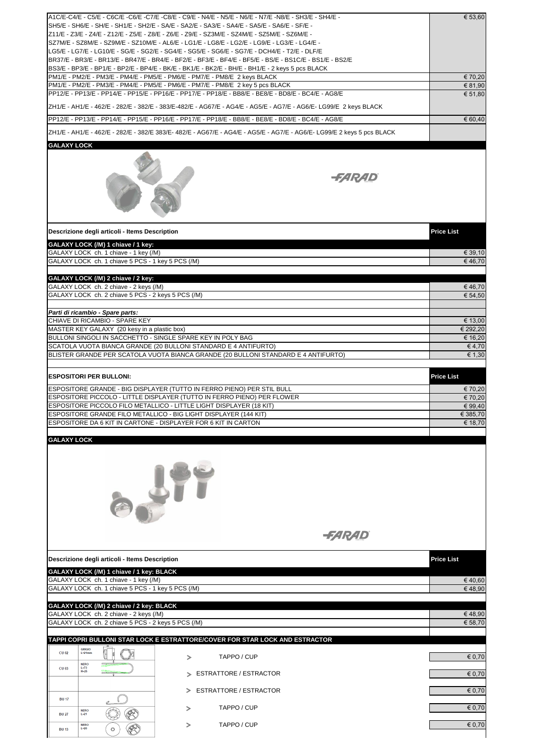| | |
|---|---|
| A1C/E-C4/E - C5/E - C6C/E -C6/E -C7/E -C8/E - C9/E - N4/E - N5/E - N6/E - N7/E -N8/E - SH3/E - SH4/E - SH5/E - SH6/E - SH/E - SH1/E - SH2/E - SA/E - SA2/E - SA3/E - SA4/E - SA5/E - SA6/E - SF/E - Z11/E - Z3/E - Z4/E - Z12/E - Z5/E - Z8/E - Z6/E - Z9/E - SZ3M/E - SZ4M/E - SZ5M/E - SZ6M/E - SZ7M/E - SZ8M/E - SZ9M/E - SZ10M/E - AL6/E - LG1/E - LG8/E - LG2/E - LG9/E - LG3/E - LG4/E - LG5/E - LG7/E - LG10/E - SG/E - SG2/E - SG4/E - SG5/E - SG6/E - SG7/E - DCH4/E - T2/E - DLF/E BR37/E - BR3/E - BR13/E - BR47/E - BR4/E - BF2/E - BF3/E - BF4/E - BF5/E - BS/E - BS1C/E - BS1/E - BS2/E BS3/E - BP3/E - BP1/E - BP2/E - BP4/E - BK/E - BK1/E - BK2/E - BH/E - BH1/E - 2 keys 5 pcs BLACK | € 53,60 |
| PM1/E - PM2/E - PM3/E - PM4/E - PM5/E - PM6/E - PM7/E - PM8/E 2 keys BLACK | € 70,20 |
| PM1/E - PM2/E - PM3/E - PM4/E - PM5/E - PM6/E - PM7/E - PM8/E 2 key 5 pcs BLACK | € 81,90 |
| PP12/E - PP13/E - PP14/E - PP15/E - PP16/E - PP17/E - PP18/E - BB8/E - BE8/E - BD8/E - BC4/E - AG8/E | € 51,80 |
| ZH1/E - AH1/E - 462/E - 282/E - 382/E - 383/E-482/E - AG67/E - AG4/E - AG5/E - AG7/E - AG6/E- LG99/E 2 keys BLACK | |
| PP12/E - PP13/E - PP14/E - PP15/E - PP16/E - PP17/E - PP18/E - BB8/E - BE8/E - BD8/E - BC4/E - AG8/E | € 60,40 |
| ZH1/E - AH1/E - 462/E - 282/E - 382/E 383/E- 482/E - AG67/E - AG4/E - AG5/E - AG7/E - AG6/E- LG99/E 2 keys 5 pcs BLACK | |

## GALAXY LOCK

FARAD

| Descrizione degli articoli - Items Description | Price List |
|---|---|
| **GALAXY LOCK (/M) 1 chiave / 1 key:** | |
| GALAXY LOCK ch. 1 chiave - 1 key (/M) | € 39,10 |
| GALAXY LOCK ch. 1 chiave 5 PCS - 1 key 5 PCS (/M) | € 46,70 |
| **GALAXY LOCK (/M) 2 chiave / 2 key:** | |
| GALAXY LOCK ch. 2 chiave - 2 keys (/M) | € 46,70 |
| GALAXY LOCK ch. 2 chiave 5 PCS - 2 keys 5 PCS (/M) | € 54,50 |
| ***Parti di ricambio - Spare parts:*** | |
| CHIAVE DI RICAMBIO - SPARE KEY | € 13,00 |
| MASTER KEY GALAXY (20 kesy in a plastic box) | € 292,20 |
| BULLONI SINGOLI IN SACCHETTO - SINGLE SPARE KEY IN POLY BAG | € 16,20 |
| SCATOLA VUOTA BIANCA GRANDE (20 BULLONI STANDARD E 4 ANTIFURTO) | € 4,70 |
| BLISTER GRANDE PER SCATOLA VUOTA BIANCA GRANDE (20 BULLONI STANDARD E 4 ANTIFURTO) | € 1,30 |

| ESPOSITORI PER BULLONI: | Price List |
|---|---|
| ESPOSITORE GRANDE - BIG DISPLAYER (TUTTO IN FERRO PIENO) PER STIL BULL | € 70,20 |
| ESPOSITORE PICCOLO - LITTLE DISPLAYER (TUTTO IN FERRO PIENO) PER FLOWER | € 70,20 |
| ESPOSITORE PICCOLO FILO METALLICO - LITTLE LIGHT DISPLAYER (18 KIT) | € 99,40 |
| ESPOSITORE GRANDE FILO METALLICO - BIG LIGHT DISPLAYER (144 KIT) | € 385,70 |
| ESPOSITORE DA 6 KIT IN CARTONE - DISPLAYER FOR 6 KIT IN CARTON | € 18,70 |

## GALAXY LOCK

FARAD

| Descrizione degli articoli - Items Description | Price List |
|---|---|
| **GALAXY LOCK (/M) 1 chiave / 1 key: BLACK** | |
| GALAXY LOCK ch. 1 chiave - 1 key (/M) | € 40,60 |
| GALAXY LOCK ch. 1 chiave 5 PCS - 1 key 5 PCS (/M) | € 48,90 |
| **GALAXY LOCK (/M) 2 chiave / 2 key: BLACK** | |
| GALAXY LOCK ch. 2 chiave - 2 keys (/M) | € 48,90 |
| GALAXY LOCK ch. 2 chiave 5 PCS - 2 keys 5 PCS (/M) | € 58,70 |

### TAPPI COPRI BULLONI STAR LOCK E ESTRATTORE/COVER FOR STAR LOCK AND ESTRACTOR

| Code | Details | Description | Price |
|---|---|---|---|
| CU 02 | GRIGIO L=21mm | > TAPPO / CUP | € 0,70 |
| CU 03 | NERO L=73 H=25 | > ESTRATTORE / ESTRACTOR | € 0,70 |
| | | > ESTRATTORE / ESTRACTOR | € 0,70 |
| BU 17 | | | |
| BU 27 | NERO L=21 | > TAPPO / CUP | € 0,70 |
| BU 13 | NERO L=20 | > TAPPO / CUP | € 0,70 |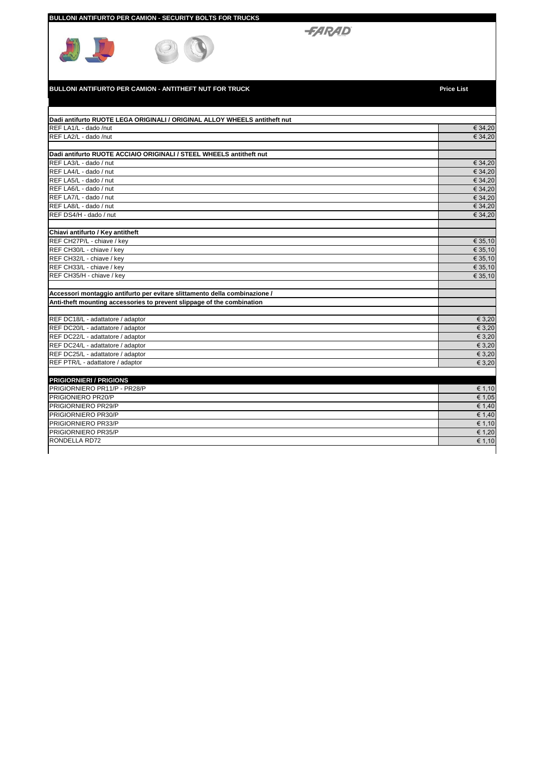## BULLONI ANTIFURTO PER CAMION - SECURITY BOLTS FOR TRUCKS

FARAD

### BULLONI ANTIFURTO PER CAMION - ANTITHEFT NUT FOR TRUCK

| | Price List |
|---|---|
| **Dadi antifurto RUOTE LEGA ORIGINALI / ORIGINAL ALLOY WHEELS antitheft nut** | |
| REF LA1/L - dado /nut | € 34,20 |
| REF LA2/L - dado /nut | € 34,20 |
| | |
| **Dadi antifurto RUOTE ACCIAIO ORIGINALI / STEEL WHEELS antitheft nut** | |
| REF LA3/L - dado / nut | € 34,20 |
| REF LA4/L - dado / nut | € 34,20 |
| REF LA5/L - dado / nut | € 34,20 |
| REF LA6/L - dado / nut | € 34,20 |
| REF LA7/L - dado / nut | € 34,20 |
| REF LA8/L - dado / nut | € 34,20 |
| REF DS4/H - dado / nut | € 34,20 |
| | |
| **Chiavi antifurto / Key antitheft** | |
| REF CH27P/L - chiave / key | € 35,10 |
| REF CH30/L - chiave / key | € 35,10 |
| REF CH32/L - chiave / key | € 35,10 |
| REF CH33/L - chiave / key | € 35,10 |
| REF CH35/H - chiave / key | € 35,10 |
| | |
| **Accessori montaggio antifurto per evitare slittamento della combinazione /** | |
| **Anti-theft mounting accessories to prevent slippage of the combination** | |
| | |
| REF DC18/L - adattatore / adaptor | € 3,20 |
| REF DC20/L - adattatore / adaptor | € 3,20 |
| REF DC22/L - adattatore / adaptor | € 3,20 |
| REF DC24/L - adattatore / adaptor | € 3,20 |
| REF DC25/L - adattatore / adaptor | € 3,20 |
| REF PTR/L - adattatore / adaptor | € 3,20 |
| | |
| **PRIGIORNIERI / PRIGIONS** | |
| PRIGIORNIERO PR11/P - PR28/P | € 1,10 |
| PRIGIONIERO PR20/P | € 1,05 |
| PRIGIORNIERO PR29/P | € 1,40 |
| PRIGIORNIERO PR30/P | € 1,40 |
| PRIGIORNIERO PR33/P | € 1,10 |
| PRIGIORNIERO PR35/P | € 1,20 |
| RONDELLA RD72 | € 1,10 |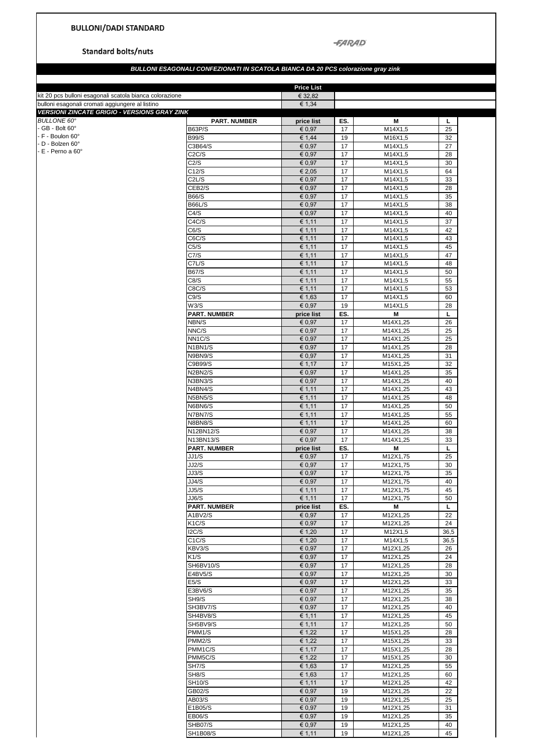**BULLONI/DADI STANDARD**

**Standard bolts/nuts**

FARAD

***BULLONI ESAGONALI CONFEZIONATI IN SCATOLA BIANCA DA 20 PCS colorazione gray zink***

| | Price List |
|---|---|
| kit 20 pcs bulloni esagonali scatola bianca colorazione | € 32,82 |
| bulloni esagonali cromati aggiungere al listino | € 1,34 |

***VERSIONI ZINCATE GRIGIO - VERSIONS GRAY ZINK***

*BULLONE 60°*
- GB - Bolt 60°
- F - Boulon 60°
- D - Bolzen 60°
- E - Perno a 60°

| PART. NUMBER | price list | ES. | M | L |
|---|---|---|---|---|
| B63P/S | € 0,97 | 17 | M14X1,5 | 25 |
| B99/S | € 1,44 | 19 | M16X1,5 | 32 |
| C3B64/S | € 0,97 | 17 | M14X1,5 | 27 |
| C2C/S | € 0,97 | 17 | M14X1,5 | 28 |
| C2/S | € 0,97 | 17 | M14X1,5 | 30 |
| C12/S | € 2,05 | 17 | M14X1,5 | 64 |
| C2L/S | € 0,97 | 17 | M14X1,5 | 33 |
| CEB2/S | € 0,97 | 17 | M14X1,5 | 28 |
| B66/S | € 0,97 | 17 | M14X1,5 | 35 |
| B66L/S | € 0,97 | 17 | M14X1,5 | 38 |
| C4/S | € 0,97 | 17 | M14X1,5 | 40 |
| C4C/S | € 1,11 | 17 | M14X1,5 | 37 |
| C6/S | € 1,11 | 17 | M14X1,5 | 42 |
| C6C/S | € 1,11 | 17 | M14X1,5 | 43 |
| C5/S | € 1,11 | 17 | M14X1,5 | 45 |
| C7/S | € 1,11 | 17 | M14X1,5 | 47 |
| C7L/S | € 1,11 | 17 | M14X1,5 | 48 |
| B67/S | € 1,11 | 17 | M14X1,5 | 50 |
| C8/S | € 1,11 | 17 | M14X1,5 | 55 |
| C8C/S | € 1,11 | 17 | M14X1,5 | 53 |
| C9/S | € 1,63 | 17 | M14X1,5 | 60 |
| W3/S | € 0,97 | 19 | M14X1,5 | 28 |
| **PART. NUMBER** | **price list** | **ES.** | **M** | **L** |
| NBN/S | € 0,97 | 17 | M14X1,25 | 26 |
| NNC/S | € 0,97 | 17 | M14X1,25 | 25 |
| NN1C/S | € 0,97 | 17 | M14X1,25 | 25 |
| N1BN1/S | € 0,97 | 17 | M14X1,25 | 28 |
| N9BN9/S | € 0,97 | 17 | M14X1,25 | 31 |
| C9B99/S | € 1,17 | 17 | M15X1,25 | 32 |
| N2BN2/S | € 0,97 | 17 | M14X1,25 | 35 |
| N3BN3/S | € 0,97 | 17 | M14X1,25 | 40 |
| N4BN4/S | € 1,11 | 17 | M14X1,25 | 43 |
| N5BN5/S | € 1,11 | 17 | M14X1,25 | 48 |
| N6BN6/S | € 1,11 | 17 | M14X1,25 | 50 |
| N7BN7/S | € 1,11 | 17 | M14X1,25 | 55 |
| N8BN8/S | € 1,11 | 17 | M14X1,25 | 60 |
| N12BN12/S | € 0,97 | 17 | M14X1,25 | 38 |
| N13BN13/S | € 0,97 | 17 | M14X1,25 | 33 |
| **PART. NUMBER** | **price list** | **ES.** | **M** | **L** |
| JJ1/S | € 0,97 | 17 | M12X1,75 | 25 |
| JJ2/S | € 0,97 | 17 | M12X1,75 | 30 |
| JJ3/S | € 0,97 | 17 | M12X1,75 | 35 |
| JJ4/S | € 0,97 | 17 | M12X1,75 | 40 |
| JJ5/S | € 1,11 | 17 | M12X1,75 | 45 |
| JJ6/S | € 1,11 | 17 | M12X1,75 | 50 |
| **PART. NUMBER** | **price list** | **ES.** | **M** | **L** |
| A1BV2/S | € 0,97 | 17 | M12X1,25 | 22 |
| K1C/S | € 0,97 | 17 | M12X1,25 | 24 |
| I2C/S | € 1,20 | 17 | M12X1,5 | 36,5 |
| C1C/S | € 1,20 | 17 | M14X1,5 | 36,5 |
| KBV3/S | € 0,97 | 17 | M12X1,25 | 26 |
| K1/S | € 0,97 | 17 | M12X1,25 | 24 |
| SH6BV10/S | € 0,97 | 17 | M12X1,25 | 28 |
| E4BV5/S | € 0,97 | 17 | M12X1,25 | 30 |
| E5/S | € 0,97 | 17 | M12X1,25 | 33 |
| E3BV6/S | € 0,97 | 17 | M12X1,25 | 35 |
| SH9/S | € 0,97 | 17 | M12X1,25 | 38 |
| SH3BV7/S | € 0,97 | 17 | M12X1,25 | 40 |
| SH4BV8/S | € 1,11 | 17 | M12X1,25 | 45 |
| SH5BV9/S | € 1,11 | 17 | M12X1,25 | 50 |
| PMM1/S | € 1,22 | 17 | M15X1,25 | 28 |
| PMM2/S | € 1,22 | 17 | M15X1,25 | 33 |
| PMM1C/S | € 1,17 | 17 | M15X1,25 | 28 |
| PMM5C/S | € 1,22 | 17 | M15X1,25 | 30 |
| SH7/S | € 1,63 | 17 | M12X1,25 | 55 |
| SH8/S | € 1,63 | 17 | M12X1,25 | 60 |
| SH10/S | € 1,11 | 17 | M12X1,25 | 42 |
| GB02/S | € 0,97 | 19 | M12X1,25 | 22 |
| AB03/S | € 0,97 | 19 | M12X1,25 | 25 |
| E1B05/S | € 0,97 | 19 | M12X1,25 | 31 |
| EB06/S | € 0,97 | 19 | M12X1,25 | 35 |
| SHB07/S | € 0,97 | 19 | M12X1,25 | 40 |
| SH1B08/S | € 1,11 | 19 | M12X1,25 | 45 |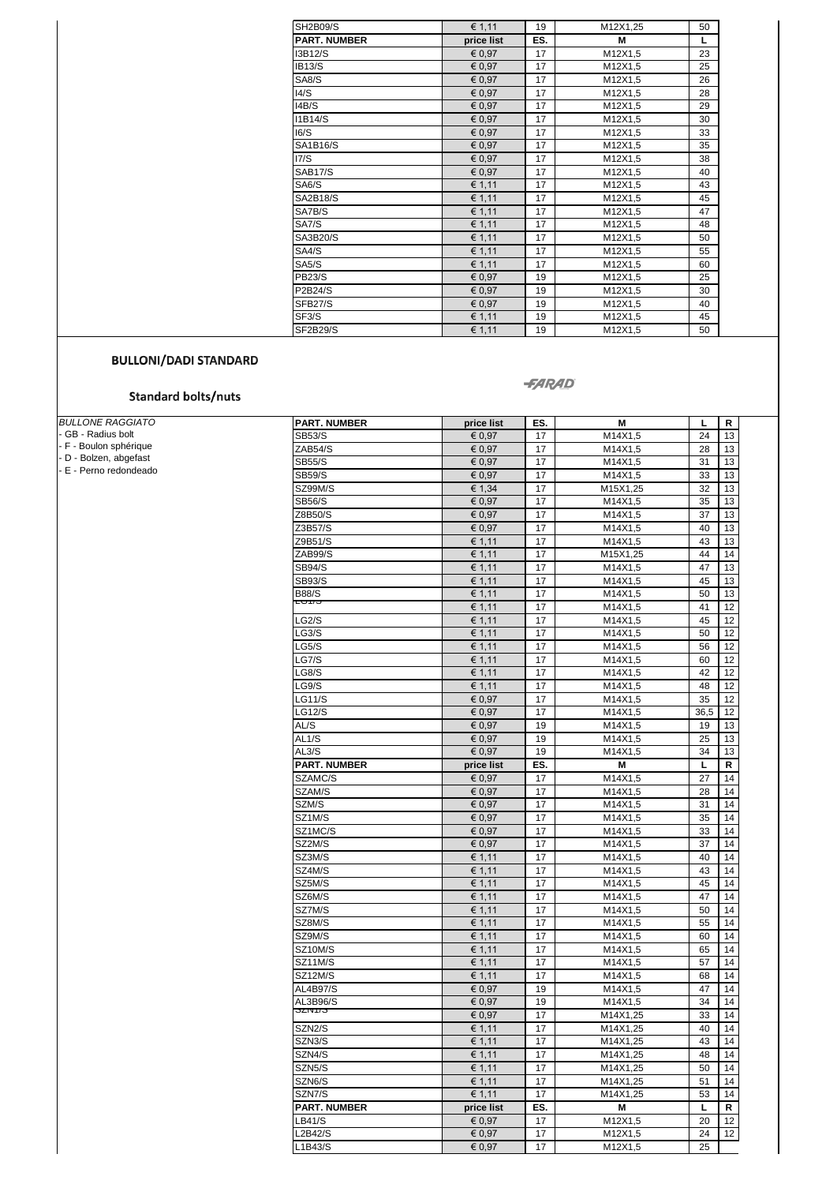| SH2B09/S | € 1,11 | 19 | M12X1,25 | 50 |
|---|---|---|---|---|
| **PART. NUMBER** | **price list** | **ES.** | **M** | **L** |
| I3B12/S | € 0,97 | 17 | M12X1,5 | 23 |
| IB13/S | € 0,97 | 17 | M12X1,5 | 25 |
| SA8/S | € 0,97 | 17 | M12X1,5 | 26 |
| I4/S | € 0,97 | 17 | M12X1,5 | 28 |
| I4B/S | € 0,97 | 17 | M12X1,5 | 29 |
| I1B14/S | € 0,97 | 17 | M12X1,5 | 30 |
| I6/S | € 0,97 | 17 | M12X1,5 | 33 |
| SA1B16/S | € 0,97 | 17 | M12X1,5 | 35 |
| I7/S | € 0,97 | 17 | M12X1,5 | 38 |
| SAB17/S | € 0,97 | 17 | M12X1,5 | 40 |
| SA6/S | € 1,11 | 17 | M12X1,5 | 43 |
| SA2B18/S | € 1,11 | 17 | M12X1,5 | 45 |
| SA7B/S | € 1,11 | 17 | M12X1,5 | 47 |
| SA7/S | € 1,11 | 17 | M12X1,5 | 48 |
| SA3B20/S | € 1,11 | 17 | M12X1,5 | 50 |
| SA4/S | € 1,11 | 17 | M12X1,5 | 55 |
| SA5/S | € 1,11 | 17 | M12X1,5 | 60 |
| PB23/S | € 0,97 | 19 | M12X1,5 | 25 |
| P2B24/S | € 0,97 | 19 | M12X1,5 | 30 |
| SFB27/S | € 0,97 | 19 | M12X1,5 | 40 |
| SF3/S | € 1,11 | 19 | M12X1,5 | 45 |
| SF2B29/S | € 1,11 | 19 | M12X1,5 | 50 |

## BULLONI/DADI STANDARD

## Standard bolts/nuts

FARAD

*BULLONE RAGGIATO*
- GB - Radius bolt
- F - Boulon sphérique
- D - Bolzen, abgefast
- E - Perno redondeado

| PART. NUMBER | price list | ES. | M | L | R |
|---|---|---|---|---|---|
| SB53/S | € 0,97 | 17 | M14X1,5 | 24 | 13 |
| ZAB54/S | € 0,97 | 17 | M14X1,5 | 28 | 13 |
| SB55/S | € 0,97 | 17 | M14X1,5 | 31 | 13 |
| SB59/S | € 0,97 | 17 | M14X1,5 | 33 | 13 |
| SZ99M/S | € 1,34 | 17 | M15X1,25 | 32 | 13 |
| SB56/S | € 0,97 | 17 | M14X1,5 | 35 | 13 |
| Z8B50/S | € 0,97 | 17 | M14X1,5 | 37 | 13 |
| Z3B57/S | € 0,97 | 17 | M14X1,5 | 40 | 13 |
| Z9B51/S | € 1,11 | 17 | M14X1,5 | 43 | 13 |
| ZAB99/S | € 1,11 | 17 | M15X1,25 | 44 | 14 |
| SB94/S | € 1,11 | 17 | M14X1,5 | 47 | 13 |
| SB93/S | € 1,11 | 17 | M14X1,5 | 45 | 13 |
| B88/S | € 1,11 | 17 | M14X1,5 | 50 | 13 |
| LG1/S | € 1,11 | 17 | M14X1,5 | 41 | 12 |
| LG2/S | € 1,11 | 17 | M14X1,5 | 45 | 12 |
| LG3/S | € 1,11 | 17 | M14X1,5 | 50 | 12 |
| LG5/S | € 1,11 | 17 | M14X1,5 | 56 | 12 |
| LG7/S | € 1,11 | 17 | M14X1,5 | 60 | 12 |
| LG8/S | € 1,11 | 17 | M14X1,5 | 42 | 12 |
| LG9/S | € 1,11 | 17 | M14X1,5 | 48 | 12 |
| LG11/S | € 0,97 | 17 | M14X1,5 | 35 | 12 |
| LG12/S | € 0,97 | 17 | M14X1,5 | 36,5 | 12 |
| AL/S | € 0,97 | 19 | M14X1,5 | 19 | 13 |
| AL1/S | € 0,97 | 19 | M14X1,5 | 25 | 13 |
| AL3/S | € 0,97 | 19 | M14X1,5 | 34 | 13 |
| **PART. NUMBER** | **price list** | **ES.** | **M** | **L** | **R** |
| SZAMC/S | € 0,97 | 17 | M14X1,5 | 27 | 14 |
| SZAM/S | € 0,97 | 17 | M14X1,5 | 28 | 14 |
| SZM/S | € 0,97 | 17 | M14X1,5 | 31 | 14 |
| SZ1M/S | € 0,97 | 17 | M14X1,5 | 35 | 14 |
| SZ1MC/S | € 0,97 | 17 | M14X1,5 | 33 | 14 |
| SZ2M/S | € 0,97 | 17 | M14X1,5 | 37 | 14 |
| SZ3M/S | € 1,11 | 17 | M14X1,5 | 40 | 14 |
| SZ4M/S | € 1,11 | 17 | M14X1,5 | 43 | 14 |
| SZ5M/S | € 1,11 | 17 | M14X1,5 | 45 | 14 |
| SZ6M/S | € 1,11 | 17 | M14X1,5 | 47 | 14 |
| SZ7M/S | € 1,11 | 17 | M14X1,5 | 50 | 14 |
| SZ8M/S | € 1,11 | 17 | M14X1,5 | 55 | 14 |
| SZ9M/S | € 1,11 | 17 | M14X1,5 | 60 | 14 |
| SZ10M/S | € 1,11 | 17 | M14X1,5 | 65 | 14 |
| SZ11M/S | € 1,11 | 17 | M14X1,5 | 57 | 14 |
| SZ12M/S | € 1,11 | 17 | M14X1,5 | 68 | 14 |
| AL4B97/S | € 0,97 | 19 | M14X1,5 | 47 | 14 |
| AL3B96/S | € 0,97 | 19 | M14X1,5 | 34 | 14 |
| SZN1/S | € 0,97 | 17 | M14X1,25 | 33 | 14 |
| SZN2/S | € 1,11 | 17 | M14X1,25 | 40 | 14 |
| SZN3/S | € 1,11 | 17 | M14X1,25 | 43 | 14 |
| SZN4/S | € 1,11 | 17 | M14X1,25 | 48 | 14 |
| SZN5/S | € 1,11 | 17 | M14X1,25 | 50 | 14 |
| SZN6/S | € 1,11 | 17 | M14X1,25 | 51 | 14 |
| SZN7/S | € 1,11 | 17 | M14X1,25 | 53 | 14 |
| **PART. NUMBER** | **price list** | **ES.** | **M** | **L** | **R** |
| LB41/S | € 0,97 | 17 | M12X1,5 | 20 | 12 |
| L2B42/S | € 0,97 | 17 | M12X1,5 | 24 | 12 |
| L1B43/S | € 0,97 | 17 | M12X1,5 | 25 | |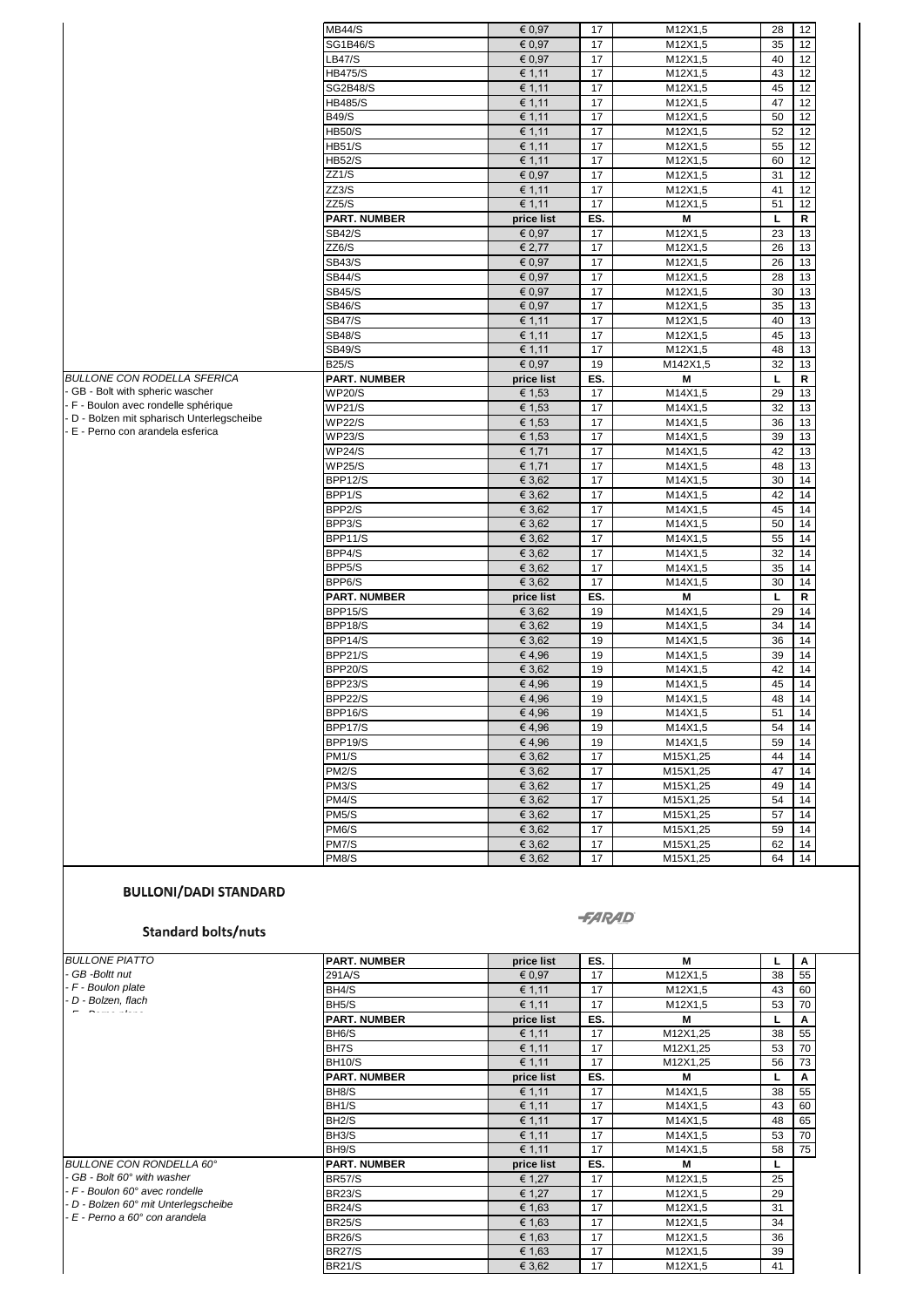| | | | | | |
|---|---|---|---|---|---|
| | MB44/S | € 0,97 | 17 | M12X1,5 | 28 | 12 |
| | SG1B46/S | € 0,97 | 17 | M12X1,5 | 35 | 12 |
| | LB47/S | € 0,97 | 17 | M12X1,5 | 40 | 12 |
| | HB475/S | € 1,11 | 17 | M12X1,5 | 43 | 12 |
| | SG2B48/S | € 1,11 | 17 | M12X1,5 | 45 | 12 |
| | HB485/S | € 1,11 | 17 | M12X1,5 | 47 | 12 |
| | B49/S | € 1,11 | 17 | M12X1,5 | 50 | 12 |
| | HB50/S | € 1,11 | 17 | M12X1,5 | 52 | 12 |
| | HB51/S | € 1,11 | 17 | M12X1,5 | 55 | 12 |
| | HB52/S | € 1,11 | 17 | M12X1,5 | 60 | 12 |
| | ZZ1/S | € 0,97 | 17 | M12X1,5 | 31 | 12 |
| | ZZ3/S | € 1,11 | 17 | M12X1,5 | 41 | 12 |
| | ZZ5/S | € 1,11 | 17 | M12X1,5 | 51 | 12 |
| | **PART. NUMBER** | **price list** | **ES.** | **M** | **L** | **R** |
| | SB42/S | € 0,97 | 17 | M12X1,5 | 23 | 13 |
| | ZZ6/S | € 2,77 | 17 | M12X1,5 | 26 | 13 |
| | SB43/S | € 0,97 | 17 | M12X1,5 | 26 | 13 |
| | SB44/S | € 0,97 | 17 | M12X1,5 | 28 | 13 |
| | SB45/S | € 0,97 | 17 | M12X1,5 | 30 | 13 |
| | SB46/S | € 0,97 | 17 | M12X1,5 | 35 | 13 |
| | SB47/S | € 1,11 | 17 | M12X1,5 | 40 | 13 |
| | SB48/S | € 1,11 | 17 | M12X1,5 | 45 | 13 |
| | SB49/S | € 1,11 | 17 | M12X1,5 | 48 | 13 |
| | B25/S | € 0,97 | 19 | M142X1,5 | 32 | 13 |

| BULLONE CON RODELLA SFERICA - GB - Bolt with spheric wascher - F - Boulon avec rondelle sphérique - D - Bolzen mit spharisch Unterlegscheibe - E - Perno con arandela esferica | **PART. NUMBER** | **price list** | **ES.** | **M** | **L** | **R** |
|---|---|---|---|---|---|---|
| | WP20/S | € 1,53 | 17 | M14X1,5 | 29 | 13 |
| | WP21/S | € 1,53 | 17 | M14X1,5 | 32 | 13 |
| | WP22/S | € 1,53 | 17 | M14X1,5 | 36 | 13 |
| | WP23/S | € 1,53 | 17 | M14X1,5 | 39 | 13 |
| | WP24/S | € 1,71 | 17 | M14X1,5 | 42 | 13 |
| | WP25/S | € 1,71 | 17 | M14X1,5 | 48 | 13 |
| | BPP12/S | € 3,62 | 17 | M14X1,5 | 30 | 14 |
| | BPP1/S | € 3,62 | 17 | M14X1,5 | 42 | 14 |
| | BPP2/S | € 3,62 | 17 | M14X1,5 | 45 | 14 |
| | BPP3/S | € 3,62 | 17 | M14X1,5 | 50 | 14 |
| | BPP11/S | € 3,62 | 17 | M14X1,5 | 55 | 14 |
| | BPP4/S | € 3,62 | 17 | M14X1,5 | 32 | 14 |
| | BPP5/S | € 3,62 | 17 | M14X1,5 | 35 | 14 |
| | BPP6/S | € 3,62 | 17 | M14X1,5 | 30 | 14 |
| | **PART. NUMBER** | **price list** | **ES.** | **M** | **L** | **R** |
| | BPP15/S | € 3,62 | 19 | M14X1,5 | 29 | 14 |
| | BPP18/S | € 3,62 | 19 | M14X1,5 | 34 | 14 |
| | BPP14/S | € 3,62 | 19 | M14X1,5 | 36 | 14 |
| | BPP21/S | € 4,96 | 19 | M14X1,5 | 39 | 14 |
| | BPP20/S | € 3,62 | 19 | M14X1,5 | 42 | 14 |
| | BPP23/S | € 4,96 | 19 | M14X1,5 | 45 | 14 |
| | BPP22/S | € 4,96 | 19 | M14X1,5 | 48 | 14 |
| | BPP16/S | € 4,96 | 19 | M14X1,5 | 51 | 14 |
| | BPP17/S | € 4,96 | 19 | M14X1,5 | 54 | 14 |
| | BPP19/S | € 4,96 | 19 | M14X1,5 | 59 | 14 |
| | PM1/S | € 3,62 | 17 | M15X1,25 | 44 | 14 |
| | PM2/S | € 3,62 | 17 | M15X1,25 | 47 | 14 |
| | PM3/S | € 3,62 | 17 | M15X1,25 | 49 | 14 |
| | PM4/S | € 3,62 | 17 | M15X1,25 | 54 | 14 |
| | PM5/S | € 3,62 | 17 | M15X1,25 | 57 | 14 |
| | PM6/S | € 3,62 | 17 | M15X1,25 | 59 | 14 |
| | PM7/S | € 3,62 | 17 | M15X1,25 | 62 | 14 |
| | PM8/S | € 3,62 | 17 | M15X1,25 | 64 | 14 |

## BULLONI/DADI STANDARD

## Standard bolts/nuts

FARAD

| *BULLONE PIATTO - GB -Boltt nut - F - Boulon plate - D - Bolzen, flach* | **PART. NUMBER** | **price list** | **ES.** | **M** | **L** | **A** |
|---|---|---|---|---|---|---|
| | 291A/S | € 0,97 | 17 | M12X1,5 | 38 | 55 |
| | BH4/S | € 1,11 | 17 | M12X1,5 | 43 | 60 |
| | BH5/S | € 1,11 | 17 | M12X1,5 | 53 | 70 |
| | **PART. NUMBER** | **price list** | **ES.** | **M** | **L** | **A** |
| | BH6/S | € 1,11 | 17 | M12X1,25 | 38 | 55 |
| | BH7S | € 1,11 | 17 | M12X1,25 | 53 | 70 |
| | BH10/S | € 1,11 | 17 | M12X1,25 | 56 | 73 |
| | **PART. NUMBER** | **price list** | **ES.** | **M** | **L** | **A** |
| | BH8/S | € 1,11 | 17 | M14X1,5 | 38 | 55 |
| | BH1/S | € 1,11 | 17 | M14X1,5 | 43 | 60 |
| | BH2/S | € 1,11 | 17 | M14X1,5 | 48 | 65 |
| | BH3/S | € 1,11 | 17 | M14X1,5 | 53 | 70 |
| | BH9/S | € 1,11 | 17 | M14X1,5 | 58 | 75 |

| *BULLONE CON RONDELLA 60° - GB - Bolt 60° with washer - F - Boulon 60° avec rondelle - D - Bolzen 60° mit Unterlegscheibe - E - Perno a 60° con arandela* | **PART. NUMBER** | **price list** | **ES.** | **M** | **L** |
|---|---|---|---|---|---|
| | BR57/S | € 1,27 | 17 | M12X1,5 | 25 |
| | BR23/S | € 1,27 | 17 | M12X1,5 | 29 |
| | BR24/S | € 1,63 | 17 | M12X1,5 | 31 |
| | BR25/S | € 1,63 | 17 | M12X1,5 | 34 |
| | BR26/S | € 1,63 | 17 | M12X1,5 | 36 |
| | BR27/S | € 1,63 | 17 | M12X1,5 | 39 |
| | BR21/S | € 3,62 | 17 | M12X1,5 | 41 |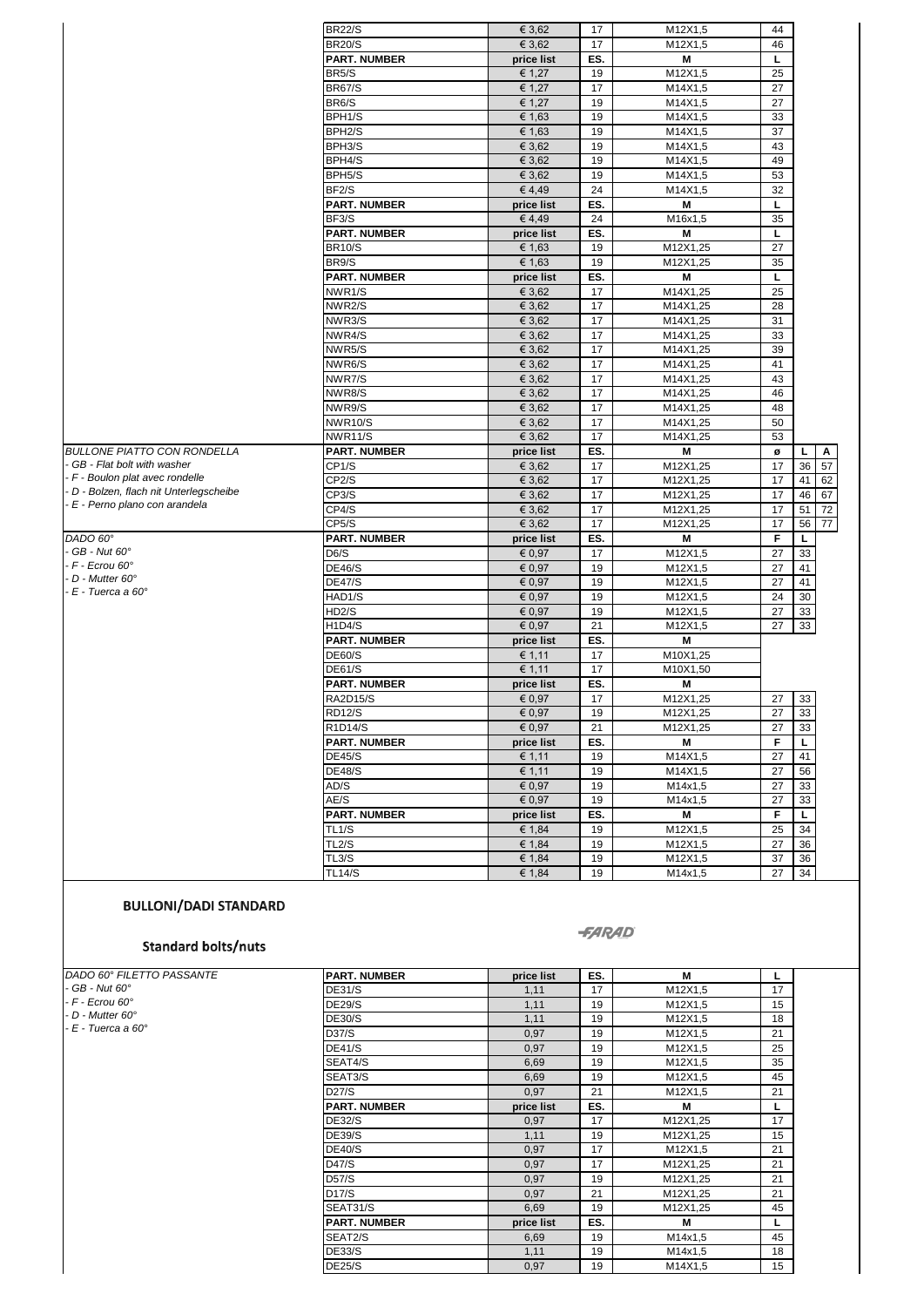| | PART. NUMBER | price list | ES. | M | L | | |
|---|---|---|---|---|---|---|---|
| | BR22/S | € 3,62 | 17 | M12X1,5 | 44 | | |
| | BR20/S | € 3,62 | 17 | M12X1,5 | 46 | | |
| | **PART. NUMBER** | **price list** | **ES.** | **M** | **L** | | |
| | BR5/S | € 1,27 | 19 | M12X1,5 | 25 | | |
| | BR67/S | € 1,27 | 17 | M14X1,5 | 27 | | |
| | BR6/S | € 1,27 | 19 | M14X1,5 | 27 | | |
| | BPH1/S | € 1,63 | 19 | M14X1,5 | 33 | | |
| | BPH2/S | € 1,63 | 19 | M14X1,5 | 37 | | |
| | BPH3/S | € 3,62 | 19 | M14X1,5 | 43 | | |
| | BPH4/S | € 3,62 | 19 | M14X1,5 | 49 | | |
| | BPH5/S | € 3,62 | 19 | M14X1,5 | 53 | | |
| | BF2/S | € 4,49 | 24 | M14X1,5 | 32 | | |
| | **PART. NUMBER** | **price list** | **ES.** | **M** | **L** | | |
| | BF3/S | € 4,49 | 24 | M16x1,5 | 35 | | |
| | **PART. NUMBER** | **price list** | **ES.** | **M** | **L** | | |
| | BR10/S | € 1,63 | 19 | M12X1,25 | 27 | | |
| | BR9/S | € 1,63 | 19 | M12X1,25 | 35 | | |
| | **PART. NUMBER** | **price list** | **ES.** | **M** | **L** | | |
| | NWR1/S | € 3,62 | 17 | M14X1,25 | 25 | | |
| | NWR2/S | € 3,62 | 17 | M14X1,25 | 28 | | |
| | NWR3/S | € 3,62 | 17 | M14X1,25 | 31 | | |
| | NWR4/S | € 3,62 | 17 | M14X1,25 | 33 | | |
| | NWR5/S | € 3,62 | 17 | M14X1,25 | 39 | | |
| | NWR6/S | € 3,62 | 17 | M14X1,25 | 41 | | |
| | NWR7/S | € 3,62 | 17 | M14X1,25 | 43 | | |
| | NWR8/S | € 3,62 | 17 | M14X1,25 | 46 | | |
| | NWR9/S | € 3,62 | 17 | M14X1,25 | 48 | | |
| | NWR10/S | € 3,62 | 17 | M14X1,25 | 50 | | |
| | NWR11/S | € 3,62 | 17 | M14X1,25 | 53 | | |
| *BULLONE PIATTO CON RONDELLA* | **PART. NUMBER** | **price list** | **ES.** | **M** | **ø** | **L** | **A** |
| *- GB - Flat bolt with washer* | CP1/S | € 3,62 | 17 | M12X1,25 | 17 | 36 | 57 |
| *- F - Boulon plat avec rondelle* | CP2/S | € 3,62 | 17 | M12X1,25 | 17 | 41 | 62 |
| *- D - Bolzen, flach nit Unterlegscheibe* | CP3/S | € 3,62 | 17 | M12X1,25 | 17 | 46 | 67 |
| *- E - Perno plano con arandela* | CP4/S | € 3,62 | 17 | M12X1,25 | 17 | 51 | 72 |
| | CP5/S | € 3,62 | 17 | M12X1,25 | 17 | 56 | 77 |
| *DADO 60°* | **PART. NUMBER** | **price list** | **ES.** | **M** | **F** | **L** | |
| *- GB - Nut 60°* | D6/S | € 0,97 | 17 | M12X1,5 | 27 | 33 | |
| *- F - Ecrou 60°* | DE46/S | € 0,97 | 19 | M12X1,5 | 27 | 41 | |
| *- D - Mutter 60°* | DE47/S | € 0,97 | 19 | M12X1,5 | 27 | 41 | |
| *- E - Tuerca a 60°* | HAD1/S | € 0,97 | 19 | M12X1,5 | 24 | 30 | |
| | HD2/S | € 0,97 | 19 | M12X1,5 | 27 | 33 | |
| | H1D4/S | € 0,97 | 21 | M12X1,5 | 27 | 33 | |
| | **PART. NUMBER** | **price list** | **ES.** | **M** | | | |
| | DE60/S | € 1,11 | 17 | M10X1,25 | | | |
| | DE61/S | € 1,11 | 17 | M10X1,50 | | | |
| | **PART. NUMBER** | **price list** | **ES.** | **M** | | | |
| | RA2D15/S | € 0,97 | 17 | M12X1,25 | 27 | 33 | |
| | RD12/S | € 0,97 | 19 | M12X1,25 | 27 | 33 | |
| | R1D14/S | € 0,97 | 21 | M12X1,25 | 27 | 33 | |
| | **PART. NUMBER** | **price list** | **ES.** | **M** | **F** | **L** | |
| | DE45/S | € 1,11 | 19 | M14X1,5 | 27 | 41 | |
| | DE48/S | € 1,11 | 19 | M14X1,5 | 27 | 56 | |
| | AD/S | € 0,97 | 19 | M14x1,5 | 27 | 33 | |
| | AE/S | € 0,97 | 19 | M14x1,5 | 27 | 33 | |
| | **PART. NUMBER** | **price list** | **ES.** | **M** | **F** | **L** | |
| | TL1/S | € 1,84 | 19 | M12X1,5 | 25 | 34 | |
| | TL2/S | € 1,84 | 19 | M12X1,5 | 27 | 36 | |
| | TL3/S | € 1,84 | 19 | M12X1,5 | 37 | 36 | |
| | TL14/S | € 1,84 | 19 | M14x1,5 | 27 | 34 | |

## BULLONI/DADI STANDARD

FARAD

### Standard bolts/nuts

| | PART. NUMBER | price list | ES. | M | L |
|---|---|---|---|---|---|
| *DADO 60° FILETTO PASSANTE* | DE31/S | 1,11 | 17 | M12X1,5 | 17 |
| *- GB - Nut 60°* | DE29/S | 1,11 | 19 | M12X1,5 | 15 |
| *- F - Ecrou 60°* | DE30/S | 1,11 | 19 | M12X1,5 | 18 |
| *- D - Mutter 60°* | D37/S | 0,97 | 19 | M12X1,5 | 21 |
| *- E - Tuerca a 60°* | DE41/S | 0,97 | 19 | M12X1,5 | 25 |
| | SEAT4/S | 6,69 | 19 | M12X1,5 | 35 |
| | SEAT3/S | 6,69 | 19 | M12X1,5 | 45 |
| | D27/S | 0,97 | 21 | M12X1,5 | 21 |
| | **PART. NUMBER** | **price list** | **ES.** | **M** | **L** |
| | DE32/S | 0,97 | 17 | M12X1,25 | 17 |
| | DE39/S | 1,11 | 19 | M12X1,25 | 15 |
| | DE40/S | 0,97 | 17 | M12X1,5 | 21 |
| | D47/S | 0,97 | 17 | M12X1,25 | 21 |
| | D57/S | 0,97 | 19 | M12X1,25 | 21 |
| | D17/S | 0,97 | 21 | M12X1,25 | 21 |
| | SEAT31/S | 6,69 | 19 | M12X1,25 | 45 |
| | **PART. NUMBER** | **price list** | **ES.** | **M** | **L** |
| | SEAT2/S | 6,69 | 19 | M14x1,5 | 45 |
| | DE33/S | 1,11 | 19 | M14x1,5 | 18 |
| | DE25/S | 0,97 | 19 | M14X1,5 | 15 |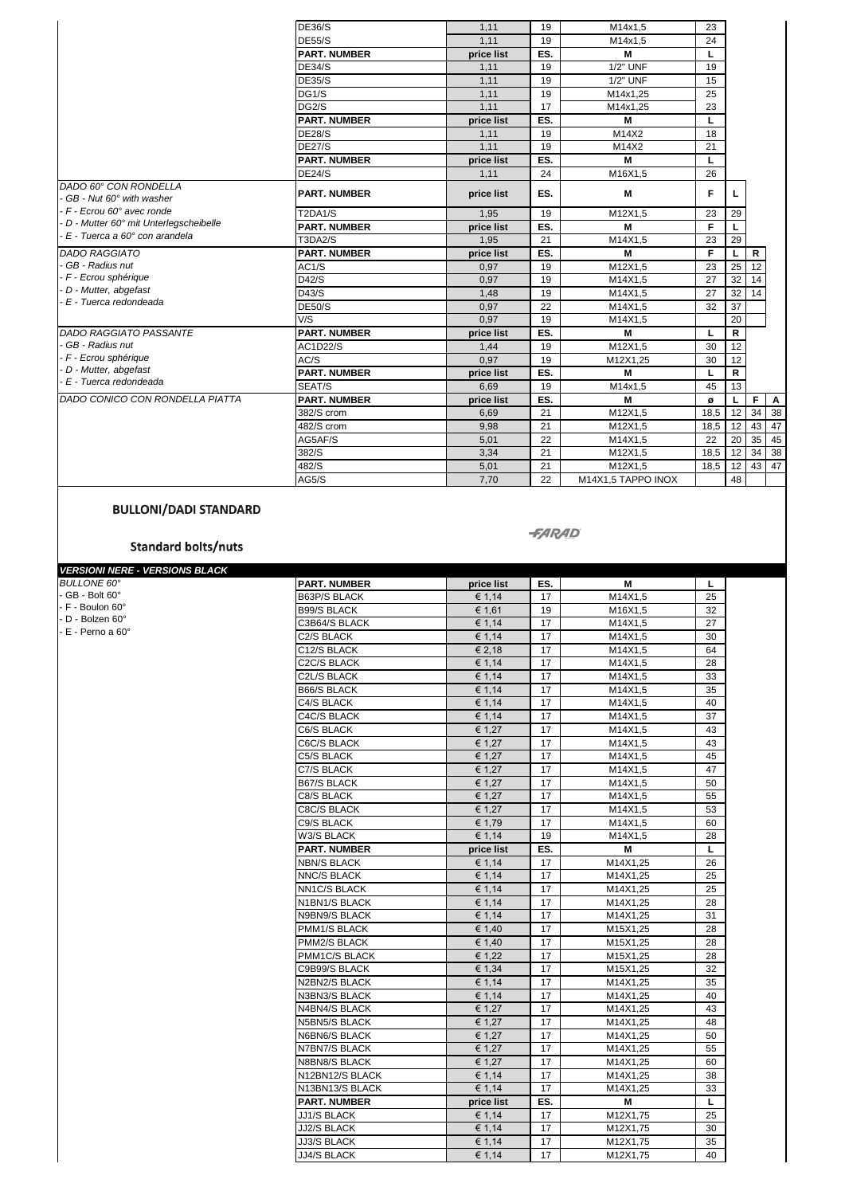| | PART. NUMBER | price list | ES. | M | L | | | |
|---|---|---|---|---|---|---|---|---|
| | DE36/S | 1,11 | 19 | M14x1,5 | 23 | | | |
| | DE55/S | 1,11 | 19 | M14x1,5 | 24 | | | |
| | **PART. NUMBER** | **price list** | **ES.** | **M** | **L** | | | |
| | DE34/S | 1,11 | 19 | 1/2" UNF | 19 | | | |
| | DE35/S | 1,11 | 19 | 1/2" UNF | 15 | | | |
| | DG1/S | 1,11 | 19 | M14x1,25 | 25 | | | |
| | DG2/S | 1,11 | 17 | M14x1,25 | 23 | | | |
| | **PART. NUMBER** | **price list** | **ES.** | **M** | **L** | | | |
| | DE28/S | 1,11 | 19 | M14X2 | 18 | | | |
| | DE27/S | 1,11 | 19 | M14X2 | 21 | | | |
| | **PART. NUMBER** | **price list** | **ES.** | **M** | **L** | | | |
| | DE24/S | 1,11 | 24 | M16X1,5 | 26 | | | |
| *DADO 60° CON RONDELLA - GB - Nut 60° with washer - F - Ecrou 60° avec ronde - D - Mutter 60° mit Unterlegscheibelle - E - Tuerca a 60° con arandela* | **PART. NUMBER** | **price list** | **ES.** | **M** | **F** | **L** | | |
| | T2DA1/S | 1,95 | 19 | M12X1,5 | 23 | 29 | | |
| | **PART. NUMBER** | **price list** | **ES.** | **M** | **F** | **L** | | |
| | T3DA2/S | 1,95 | 21 | M14X1,5 | 23 | 29 | | |
| *DADO RAGGIATO - GB - Radius nut - F - Ecrou sphérique - D - Mutter, abgefast - E - Tuerca redondeada* | **PART. NUMBER** | **price list** | **ES.** | **M** | **F** | **L** | **R** | |
| | AC1/S | 0,97 | 19 | M12X1,5 | 23 | 25 | 12 | |
| | D42/S | 0,97 | 19 | M14X1,5 | 27 | 32 | 14 | |
| | D43/S | 1,48 | 19 | M14X1,5 | 27 | 32 | 14 | |
| | DE50/S | 0,97 | 22 | M14X1,5 | 32 | 37 | | |
| | V/S | 0,97 | 19 | M14X1,5 | | 20 | | |
| *DADO RAGGIATO PASSANTE - GB - Radius nut - F - Ecrou sphérique - D - Mutter, abgefast - E - Tuerca redondeada* | **PART. NUMBER** | **price list** | **ES.** | **M** | **L** | **R** | | |
| | AC1D22/S | 1,44 | 19 | M12X1,5 | 30 | 12 | | |
| | AC/S | 0,97 | 19 | M12X1,25 | 30 | 12 | | |
| | **PART. NUMBER** | **price list** | **ES.** | **M** | **L** | **R** | | |
| | SEAT/S | 6,69 | 19 | M14x1,5 | 45 | 13 | | |
| *DADO CONICO CON RONDELLA PIATTA* | **PART. NUMBER** | **price list** | **ES.** | **M** | **ø** | **L** | **F** | **A** |
| | 382/S crom | 6,69 | 21 | M12X1,5 | 18,5 | 12 | 34 | 38 |
| | 482/S crom | 9,98 | 21 | M12X1,5 | 18,5 | 12 | 43 | 47 |
| | AG5AF/S | 5,01 | 22 | M14X1,5 | 22 | 20 | 35 | 45 |
| | 382/S | 3,34 | 21 | M12X1,5 | 18,5 | 12 | 34 | 38 |
| | 482/S | 5,01 | 21 | M12X1,5 | 18,5 | 12 | 43 | 47 |
| | AG5/S | 7,70 | 22 | M14X1,5 TAPPO INOX | | 48 | | |

## BULLONI/DADI STANDARD

FARAD

### Standard bolts/nuts

***VERSIONI NERE - VERSIONS BLACK***

*BULLONE 60°*
- GB - Bolt 60°
- F - Boulon 60°
- D - Bolzen 60°
- E - Perno a 60°

| PART. NUMBER | price list | ES. | M | L |
|---|---|---|---|---|
| B63P/S BLACK | € 1,14 | 17 | M14X1,5 | 25 |
| B99/S BLACK | € 1,61 | 19 | M16X1,5 | 32 |
| C3B64/S BLACK | € 1,14 | 17 | M14X1,5 | 27 |
| C2/S BLACK | € 1,14 | 17 | M14X1,5 | 30 |
| C12/S BLACK | € 2,18 | 17 | M14X1,5 | 64 |
| C2C/S BLACK | € 1,14 | 17 | M14X1,5 | 28 |
| C2L/S BLACK | € 1,14 | 17 | M14X1,5 | 33 |
| B66/S BLACK | € 1,14 | 17 | M14X1,5 | 35 |
| C4/S BLACK | € 1,14 | 17 | M14X1,5 | 40 |
| C4C/S BLACK | € 1,14 | 17 | M14X1,5 | 37 |
| C6/S BLACK | € 1,27 | 17 | M14X1,5 | 43 |
| C6C/S BLACK | € 1,27 | 17 | M14X1,5 | 43 |
| C5/S BLACK | € 1,27 | 17 | M14X1,5 | 45 |
| C7/S BLACK | € 1,27 | 17 | M14X1,5 | 47 |
| B67/S BLACK | € 1,27 | 17 | M14X1,5 | 50 |
| C8/S BLACK | € 1,27 | 17 | M14X1,5 | 55 |
| C8C/S BLACK | € 1,27 | 17 | M14X1,5 | 53 |
| C9/S BLACK | € 1,79 | 17 | M14X1,5 | 60 |
| W3/S BLACK | € 1,14 | 19 | M14X1,5 | 28 |
| **PART. NUMBER** | **price list** | **ES.** | **M** | **L** |
| NBN/S BLACK | € 1,14 | 17 | M14X1,25 | 26 |
| NNC/S BLACK | € 1,14 | 17 | M14X1,25 | 25 |
| NN1C/S BLACK | € 1,14 | 17 | M14X1,25 | 25 |
| N1BN1/S BLACK | € 1,14 | 17 | M14X1,25 | 28 |
| N9BN9/S BLACK | € 1,14 | 17 | M14X1,25 | 31 |
| PMM1/S BLACK | € 1,40 | 17 | M15X1,25 | 28 |
| PMM2/S BLACK | € 1,40 | 17 | M15X1,25 | 28 |
| PMM1C/S BLACK | € 1,22 | 17 | M15X1,25 | 28 |
| C9B99/S BLACK | € 1,34 | 17 | M15X1,25 | 32 |
| N2BN2/S BLACK | € 1,14 | 17 | M14X1,25 | 35 |
| N3BN3/S BLACK | € 1,14 | 17 | M14X1,25 | 40 |
| N4BN4/S BLACK | € 1,27 | 17 | M14X1,25 | 43 |
| N5BN5/S BLACK | € 1,27 | 17 | M14X1,25 | 48 |
| N6BN6/S BLACK | € 1,27 | 17 | M14X1,25 | 50 |
| N7BN7/S BLACK | € 1,27 | 17 | M14X1,25 | 55 |
| N8BN8/S BLACK | € 1,27 | 17 | M14X1,25 | 60 |
| N12BN12/S BLACK | € 1,14 | 17 | M14X1,25 | 38 |
| N13BN13/S BLACK | € 1,14 | 17 | M14X1,25 | 33 |
| **PART. NUMBER** | **price list** | **ES.** | **M** | **L** |
| JJ1/S BLACK | € 1,14 | 17 | M12X1,75 | 25 |
| JJ2/S BLACK | € 1,14 | 17 | M12X1,75 | 30 |
| JJ3/S BLACK | € 1,14 | 17 | M12X1,75 | 35 |
| JJ4/S BLACK | € 1,14 | 17 | M12X1,75 | 40 |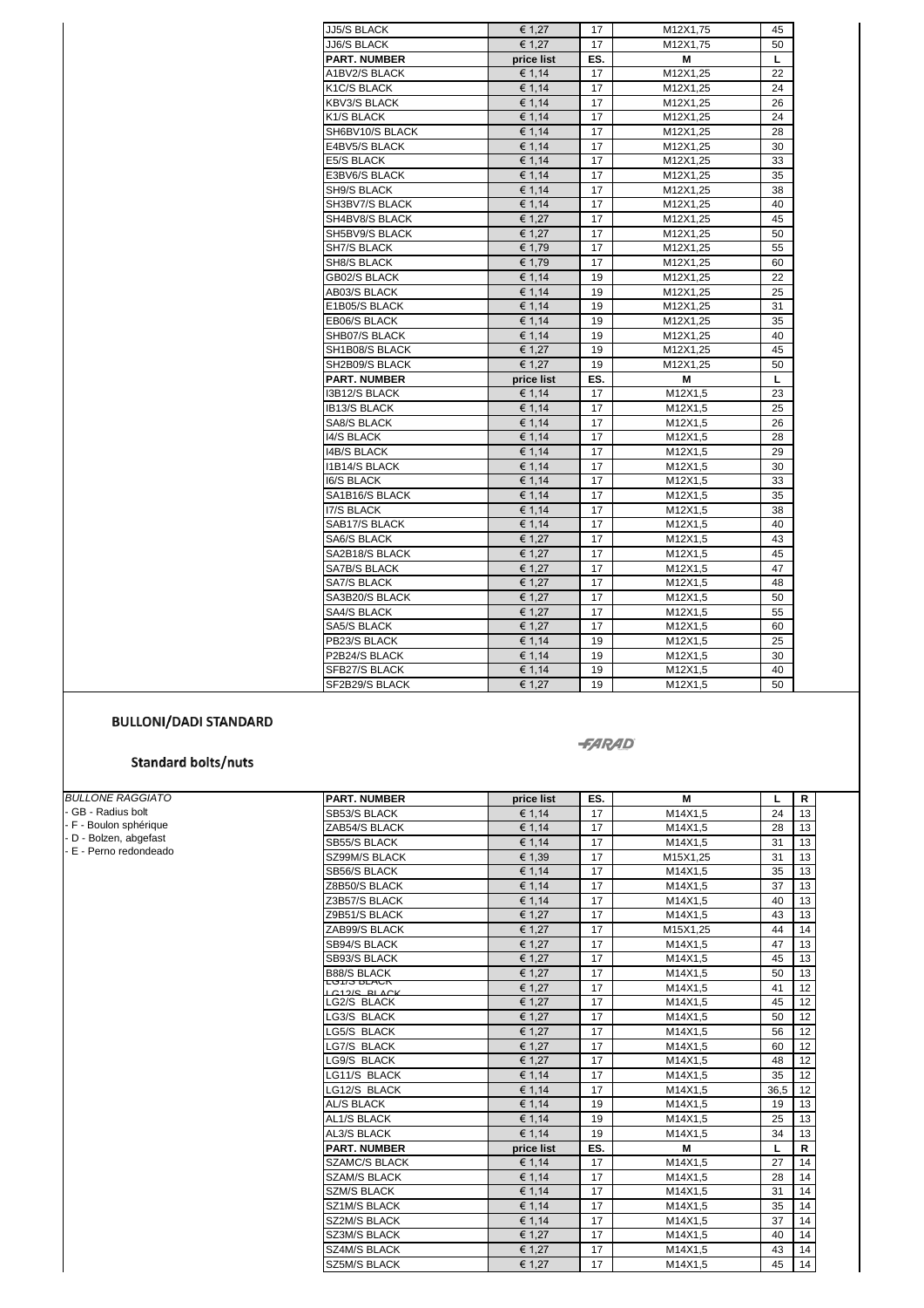| PART. NUMBER | price list | ES. | M | L |
|---|---|---|---|---|
| JJ5/S BLACK | € 1,27 | 17 | M12X1,75 | 45 |
| JJ6/S BLACK | € 1,27 | 17 | M12X1,75 | 50 |

| PART. NUMBER | price list | ES. | M | L |
|---|---|---|---|---|
| A1BV2/S BLACK | € 1,14 | 17 | M12X1,25 | 22 |
| K1C/S BLACK | € 1,14 | 17 | M12X1,25 | 24 |
| KBV3/S BLACK | € 1,14 | 17 | M12X1,25 | 26 |
| K1/S BLACK | € 1,14 | 17 | M12X1,25 | 24 |
| SH6BV10/S BLACK | € 1,14 | 17 | M12X1,25 | 28 |
| E4BV5/S BLACK | € 1,14 | 17 | M12X1,25 | 30 |
| E5/S BLACK | € 1,14 | 17 | M12X1,25 | 33 |
| E3BV6/S BLACK | € 1,14 | 17 | M12X1,25 | 35 |
| SH9/S BLACK | € 1,14 | 17 | M12X1,25 | 38 |
| SH3BV7/S BLACK | € 1,14 | 17 | M12X1,25 | 40 |
| SH4BV8/S BLACK | € 1,27 | 17 | M12X1,25 | 45 |
| SH5BV9/S BLACK | € 1,27 | 17 | M12X1,25 | 50 |
| SH7/S BLACK | € 1,79 | 17 | M12X1,25 | 55 |
| SH8/S BLACK | € 1,79 | 17 | M12X1,25 | 60 |
| GB02/S BLACK | € 1,14 | 19 | M12X1,25 | 22 |
| AB03/S BLACK | € 1,14 | 19 | M12X1,25 | 25 |
| E1B05/S BLACK | € 1,14 | 19 | M12X1,25 | 31 |
| EB06/S BLACK | € 1,14 | 19 | M12X1,25 | 35 |
| SHB07/S BLACK | € 1,14 | 19 | M12X1,25 | 40 |
| SH1B08/S BLACK | € 1,27 | 19 | M12X1,25 | 45 |
| SH2B09/S BLACK | € 1,27 | 19 | M12X1,25 | 50 |

| PART. NUMBER | price list | ES. | M | L |
|---|---|---|---|---|
| I3B12/S BLACK | € 1,14 | 17 | M12X1,5 | 23 |
| IB13/S BLACK | € 1,14 | 17 | M12X1,5 | 25 |
| SA8/S BLACK | € 1,14 | 17 | M12X1,5 | 26 |
| I4/S BLACK | € 1,14 | 17 | M12X1,5 | 28 |
| I4B/S BLACK | € 1,14 | 17 | M12X1,5 | 29 |
| I1B14/S BLACK | € 1,14 | 17 | M12X1,5 | 30 |
| I6/S BLACK | € 1,14 | 17 | M12X1,5 | 33 |
| SA1B16/S BLACK | € 1,14 | 17 | M12X1,5 | 35 |
| I7/S BLACK | € 1,14 | 17 | M12X1,5 | 38 |
| SAB17/S BLACK | € 1,14 | 17 | M12X1,5 | 40 |
| SA6/S BLACK | € 1,27 | 17 | M12X1,5 | 43 |
| SA2B18/S BLACK | € 1,27 | 17 | M12X1,5 | 45 |
| SA7B/S BLACK | € 1,27 | 17 | M12X1,5 | 47 |
| SA7/S BLACK | € 1,27 | 17 | M12X1,5 | 48 |
| SA3B20/S BLACK | € 1,27 | 17 | M12X1,5 | 50 |
| SA4/S BLACK | € 1,27 | 17 | M12X1,5 | 55 |
| SA5/S BLACK | € 1,27 | 17 | M12X1,5 | 60 |
| PB23/S BLACK | € 1,14 | 19 | M12X1,5 | 25 |
| P2B24/S BLACK | € 1,14 | 19 | M12X1,5 | 30 |
| SFB27/S BLACK | € 1,14 | 19 | M12X1,5 | 40 |
| SF2B29/S BLACK | € 1,27 | 19 | M12X1,5 | 50 |

## BULLONI/DADI STANDARD

## Standard bolts/nuts

FARAD

*BULLONE RAGGIATO*
- GB - Radius bolt
- F - Boulon sphérique
- D - Bolzen, abgefast
- E - Perno redondeado

| PART. NUMBER | price list | ES. | M | L | R |
|---|---|---|---|---|---|
| SB53/S BLACK | € 1,14 | 17 | M14X1,5 | 24 | 13 |
| ZAB54/S BLACK | € 1,14 | 17 | M14X1,5 | 28 | 13 |
| SB55/S BLACK | € 1,14 | 17 | M14X1,5 | 31 | 13 |
| SZ99M/S BLACK | € 1,39 | 17 | M15X1,25 | 31 | 13 |
| SB56/S BLACK | € 1,14 | 17 | M14X1,5 | 35 | 13 |
| Z8B50/S BLACK | € 1,14 | 17 | M14X1,5 | 37 | 13 |
| Z3B57/S BLACK | € 1,14 | 17 | M14X1,5 | 40 | 13 |
| Z9B51/S BLACK | € 1,27 | 17 | M14X1,5 | 43 | 13 |
| ZAB99/S BLACK | € 1,27 | 17 | M15X1,25 | 44 | 14 |
| SB94/S BLACK | € 1,27 | 17 | M14X1,5 | 47 | 13 |
| SB93/S BLACK | € 1,27 | 17 | M14X1,5 | 45 | 13 |
| B88/S BLACK | € 1,27 | 17 | M14X1,5 | 50 | 13 |
| LG1/S BLACK / LG12/S BLACK | € 1,27 | 17 | M14X1,5 | 41 | 12 |
| LG2/S BLACK | € 1,27 | 17 | M14X1,5 | 45 | 12 |
| LG3/S BLACK | € 1,27 | 17 | M14X1,5 | 50 | 12 |
| LG5/S BLACK | € 1,27 | 17 | M14X1,5 | 56 | 12 |
| LG7/S BLACK | € 1,27 | 17 | M14X1,5 | 60 | 12 |
| LG9/S BLACK | € 1,27 | 17 | M14X1,5 | 48 | 12 |
| LG11/S BLACK | € 1,14 | 17 | M14X1,5 | 35 | 12 |
| LG12/S BLACK | € 1,14 | 17 | M14X1,5 | 36,5 | 12 |
| AL/S BLACK | € 1,14 | 19 | M14X1,5 | 19 | 13 |
| AL1/S BLACK | € 1,14 | 19 | M14X1,5 | 25 | 13 |
| AL3/S BLACK | € 1,14 | 19 | M14X1,5 | 34 | 13 |

| PART. NUMBER | price list | ES. | M | L | R |
|---|---|---|---|---|---|
| SZAMC/S BLACK | € 1,14 | 17 | M14X1,5 | 27 | 14 |
| SZAM/S BLACK | € 1,14 | 17 | M14X1,5 | 28 | 14 |
| SZM/S BLACK | € 1,14 | 17 | M14X1,5 | 31 | 14 |
| SZ1M/S BLACK | € 1,14 | 17 | M14X1,5 | 35 | 14 |
| SZ2M/S BLACK | € 1,14 | 17 | M14X1,5 | 37 | 14 |
| SZ3M/S BLACK | € 1,27 | 17 | M14X1,5 | 40 | 14 |
| SZ4M/S BLACK | € 1,27 | 17 | M14X1,5 | 43 | 14 |
| SZ5M/S BLACK | € 1,27 | 17 | M14X1,5 | 45 | 14 |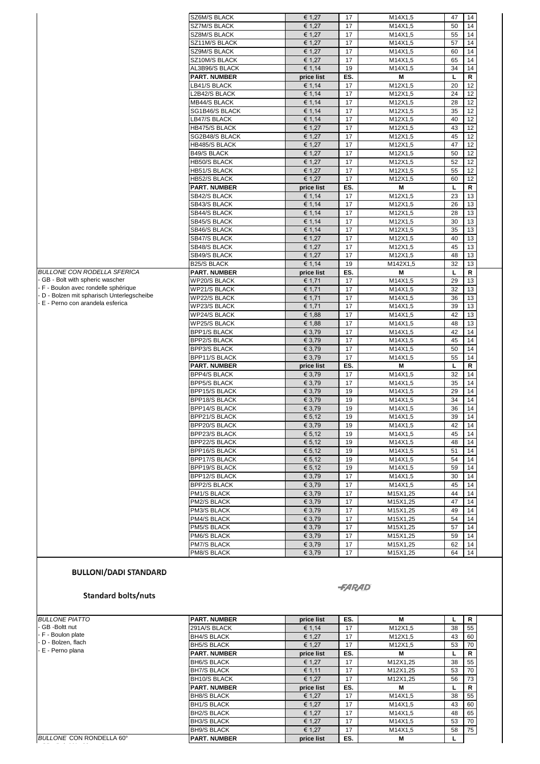| | PART. NUMBER | price list | ES. | M | L | R |
|---|---|---|---|---|---|---|
| | SZ6M/S BLACK | € 1,27 | 17 | M14X1,5 | 47 | 14 |
| | SZ7M/S BLACK | € 1,27 | 17 | M14X1,5 | 50 | 14 |
| | SZ8M/S BLACK | € 1,27 | 17 | M14X1,5 | 55 | 14 |
| | SZ11M/S BLACK | € 1,27 | 17 | M14X1,5 | 57 | 14 |
| | SZ9M/S BLACK | € 1,27 | 17 | M14X1,5 | 60 | 14 |
| | SZ10M/S BLACK | € 1,27 | 17 | M14X1,5 | 65 | 14 |
| | AL3B96/S BLACK | € 1,14 | 19 | M14X1,5 | 34 | 14 |
| | **PART. NUMBER** | **price list** | **ES.** | **M** | **L** | **R** |
| | LB41/S BLACK | € 1,14 | 17 | M12X1,5 | 20 | 12 |
| | L2B42/S BLACK | € 1,14 | 17 | M12X1,5 | 24 | 12 |
| | MB44/S BLACK | € 1,14 | 17 | M12X1,5 | 28 | 12 |
| | SG1B46/S BLACK | € 1,14 | 17 | M12X1,5 | 35 | 12 |
| | LB47/S BLACK | € 1,14 | 17 | M12X1,5 | 40 | 12 |
| | HB475/S BLACK | € 1,27 | 17 | M12X1,5 | 43 | 12 |
| | SG2B48/S BLACK | € 1,27 | 17 | M12X1,5 | 45 | 12 |
| | HB485/S BLACK | € 1,27 | 17 | M12X1,5 | 47 | 12 |
| | B49/S BLACK | € 1,27 | 17 | M12X1,5 | 50 | 12 |
| | HB50/S BLACK | € 1,27 | 17 | M12X1,5 | 52 | 12 |
| | HB51/S BLACK | € 1,27 | 17 | M12X1,5 | 55 | 12 |
| | HB52/S BLACK | € 1,27 | 17 | M12X1,5 | 60 | 12 |
| | **PART. NUMBER** | **price list** | **ES.** | **M** | **L** | **R** |
| | SB42/S BLACK | € 1,14 | 17 | M12X1,5 | 23 | 13 |
| | SB43/S BLACK | € 1,14 | 17 | M12X1,5 | 26 | 13 |
| | SB44/S BLACK | € 1,14 | 17 | M12X1,5 | 28 | 13 |
| | SB45/S BLACK | € 1,14 | 17 | M12X1,5 | 30 | 13 |
| | SB46/S BLACK | € 1,14 | 17 | M12X1,5 | 35 | 13 |
| | SB47/S BLACK | € 1,27 | 17 | M12X1,5 | 40 | 13 |
| | SB48/S BLACK | € 1,27 | 17 | M12X1,5 | 45 | 13 |
| | SB49/S BLACK | € 1,27 | 17 | M12X1,5 | 48 | 13 |
| | B25/S BLACK | € 1,14 | 19 | M142X1,5 | 32 | 13 |
| *BULLONE CON RODELLA SFERICA*<br>- GB - Bolt with spheric wascher<br>- F - Boulon avec rondelle sphérique<br>- D - Bolzen mit spharisch Unterlegscheibe<br>- E - Perno con arandela esferica | **PART. NUMBER** | **price list** | **ES.** | **M** | **L** | **R** |
| | WP20/S BLACK | € 1,71 | 17 | M14X1,5 | 29 | 13 |
| | WP21/S BLACK | € 1,71 | 17 | M14X1,5 | 32 | 13 |
| | WP22/S BLACK | € 1,71 | 17 | M14X1,5 | 36 | 13 |
| | WP23/S BLACK | € 1,71 | 17 | M14X1,5 | 39 | 13 |
| | WP24/S BLACK | € 1,88 | 17 | M14X1,5 | 42 | 13 |
| | WP25/S BLACK | € 1,88 | 17 | M14X1,5 | 48 | 13 |
| | BPP1/S BLACK | € 3,79 | 17 | M14X1,5 | 42 | 14 |
| | BPP2/S BLACK | € 3,79 | 17 | M14X1,5 | 45 | 14 |
| | BPP3/S BLACK | € 3,79 | 17 | M14X1,5 | 50 | 14 |
| | BPP11/S BLACK | € 3,79 | 17 | M14X1,5 | 55 | 14 |
| | **PART. NUMBER** | **price list** | **ES.** | **M** | **L** | **R** |
| | BPP4/S BLACK | € 3,79 | 17 | M14X1,5 | 32 | 14 |
| | BPP5/S BLACK | € 3,79 | 17 | M14X1,5 | 35 | 14 |
| | BPP15/S BLACK | € 3,79 | 19 | M14X1,5 | 29 | 14 |
| | BPP18/S BLACK | € 3,79 | 19 | M14X1,5 | 34 | 14 |
| | BPP14/S BLACK | € 3,79 | 19 | M14X1,5 | 36 | 14 |
| | BPP21/S BLACK | € 5,12 | 19 | M14X1,5 | 39 | 14 |
| | BPP20/S BLACK | € 3,79 | 19 | M14X1,5 | 42 | 14 |
| | BPP23/S BLACK | € 5,12 | 19 | M14X1,5 | 45 | 14 |
| | BPP22/S BLACK | € 5,12 | 19 | M14X1,5 | 48 | 14 |
| | BPP16/S BLACK | € 5,12 | 19 | M14X1,5 | 51 | 14 |
| | BPP17/S BLACK | € 5,12 | 19 | M14X1,5 | 54 | 14 |
| | BPP19/S BLACK | € 5,12 | 19 | M14X1,5 | 59 | 14 |
| | BPP12/S BLACK | € 3,79 | 17 | M14X1,5 | 30 | 14 |
| | BPP2/S BLACK | € 3,79 | 17 | M14X1,5 | 45 | 14 |
| | PM1/S BLACK | € 3,79 | 17 | M15X1,25 | 44 | 14 |
| | PM2/S BLACK | € 3,79 | 17 | M15X1,25 | 47 | 14 |
| | PM3/S BLACK | € 3,79 | 17 | M15X1,25 | 49 | 14 |
| | PM4/S BLACK | € 3,79 | 17 | M15X1,25 | 54 | 14 |
| | PM5/S BLACK | € 3,79 | 17 | M15X1,25 | 57 | 14 |
| | PM6/S BLACK | € 3,79 | 17 | M15X1,25 | 59 | 14 |
| | PM7/S BLACK | € 3,79 | 17 | M15X1,25 | 62 | 14 |
| | PM8/S BLACK | € 3,79 | 17 | M15X1,25 | 64 | 14 |

## BULLONI/DADI STANDARD

### Standard bolts/nuts

FARAD

| | PART. NUMBER | price list | ES. | M | L | R |
|---|---|---|---|---|---|---|
| *BULLONE PIATTO*<br>- GB -Boltt nut<br>- F - Boulon plate<br>- D - Bolzen, flach<br>- E - Perno plana | 291A/S BLACK | € 1,14 | 17 | M12X1,5 | 38 | 55 |
| | BH4/S BLACK | € 1,27 | 17 | M12X1,5 | 43 | 60 |
| | BH5/S BLACK | € 1,27 | 17 | M12X1,5 | 53 | 70 |
| | **PART. NUMBER** | **price list** | **ES.** | **M** | **L** | **R** |
| | BH6/S BLACK | € 1,27 | 17 | M12X1,25 | 38 | 55 |
| | BH7/S BLACK | € 1,11 | 17 | M12X1,25 | 53 | 70 |
| | BH10/S BLACK | € 1,27 | 17 | M12X1,25 | 56 | 73 |
| | **PART. NUMBER** | **price list** | **ES.** | **M** | **L** | **R** |
| | BH8/S BLACK | € 1,27 | 17 | M14X1,5 | 38 | 55 |
| | BH1/S BLACK | € 1,27 | 17 | M14X1,5 | 43 | 60 |
| | BH2/S BLACK | € 1,27 | 17 | M14X1,5 | 48 | 65 |
| | BH3/S BLACK | € 1,27 | 17 | M14X1,5 | 53 | 70 |
| | BH9/S BLACK | € 1,27 | 17 | M14X1,5 | 58 | 75 |
| *BULLONE CON RONDELLA 60°* | **PART. NUMBER** | **price list** | **ES.** | **M** | **L** | |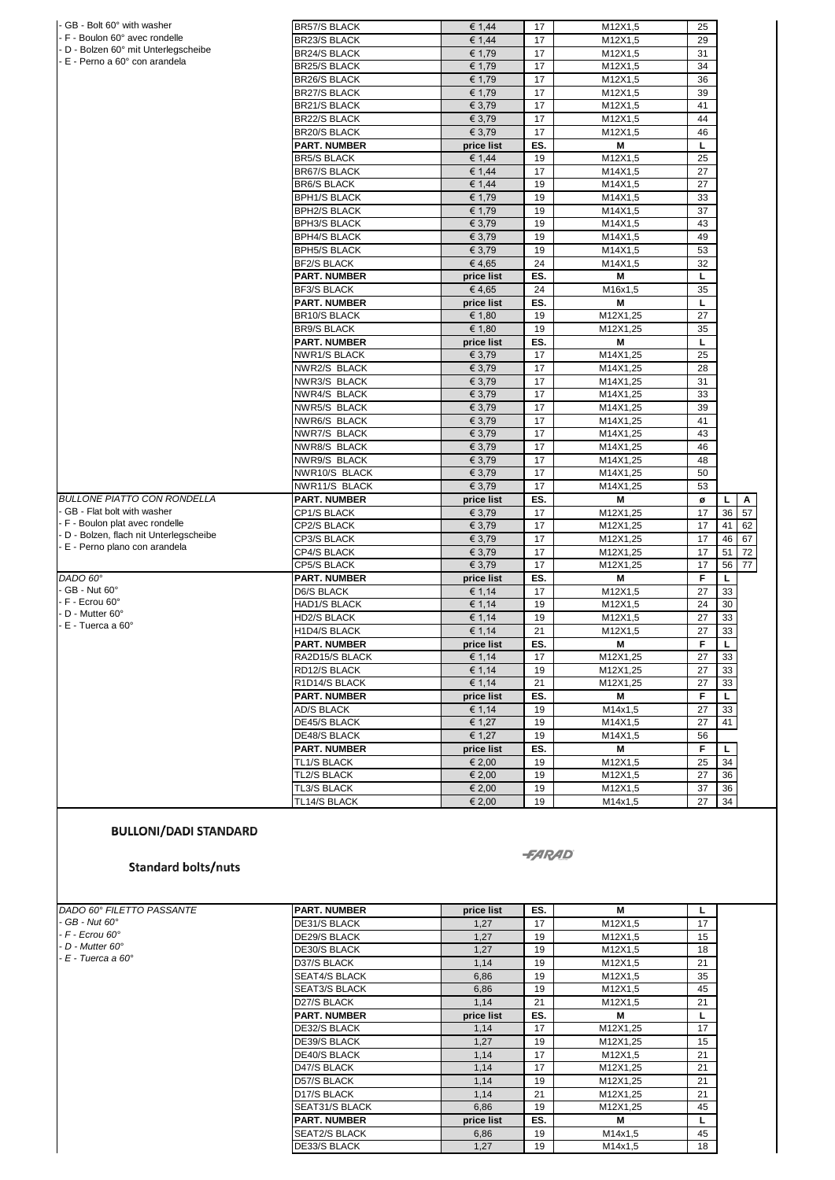- GB - Bolt 60° with washer
- F - Boulon 60° avec rondelle
- D - Bolzen 60° mit Unterlegscheibe
- E - Perno a 60° con arandela

| PART. NUMBER | price list | ES. | M | L |
|---|---|---|---|---|
| BR57/S BLACK | € 1,44 | 17 | M12X1,5 | 25 |
| BR23/S BLACK | € 1,44 | 17 | M12X1,5 | 29 |
| BR24/S BLACK | € 1,79 | 17 | M12X1,5 | 31 |
| BR25/S BLACK | € 1,79 | 17 | M12X1,5 | 34 |
| BR26/S BLACK | € 1,79 | 17 | M12X1,5 | 36 |
| BR27/S BLACK | € 1,79 | 17 | M12X1,5 | 39 |
| BR21/S BLACK | € 3,79 | 17 | M12X1,5 | 41 |
| BR22/S BLACK | € 3,79 | 17 | M12X1,5 | 44 |
| BR20/S BLACK | € 3,79 | 17 | M12X1,5 | 46 |
| **PART. NUMBER** | **price list** | **ES.** | **M** | **L** |
| BR5/S BLACK | € 1,44 | 19 | M12X1,5 | 25 |
| BR67/S BLACK | € 1,44 | 17 | M14X1,5 | 27 |
| BR6/S BLACK | € 1,44 | 19 | M14X1,5 | 27 |
| BPH1/S BLACK | € 1,79 | 19 | M14X1,5 | 33 |
| BPH2/S BLACK | € 1,79 | 19 | M14X1,5 | 37 |
| BPH3/S BLACK | € 3,79 | 19 | M14X1,5 | 43 |
| BPH4/S BLACK | € 3,79 | 19 | M14X1,5 | 49 |
| BPH5/S BLACK | € 3,79 | 19 | M14X1,5 | 53 |
| BF2/S BLACK | € 4,65 | 24 | M14X1,5 | 32 |
| **PART. NUMBER** | **price list** | **ES.** | **M** | **L** |
| BF3/S BLACK | € 4,65 | 24 | M16x1,5 | 35 |
| **PART. NUMBER** | **price list** | **ES.** | **M** | **L** |
| BR10/S BLACK | € 1,80 | 19 | M12X1,25 | 27 |
| BR9/S BLACK | € 1,80 | 19 | M12X1,25 | 35 |
| **PART. NUMBER** | **price list** | **ES.** | **M** | **L** |
| NWR1/S BLACK | € 3,79 | 17 | M14X1,25 | 25 |
| NWR2/S BLACK | € 3,79 | 17 | M14X1,25 | 28 |
| NWR3/S BLACK | € 3,79 | 17 | M14X1,25 | 31 |
| NWR4/S BLACK | € 3,79 | 17 | M14X1,25 | 33 |
| NWR5/S BLACK | € 3,79 | 17 | M14X1,25 | 39 |
| NWR6/S BLACK | € 3,79 | 17 | M14X1,25 | 41 |
| NWR7/S BLACK | € 3,79 | 17 | M14X1,25 | 43 |
| NWR8/S BLACK | € 3,79 | 17 | M14X1,25 | 46 |
| NWR9/S BLACK | € 3,79 | 17 | M14X1,25 | 48 |
| NWR10/S BLACK | € 3,79 | 17 | M14X1,25 | 50 |
| NWR11/S BLACK | € 3,79 | 17 | M14X1,25 | 53 |

*BULLONE PIATTO CON RONDELLA*
- GB - Flat bolt with washer
- F - Boulon plat avec rondelle
- D - Bolzen, flach nit Unterlegscheibe
- E - Perno plano con arandela

| PART. NUMBER | price list | ES. | M | ø | L | A |
|---|---|---|---|---|---|---|
| CP1/S BLACK | € 3,79 | 17 | M12X1,25 | 17 | 36 | 57 |
| CP2/S BLACK | € 3,79 | 17 | M12X1,25 | 17 | 41 | 62 |
| CP3/S BLACK | € 3,79 | 17 | M12X1,25 | 17 | 46 | 67 |
| CP4/S BLACK | € 3,79 | 17 | M12X1,25 | 17 | 51 | 72 |
| CP5/S BLACK | € 3,79 | 17 | M12X1,25 | 17 | 56 | 77 |

*DADO 60°*
- GB - Nut 60°
- F - Ecrou 60°
- D - Mutter 60°
- E - Tuerca a 60°

| PART. NUMBER | price list | ES. | M | F | L |
|---|---|---|---|---|---|
| D6/S BLACK | € 1,14 | 17 | M12X1,5 | 27 | 33 |
| HAD1/S BLACK | € 1,14 | 19 | M12X1,5 | 24 | 30 |
| HD2/S BLACK | € 1,14 | 19 | M12X1,5 | 27 | 33 |
| H1D4/S BLACK | € 1,14 | 21 | M12X1,5 | 27 | 33 |
| **PART. NUMBER** | **price list** | **ES.** | **M** | **F** | **L** |
| RA2D15/S BLACK | € 1,14 | 17 | M12X1,25 | 27 | 33 |
| RD12/S BLACK | € 1,14 | 19 | M12X1,25 | 27 | 33 |
| R1D14/S BLACK | € 1,14 | 21 | M12X1,25 | 27 | 33 |
| **PART. NUMBER** | **price list** | **ES.** | **M** | **F** | **L** |
| AD/S BLACK | € 1,14 | 19 | M14x1,5 | 27 | 33 |
| DE45/S BLACK | € 1,27 | 19 | M14X1,5 | 27 | 41 |
| DE48/S BLACK | € 1,27 | 19 | M14X1,5 | 56 | |
| **PART. NUMBER** | **price list** | **ES.** | **M** | **F** | **L** |
| TL1/S BLACK | € 2,00 | 19 | M12X1,5 | 25 | 34 |
| TL2/S BLACK | € 2,00 | 19 | M12X1,5 | 27 | 36 |
| TL3/S BLACK | € 2,00 | 19 | M12X1,5 | 37 | 36 |
| TL14/S BLACK | € 2,00 | 19 | M14x1,5 | 27 | 34 |

## BULLONI/DADI STANDARD

### Standard bolts/nuts

FARAD

*DADO 60° FILETTO PASSANTE*
- *GB - Nut 60°*
- *F - Ecrou 60°*
- *D - Mutter 60°*
- *E - Tuerca a 60°*

| PART. NUMBER | price list | ES. | M | L |
|---|---|---|---|---|
| DE31/S BLACK | 1,27 | 17 | M12X1,5 | 17 |
| DE29/S BLACK | 1,27 | 19 | M12X1,5 | 15 |
| DE30/S BLACK | 1,27 | 19 | M12X1,5 | 18 |
| D37/S BLACK | 1,14 | 19 | M12X1,5 | 21 |
| SEAT4/S BLACK | 6,86 | 19 | M12X1,5 | 35 |
| SEAT3/S BLACK | 6,86 | 19 | M12X1,5 | 45 |
| D27/S BLACK | 1,14 | 21 | M12X1,5 | 21 |
| **PART. NUMBER** | **price list** | **ES.** | **M** | **L** |
| DE32/S BLACK | 1,14 | 17 | M12X1,25 | 17 |
| DE39/S BLACK | 1,27 | 19 | M12X1,25 | 15 |
| DE40/S BLACK | 1,14 | 17 | M12X1,5 | 21 |
| D47/S BLACK | 1,14 | 17 | M12X1,25 | 21 |
| D57/S BLACK | 1,14 | 19 | M12X1,25 | 21 |
| D17/S BLACK | 1,14 | 21 | M12X1,25 | 21 |
| SEAT31/S BLACK | 6,86 | 19 | M12X1,25 | 45 |
| **PART. NUMBER** | **price list** | **ES.** | **M** | **L** |
| SEAT2/S BLACK | 6,86 | 19 | M14x1,5 | 45 |
| DE33/S BLACK | 1,27 | 19 | M14x1,5 | 18 |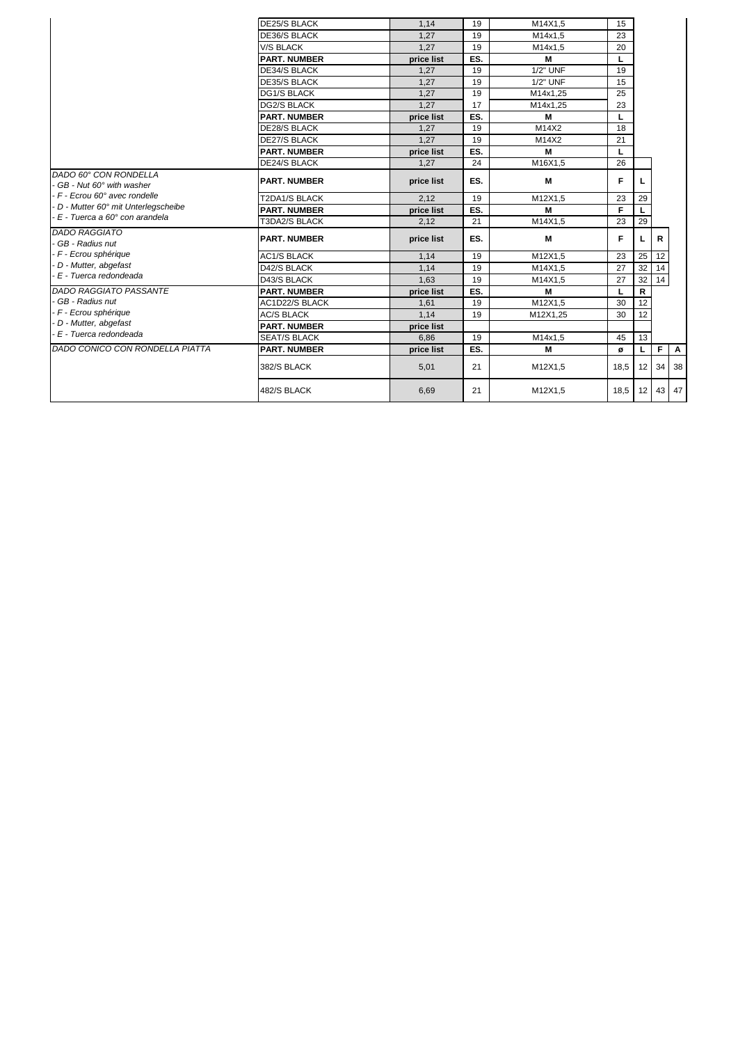| | | | | | | | | |
|---|---|---|---|---|---|---|---|---|
| | DE25/S BLACK | 1,14 | 19 | M14X1,5 | 15 | | | |
| | DE36/S BLACK | 1,27 | 19 | M14x1,5 | 23 | | | |
| | V/S BLACK | 1,27 | 19 | M14x1,5 | 20 | | | |
| | **PART. NUMBER** | **price list** | **ES.** | **M** | **L** | | | |
| | DE34/S BLACK | 1,27 | 19 | 1/2" UNF | 19 | | | |
| | DE35/S BLACK | 1,27 | 19 | 1/2" UNF | 15 | | | |
| | DG1/S BLACK | 1,27 | 19 | M14x1,25 | 25 | | | |
| | DG2/S BLACK | 1,27 | 17 | M14x1,25 | 23 | | | |
| | **PART. NUMBER** | **price list** | **ES.** | **M** | **L** | | | |
| | DE28/S BLACK | 1,27 | 19 | M14X2 | 18 | | | |
| | DE27/S BLACK | 1,27 | 19 | M14X2 | 21 | | | |
| | **PART. NUMBER** | **price list** | **ES.** | **M** | **L** | | | |
| | DE24/S BLACK | 1,27 | 24 | M16X1,5 | 26 | | | |
| *DADO 60° CON RONDELLA*<br>*- GB - Nut 60° with washer*<br>*- F - Ecrou 60° avec rondelle*<br>*- D - Mutter 60° mit Unterlegscheibe*<br>*- E - Tuerca a 60° con arandela* | **PART. NUMBER** | **price list** | **ES.** | **M** | **F** | **L** | | |
| | T2DA1/S BLACK | 2,12 | 19 | M12X1,5 | 23 | 29 | | |
| | **PART. NUMBER** | **price list** | **ES.** | **M** | **F** | **L** | | |
| | T3DA2/S BLACK | 2,12 | 21 | M14X1,5 | 23 | 29 | | |
| *DADO RAGGIATO*<br>*- GB - Radius nut*<br>*- F - Ecrou sphérique*<br>*- D - Mutter, abgefast*<br>*- E - Tuerca redondeada* | **PART. NUMBER** | **price list** | **ES.** | **M** | **F** | **L** | **R** | |
| | AC1/S BLACK | 1,14 | 19 | M12X1,5 | 23 | 25 | 12 | |
| | D42/S BLACK | 1,14 | 19 | M14X1,5 | 27 | 32 | 14 | |
| | D43/S BLACK | 1,63 | 19 | M14X1,5 | 27 | 32 | 14 | |
| *DADO RAGGIATO PASSANTE*<br>*- GB - Radius nut*<br>*- F - Ecrou sphérique*<br>*- D - Mutter, abgefast*<br>*- E - Tuerca redondeada* | **PART. NUMBER** | **price list** | **ES.** | **M** | **L** | **R** | | |
| | AC1D22/S BLACK | 1,61 | 19 | M12X1,5 | 30 | 12 | | |
| | AC/S BLACK | 1,14 | 19 | M12X1,25 | 30 | 12 | | |
| | **PART. NUMBER** | **price list** | | | | | | |
| | SEAT/S BLACK | 6,86 | 19 | M14x1,5 | 45 | 13 | | |
| *DADO CONICO CON RONDELLA PIATTA* | **PART. NUMBER** | **price list** | **ES.** | **M** | **ø** | **L** | **F** | **A** |
| | 382/S BLACK | 5,01 | 21 | M12X1,5 | 18,5 | 12 | 34 | 38 |
| | 482/S BLACK | 6,69 | 21 | M12X1,5 | 18,5 | 12 | 43 | 47 |